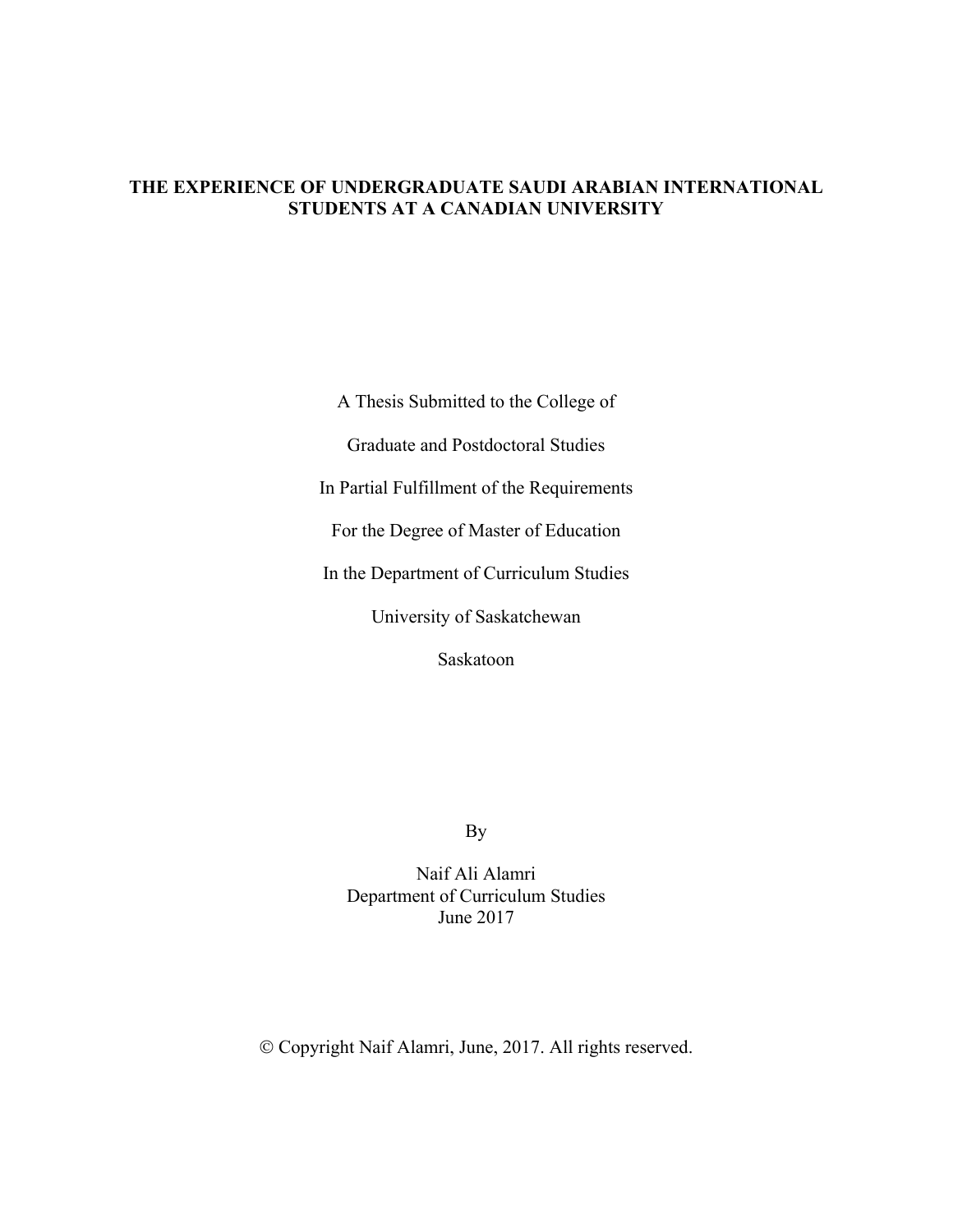# THE EXPERIENCE OF UNDERGRADUATE SAUDI ARABIAN INTERNATIONAL STUDENTS AT A CANADIAN UNIVERSITY

A Thesis Submitted to the College of

Graduate and Postdoctoral Studies

In Partial Fulfillment of the Requirements

For the Degree of Master of Education

In the Department of Curriculum Studies

University of Saskatchewan

Saskatoon

By

Naif Ali Alamri
Department of Curriculum Studies
June 2017

© Copyright Naif Alamri, June, 2017. All rights reserved.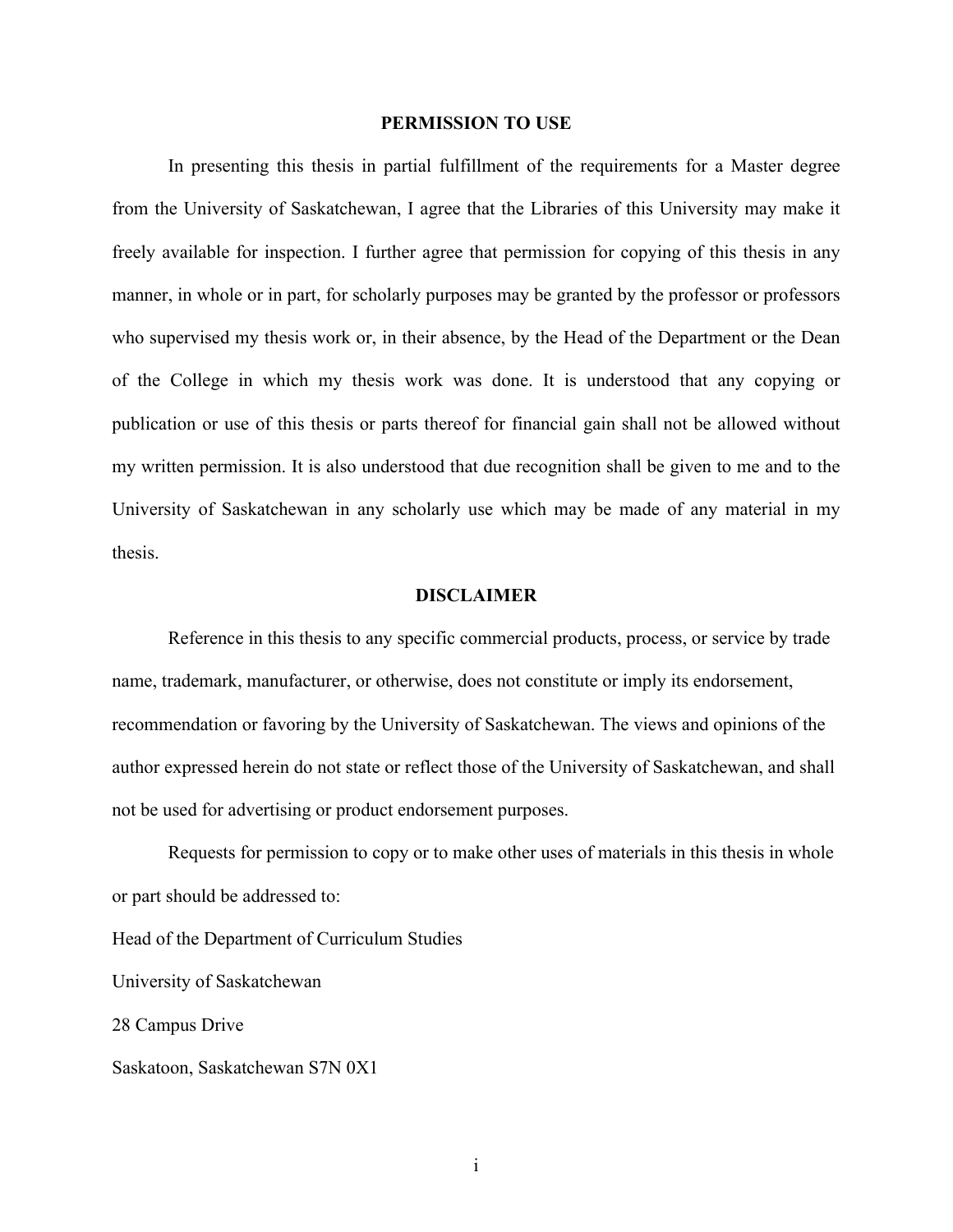## PERMISSION TO USE

In presenting this thesis in partial fulfillment of the requirements for a Master degree from the University of Saskatchewan, I agree that the Libraries of this University may make it freely available for inspection. I further agree that permission for copying of this thesis in any manner, in whole or in part, for scholarly purposes may be granted by the professor or professors who supervised my thesis work or, in their absence, by the Head of the Department or the Dean of the College in which my thesis work was done. It is understood that any copying or publication or use of this thesis or parts thereof for financial gain shall not be allowed without my written permission. It is also understood that due recognition shall be given to me and to the University of Saskatchewan in any scholarly use which may be made of any material in my thesis.

## DISCLAIMER

Reference in this thesis to any specific commercial products, process, or service by trade name, trademark, manufacturer, or otherwise, does not constitute or imply its endorsement, recommendation or favoring by the University of Saskatchewan. The views and opinions of the author expressed herein do not state or reflect those of the University of Saskatchewan, and shall not be used for advertising or product endorsement purposes.

Requests for permission to copy or to make other uses of materials in this thesis in whole or part should be addressed to:

Head of the Department of Curriculum Studies

University of Saskatchewan

28 Campus Drive

Saskatoon, Saskatchewan S7N 0X1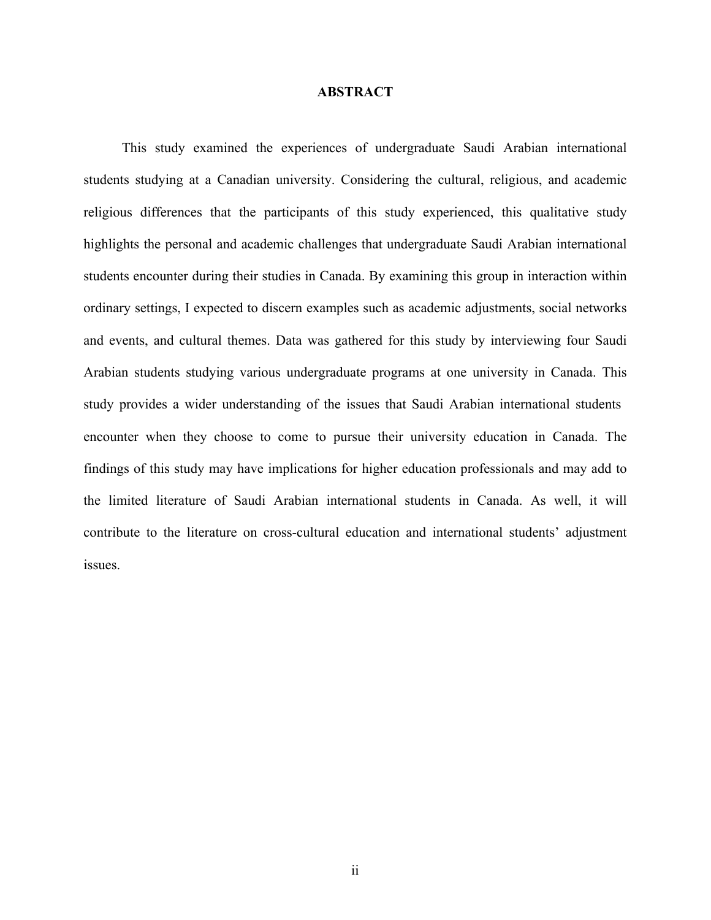# ABSTRACT

This study examined the experiences of undergraduate Saudi Arabian international students studying at a Canadian university. Considering the cultural, religious, and academic religious differences that the participants of this study experienced, this qualitative study highlights the personal and academic challenges that undergraduate Saudi Arabian international students encounter during their studies in Canada. By examining this group in interaction within ordinary settings, I expected to discern examples such as academic adjustments, social networks and events, and cultural themes. Data was gathered for this study by interviewing four Saudi Arabian students studying various undergraduate programs at one university in Canada. This study provides a wider understanding of the issues that Saudi Arabian international students encounter when they choose to come to pursue their university education in Canada. The findings of this study may have implications for higher education professionals and may add to the limited literature of Saudi Arabian international students in Canada. As well, it will contribute to the literature on cross-cultural education and international students' adjustment issues.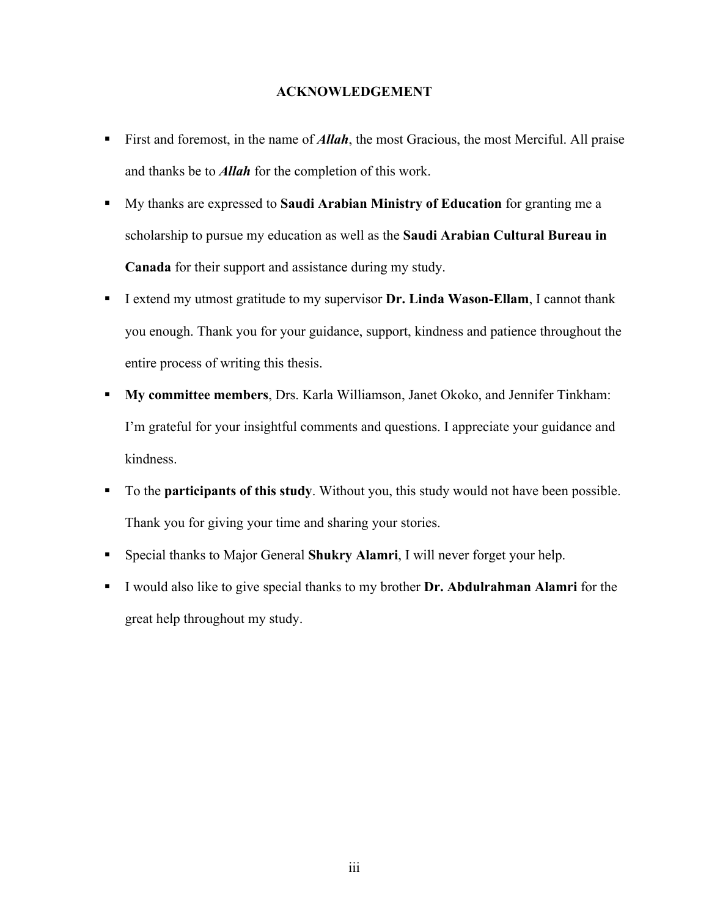# ACKNOWLEDGEMENT

- First and foremost, in the name of ***Allah***, the most Gracious, the most Merciful. All praise and thanks be to ***Allah*** for the completion of this work.
- My thanks are expressed to **Saudi Arabian Ministry of Education** for granting me a scholarship to pursue my education as well as the **Saudi Arabian Cultural Bureau in Canada** for their support and assistance during my study.
- I extend my utmost gratitude to my supervisor **Dr. Linda Wason-Ellam**, I cannot thank you enough. Thank you for your guidance, support, kindness and patience throughout the entire process of writing this thesis.
- **My committee members**, Drs. Karla Williamson, Janet Okoko, and Jennifer Tinkham: I'm grateful for your insightful comments and questions. I appreciate your guidance and kindness.
- To the **participants of this study**. Without you, this study would not have been possible. Thank you for giving your time and sharing your stories.
- Special thanks to Major General **Shukry Alamri**, I will never forget your help.
- I would also like to give special thanks to my brother **Dr. Abdulrahman Alamri** for the great help throughout my study.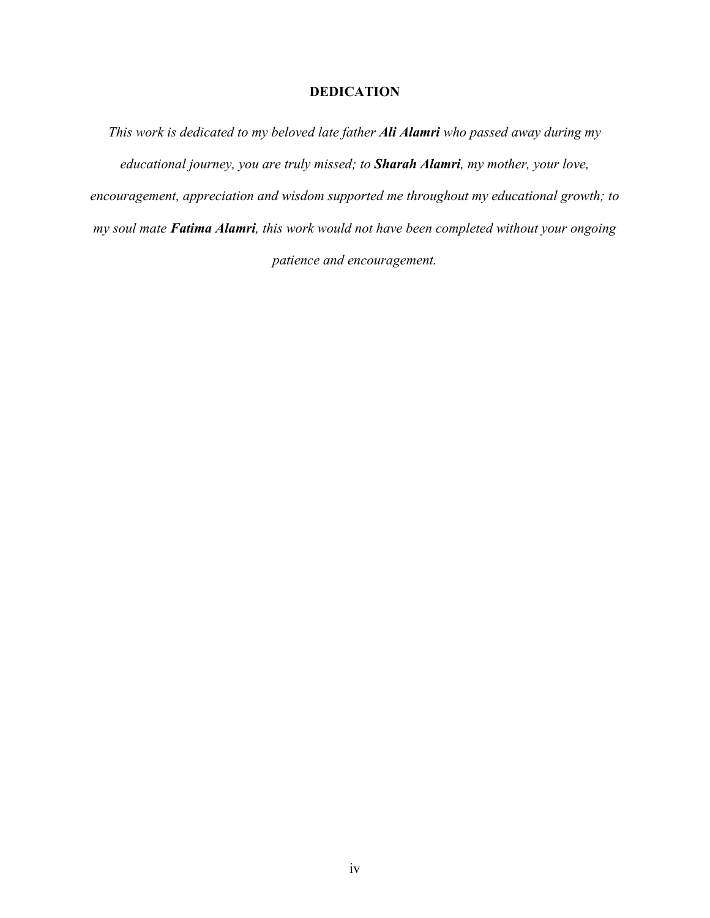## DEDICATION

*This work is dedicated to my beloved late father **Ali Alamri** who passed away during my educational journey, you are truly missed; to **Sharah Alamri**, my mother, your love, encouragement, appreciation and wisdom supported me throughout my educational growth; to my soul mate **Fatima Alamri**, this work would not have been completed without your ongoing patience and encouragement.*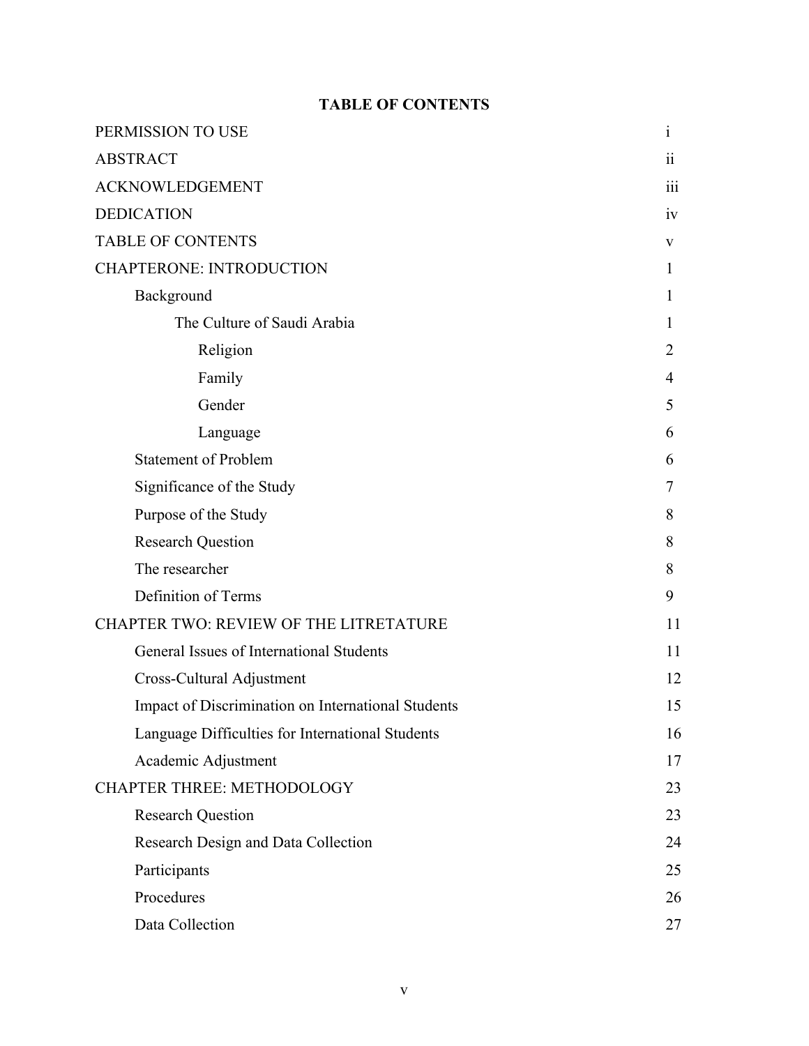## TABLE OF CONTENTS

| | |
|---|---|
| PERMISSION TO USE | i |
| ABSTRACT | ii |
| ACKNOWLEDGEMENT | iii |
| DEDICATION | iv |
| TABLE OF CONTENTS | v |
| CHAPTERONE: INTRODUCTION | 1 |
| Background | 1 |
| The Culture of Saudi Arabia | 1 |
| Religion | 2 |
| Family | 4 |
| Gender | 5 |
| Language | 6 |
| Statement of Problem | 6 |
| Significance of the Study | 7 |
| Purpose of the Study | 8 |
| Research Question | 8 |
| The researcher | 8 |
| Definition of Terms | 9 |
| CHAPTER TWO: REVIEW OF THE LITRETATURE | 11 |
| General Issues of International Students | 11 |
| Cross-Cultural Adjustment | 12 |
| Impact of Discrimination on International Students | 15 |
| Language Difficulties for International Students | 16 |
| Academic Adjustment | 17 |
| CHAPTER THREE: METHODOLOGY | 23 |
| Research Question | 23 |
| Research Design and Data Collection | 24 |
| Participants | 25 |
| Procedures | 26 |
| Data Collection | 27 |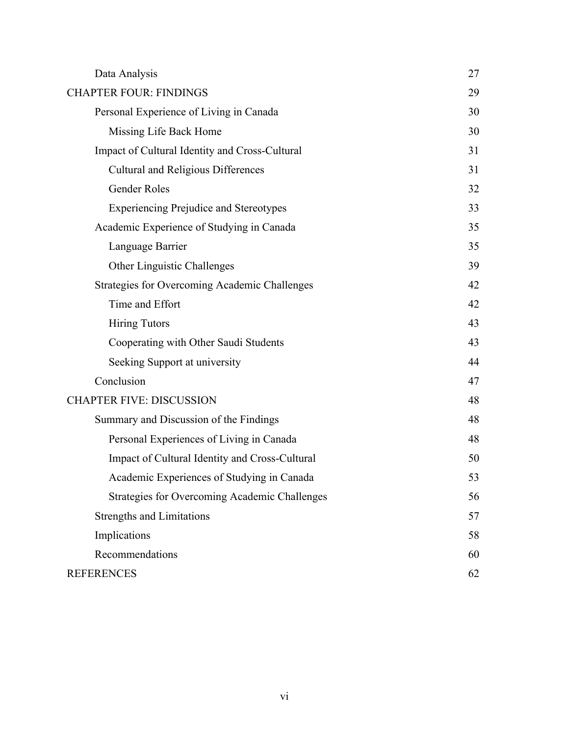| | |
|---|---|
| Data Analysis | 27 |
| CHAPTER FOUR: FINDINGS | 29 |
| Personal Experience of Living in Canada | 30 |
| Missing Life Back Home | 30 |
| Impact of Cultural Identity and Cross-Cultural | 31 |
| Cultural and Religious Differences | 31 |
| Gender Roles | 32 |
| Experiencing Prejudice and Stereotypes | 33 |
| Academic Experience of Studying in Canada | 35 |
| Language Barrier | 35 |
| Other Linguistic Challenges | 39 |
| Strategies for Overcoming Academic Challenges | 42 |
| Time and Effort | 42 |
| Hiring Tutors | 43 |
| Cooperating with Other Saudi Students | 43 |
| Seeking Support at university | 44 |
| Conclusion | 47 |
| CHAPTER FIVE: DISCUSSION | 48 |
| Summary and Discussion of the Findings | 48 |
| Personal Experiences of Living in Canada | 48 |
| Impact of Cultural Identity and Cross-Cultural | 50 |
| Academic Experiences of Studying in Canada | 53 |
| Strategies for Overcoming Academic Challenges | 56 |
| Strengths and Limitations | 57 |
| Implications | 58 |
| Recommendations | 60 |
| REFERENCES | 62 |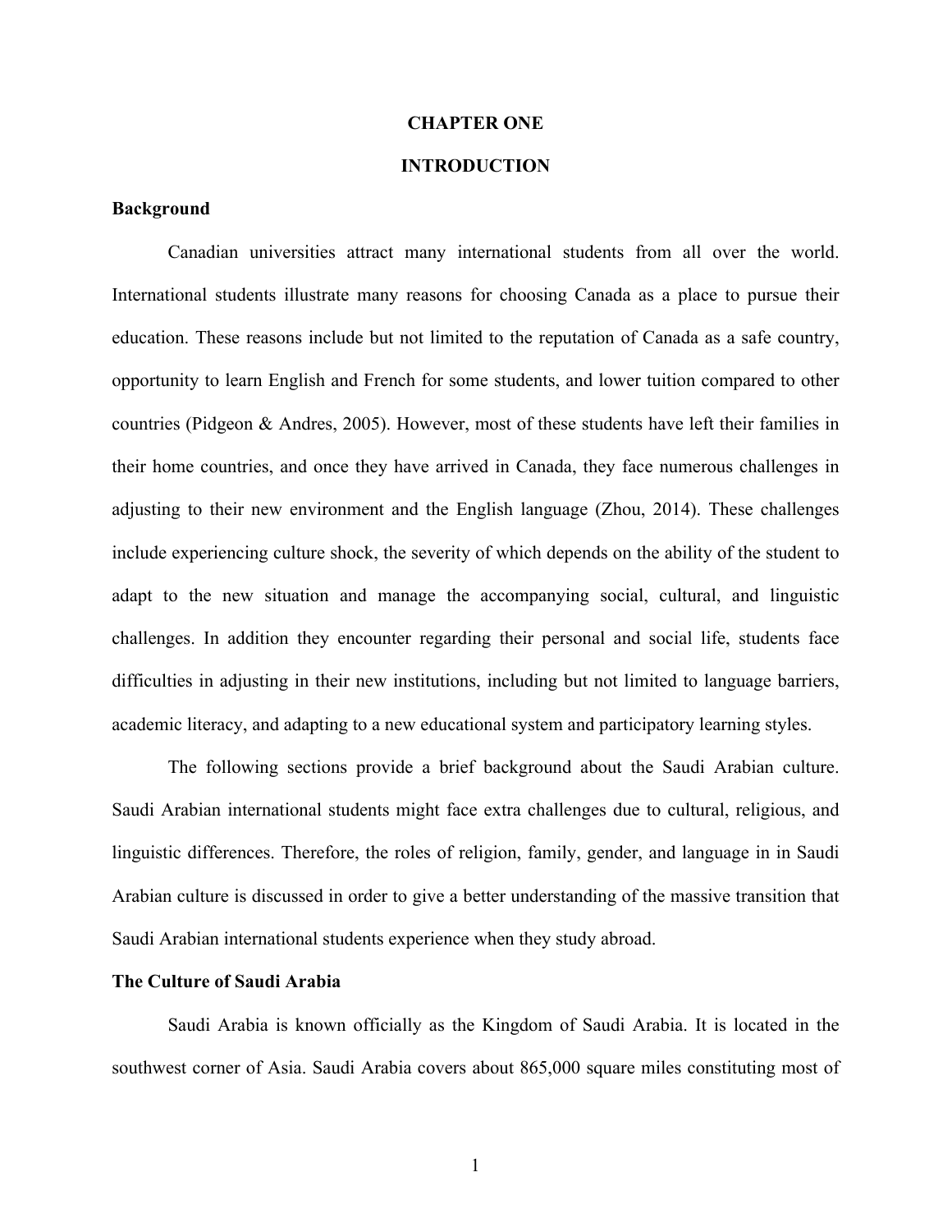# CHAPTER ONE

# INTRODUCTION

## Background

Canadian universities attract many international students from all over the world. International students illustrate many reasons for choosing Canada as a place to pursue their education. These reasons include but not limited to the reputation of Canada as a safe country, opportunity to learn English and French for some students, and lower tuition compared to other countries (Pidgeon & Andres, 2005). However, most of these students have left their families in their home countries, and once they have arrived in Canada, they face numerous challenges in adjusting to their new environment and the English language (Zhou, 2014). These challenges include experiencing culture shock, the severity of which depends on the ability of the student to adapt to the new situation and manage the accompanying social, cultural, and linguistic challenges. In addition they encounter regarding their personal and social life, students face difficulties in adjusting in their new institutions, including but not limited to language barriers, academic literacy, and adapting to a new educational system and participatory learning styles.

The following sections provide a brief background about the Saudi Arabian culture. Saudi Arabian international students might face extra challenges due to cultural, religious, and linguistic differences. Therefore, the roles of religion, family, gender, and language in in Saudi Arabian culture is discussed in order to give a better understanding of the massive transition that Saudi Arabian international students experience when they study abroad.

## The Culture of Saudi Arabia

Saudi Arabia is known officially as the Kingdom of Saudi Arabia. It is located in the southwest corner of Asia. Saudi Arabia covers about 865,000 square miles constituting most of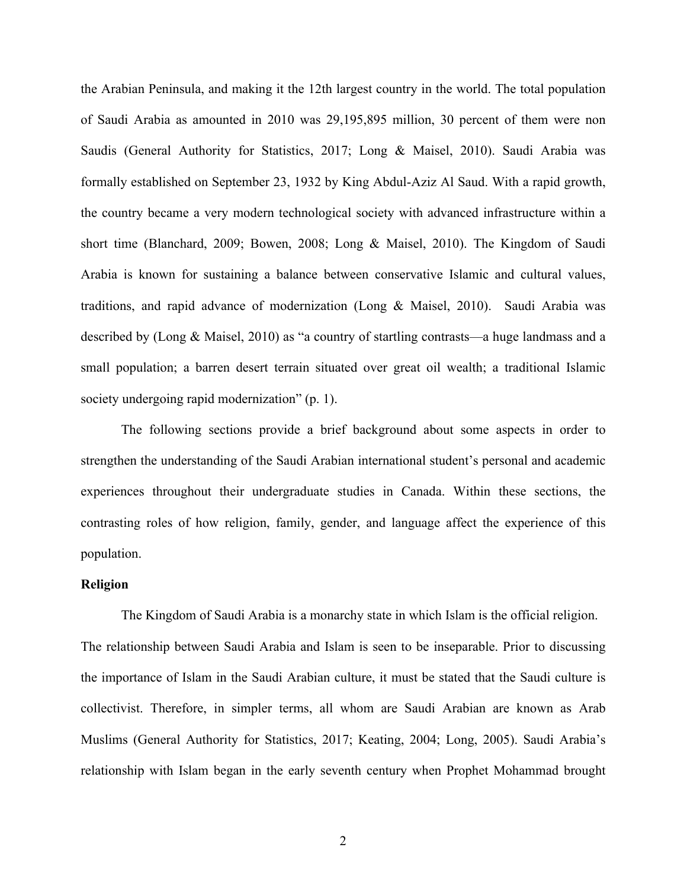the Arabian Peninsula, and making it the 12th largest country in the world. The total population of Saudi Arabia as amounted in 2010 was 29,195,895 million, 30 percent of them were non Saudis (General Authority for Statistics, 2017; Long & Maisel, 2010). Saudi Arabia was formally established on September 23, 1932 by King Abdul-Aziz Al Saud. With a rapid growth, the country became a very modern technological society with advanced infrastructure within a short time (Blanchard, 2009; Bowen, 2008; Long & Maisel, 2010). The Kingdom of Saudi Arabia is known for sustaining a balance between conservative Islamic and cultural values, traditions, and rapid advance of modernization (Long & Maisel, 2010). Saudi Arabia was described by (Long & Maisel, 2010) as "a country of startling contrasts—a huge landmass and a small population; a barren desert terrain situated over great oil wealth; a traditional Islamic society undergoing rapid modernization" (p. 1).

The following sections provide a brief background about some aspects in order to strengthen the understanding of the Saudi Arabian international student's personal and academic experiences throughout their undergraduate studies in Canada. Within these sections, the contrasting roles of how religion, family, gender, and language affect the experience of this population.

**Religion**

The Kingdom of Saudi Arabia is a monarchy state in which Islam is the official religion. The relationship between Saudi Arabia and Islam is seen to be inseparable. Prior to discussing the importance of Islam in the Saudi Arabian culture, it must be stated that the Saudi culture is collectivist. Therefore, in simpler terms, all whom are Saudi Arabian are known as Arab Muslims (General Authority for Statistics, 2017; Keating, 2004; Long, 2005). Saudi Arabia's relationship with Islam began in the early seventh century when Prophet Mohammad brought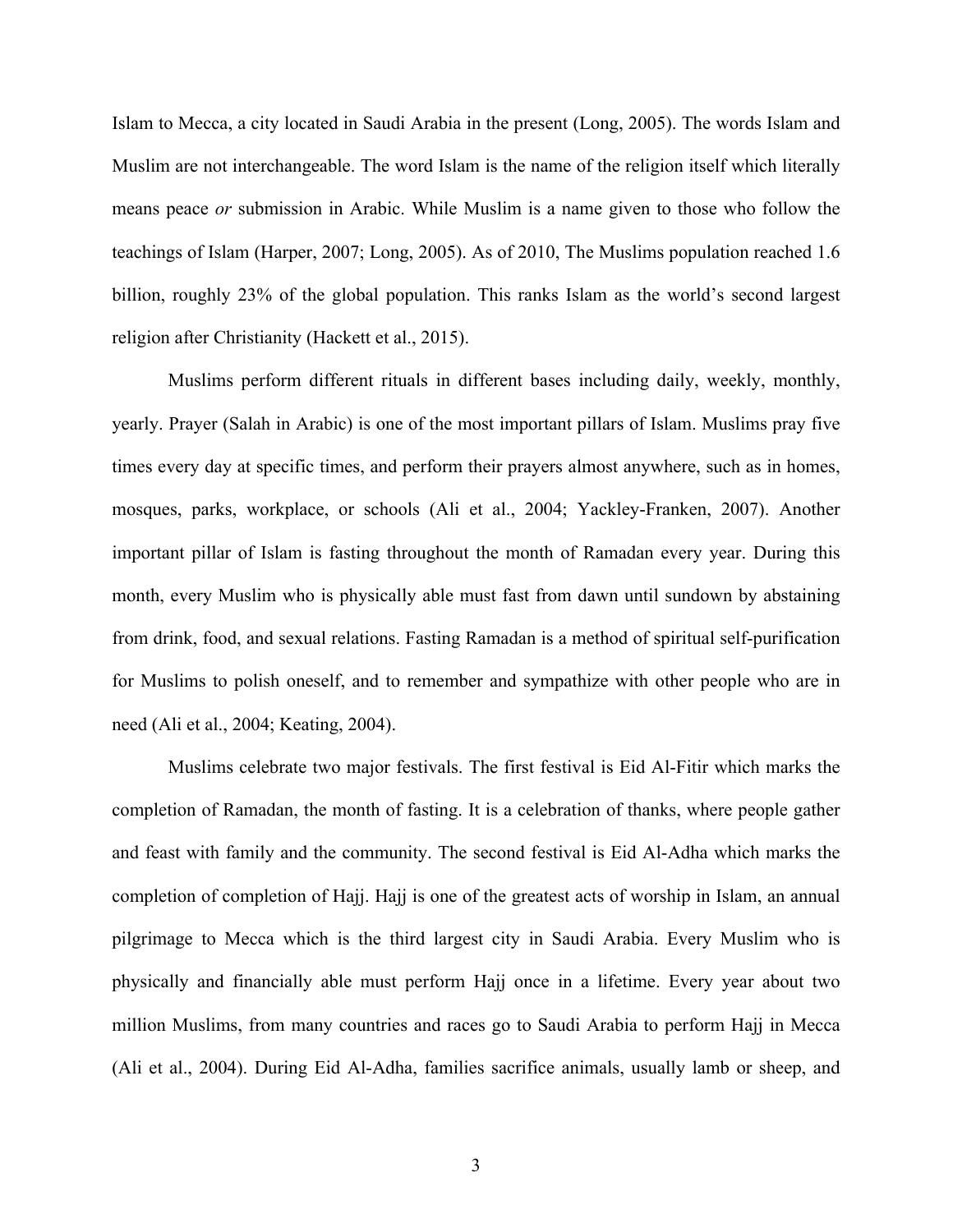Islam to Mecca, a city located in Saudi Arabia in the present (Long, 2005). The words Islam and Muslim are not interchangeable. The word Islam is the name of the religion itself which literally means peace *or* submission in Arabic. While Muslim is a name given to those who follow the teachings of Islam (Harper, 2007; Long, 2005). As of 2010, The Muslims population reached 1.6 billion, roughly 23% of the global population. This ranks Islam as the world's second largest religion after Christianity (Hackett et al., 2015).

Muslims perform different rituals in different bases including daily, weekly, monthly, yearly. Prayer (Salah in Arabic) is one of the most important pillars of Islam. Muslims pray five times every day at specific times, and perform their prayers almost anywhere, such as in homes, mosques, parks, workplace, or schools (Ali et al., 2004; Yackley-Franken, 2007). Another important pillar of Islam is fasting throughout the month of Ramadan every year. During this month, every Muslim who is physically able must fast from dawn until sundown by abstaining from drink, food, and sexual relations. Fasting Ramadan is a method of spiritual self-purification for Muslims to polish oneself, and to remember and sympathize with other people who are in need (Ali et al., 2004; Keating, 2004).

Muslims celebrate two major festivals. The first festival is Eid Al-Fitir which marks the completion of Ramadan, the month of fasting. It is a celebration of thanks, where people gather and feast with family and the community. The second festival is Eid Al-Adha which marks the completion of completion of Hajj. Hajj is one of the greatest acts of worship in Islam, an annual pilgrimage to Mecca which is the third largest city in Saudi Arabia. Every Muslim who is physically and financially able must perform Hajj once in a lifetime. Every year about two million Muslims, from many countries and races go to Saudi Arabia to perform Hajj in Mecca (Ali et al., 2004). During Eid Al-Adha, families sacrifice animals, usually lamb or sheep, and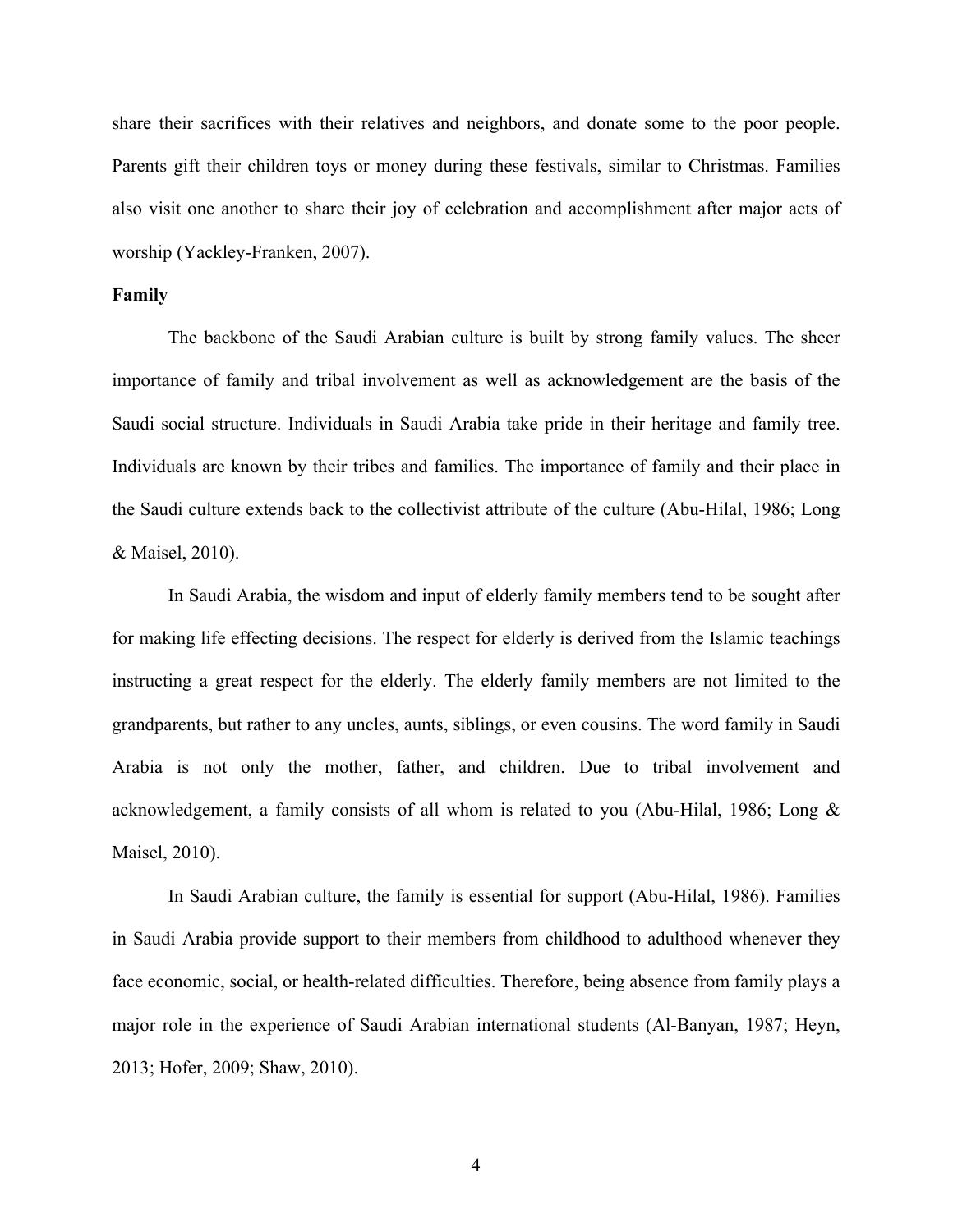share their sacrifices with their relatives and neighbors, and donate some to the poor people. Parents gift their children toys or money during these festivals, similar to Christmas. Families also visit one another to share their joy of celebration and accomplishment after major acts of worship (Yackley-Franken, 2007).

**Family**

The backbone of the Saudi Arabian culture is built by strong family values. The sheer importance of family and tribal involvement as well as acknowledgement are the basis of the Saudi social structure. Individuals in Saudi Arabia take pride in their heritage and family tree. Individuals are known by their tribes and families. The importance of family and their place in the Saudi culture extends back to the collectivist attribute of the culture (Abu-Hilal, 1986; Long & Maisel, 2010).

In Saudi Arabia, the wisdom and input of elderly family members tend to be sought after for making life effecting decisions. The respect for elderly is derived from the Islamic teachings instructing a great respect for the elderly. The elderly family members are not limited to the grandparents, but rather to any uncles, aunts, siblings, or even cousins. The word family in Saudi Arabia is not only the mother, father, and children. Due to tribal involvement and acknowledgement, a family consists of all whom is related to you (Abu-Hilal, 1986; Long & Maisel, 2010).

In Saudi Arabian culture, the family is essential for support (Abu-Hilal, 1986). Families in Saudi Arabia provide support to their members from childhood to adulthood whenever they face economic, social, or health-related difficulties. Therefore, being absence from family plays a major role in the experience of Saudi Arabian international students (Al-Banyan, 1987; Heyn, 2013; Hofer, 2009; Shaw, 2010).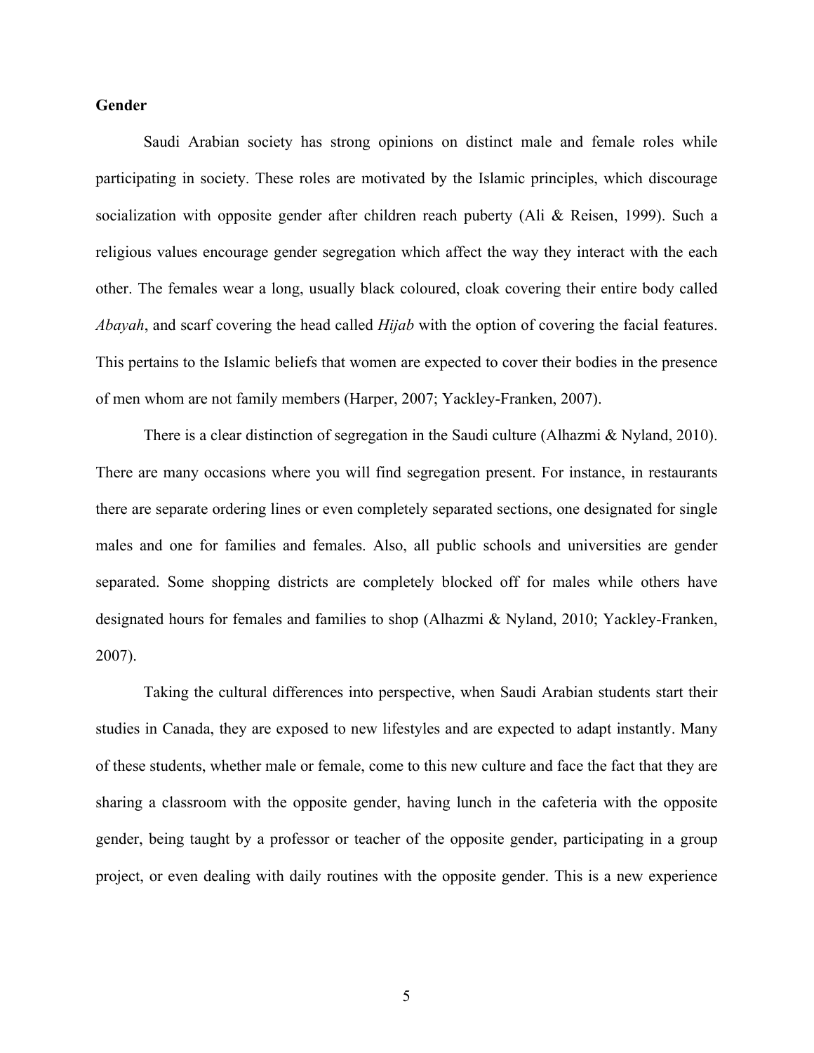**Gender**

Saudi Arabian society has strong opinions on distinct male and female roles while participating in society. These roles are motivated by the Islamic principles, which discourage socialization with opposite gender after children reach puberty (Ali & Reisen, 1999). Such a religious values encourage gender segregation which affect the way they interact with the each other. The females wear a long, usually black coloured, cloak covering their entire body called *Abayah*, and scarf covering the head called *Hijab* with the option of covering the facial features. This pertains to the Islamic beliefs that women are expected to cover their bodies in the presence of men whom are not family members (Harper, 2007; Yackley-Franken, 2007).

There is a clear distinction of segregation in the Saudi culture (Alhazmi & Nyland, 2010). There are many occasions where you will find segregation present. For instance, in restaurants there are separate ordering lines or even completely separated sections, one designated for single males and one for families and females. Also, all public schools and universities are gender separated. Some shopping districts are completely blocked off for males while others have designated hours for females and families to shop (Alhazmi & Nyland, 2010; Yackley-Franken, 2007).

Taking the cultural differences into perspective, when Saudi Arabian students start their studies in Canada, they are exposed to new lifestyles and are expected to adapt instantly. Many of these students, whether male or female, come to this new culture and face the fact that they are sharing a classroom with the opposite gender, having lunch in the cafeteria with the opposite gender, being taught by a professor or teacher of the opposite gender, participating in a group project, or even dealing with daily routines with the opposite gender. This is a new experience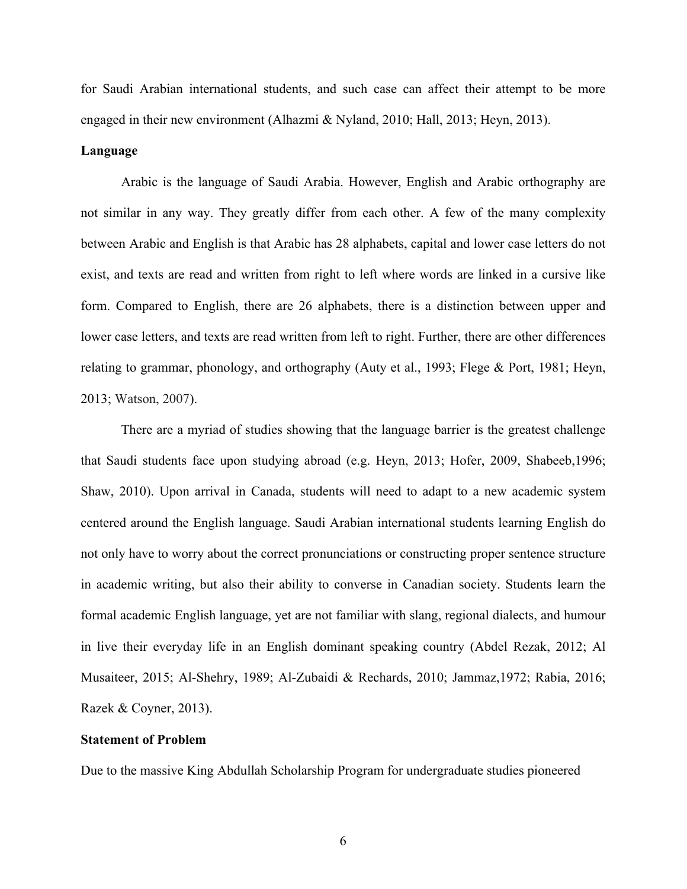for Saudi Arabian international students, and such case can affect their attempt to be more engaged in their new environment (Alhazmi & Nyland, 2010; Hall, 2013; Heyn, 2013).

**Language**

Arabic is the language of Saudi Arabia. However, English and Arabic orthography are not similar in any way. They greatly differ from each other. A few of the many complexity between Arabic and English is that Arabic has 28 alphabets, capital and lower case letters do not exist, and texts are read and written from right to left where words are linked in a cursive like form. Compared to English, there are 26 alphabets, there is a distinction between upper and lower case letters, and texts are read written from left to right. Further, there are other differences relating to grammar, phonology, and orthography (Auty et al., 1993; Flege & Port, 1981; Heyn, 2013; Watson, 2007).

There are a myriad of studies showing that the language barrier is the greatest challenge that Saudi students face upon studying abroad (e.g. Heyn, 2013; Hofer, 2009, Shabeeb,1996; Shaw, 2010). Upon arrival in Canada, students will need to adapt to a new academic system centered around the English language. Saudi Arabian international students learning English do not only have to worry about the correct pronunciations or constructing proper sentence structure in academic writing, but also their ability to converse in Canadian society. Students learn the formal academic English language, yet are not familiar with slang, regional dialects, and humour in live their everyday life in an English dominant speaking country (Abdel Rezak, 2012; Al Musaiteer, 2015; Al-Shehry, 1989; Al-Zubaidi & Rechards, 2010; Jammaz,1972; Rabia, 2016; Razek & Coyner, 2013).

**Statement of Problem**

Due to the massive King Abdullah Scholarship Program for undergraduate studies pioneered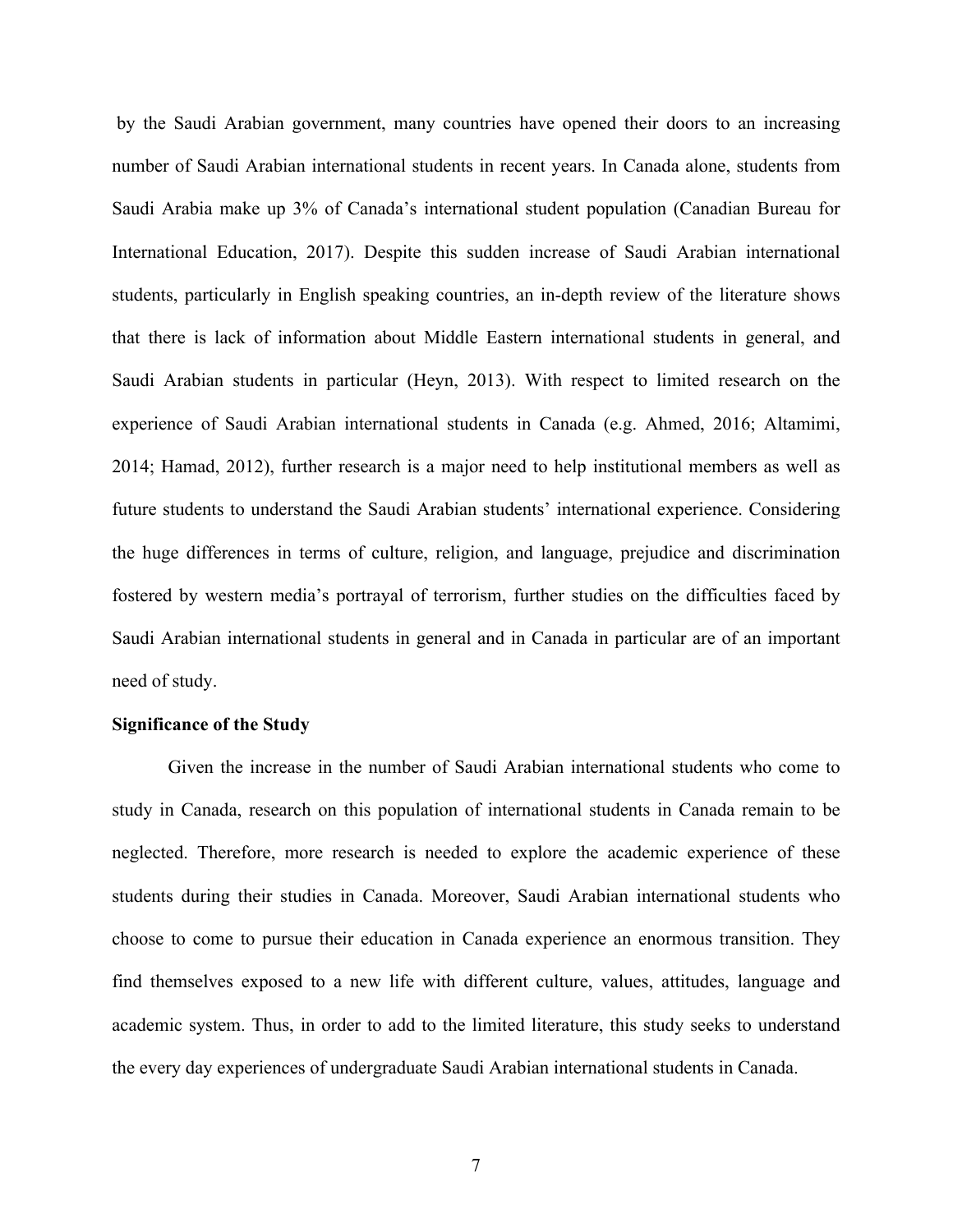by the Saudi Arabian government, many countries have opened their doors to an increasing number of Saudi Arabian international students in recent years. In Canada alone, students from Saudi Arabia make up 3% of Canada's international student population (Canadian Bureau for International Education, 2017). Despite this sudden increase of Saudi Arabian international students, particularly in English speaking countries, an in-depth review of the literature shows that there is lack of information about Middle Eastern international students in general, and Saudi Arabian students in particular (Heyn, 2013). With respect to limited research on the experience of Saudi Arabian international students in Canada (e.g. Ahmed, 2016; Altamimi, 2014; Hamad, 2012), further research is a major need to help institutional members as well as future students to understand the Saudi Arabian students' international experience. Considering the huge differences in terms of culture, religion, and language, prejudice and discrimination fostered by western media's portrayal of terrorism, further studies on the difficulties faced by Saudi Arabian international students in general and in Canada in particular are of an important need of study.

**Significance of the Study**

Given the increase in the number of Saudi Arabian international students who come to study in Canada, research on this population of international students in Canada remain to be neglected. Therefore, more research is needed to explore the academic experience of these students during their studies in Canada. Moreover, Saudi Arabian international students who choose to come to pursue their education in Canada experience an enormous transition. They find themselves exposed to a new life with different culture, values, attitudes, language and academic system. Thus, in order to add to the limited literature, this study seeks to understand the every day experiences of undergraduate Saudi Arabian international students in Canada.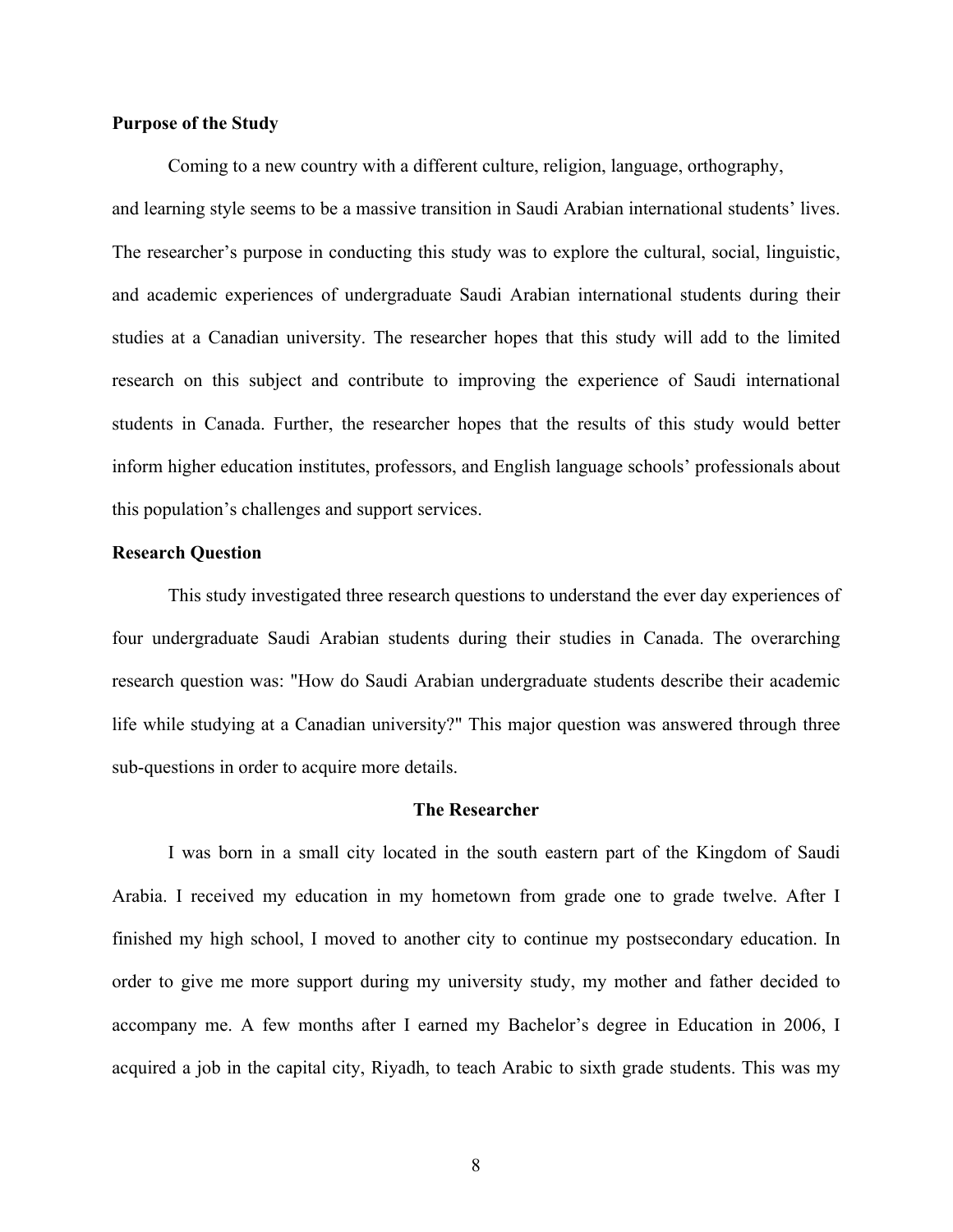### Purpose of the Study

Coming to a new country with a different culture, religion, language, orthography, and learning style seems to be a massive transition in Saudi Arabian international students' lives. The researcher's purpose in conducting this study was to explore the cultural, social, linguistic, and academic experiences of undergraduate Saudi Arabian international students during their studies at a Canadian university. The researcher hopes that this study will add to the limited research on this subject and contribute to improving the experience of Saudi international students in Canada. Further, the researcher hopes that the results of this study would better inform higher education institutes, professors, and English language schools' professionals about this population's challenges and support services.

### Research Question

This study investigated three research questions to understand the ever day experiences of four undergraduate Saudi Arabian students during their studies in Canada. The overarching research question was: "How do Saudi Arabian undergraduate students describe their academic life while studying at a Canadian university?" This major question was answered through three sub-questions in order to acquire more details.

## The Researcher

I was born in a small city located in the south eastern part of the Kingdom of Saudi Arabia. I received my education in my hometown from grade one to grade twelve. After I finished my high school, I moved to another city to continue my postsecondary education. In order to give me more support during my university study, my mother and father decided to accompany me. A few months after I earned my Bachelor's degree in Education in 2006, I acquired a job in the capital city, Riyadh, to teach Arabic to sixth grade students. This was my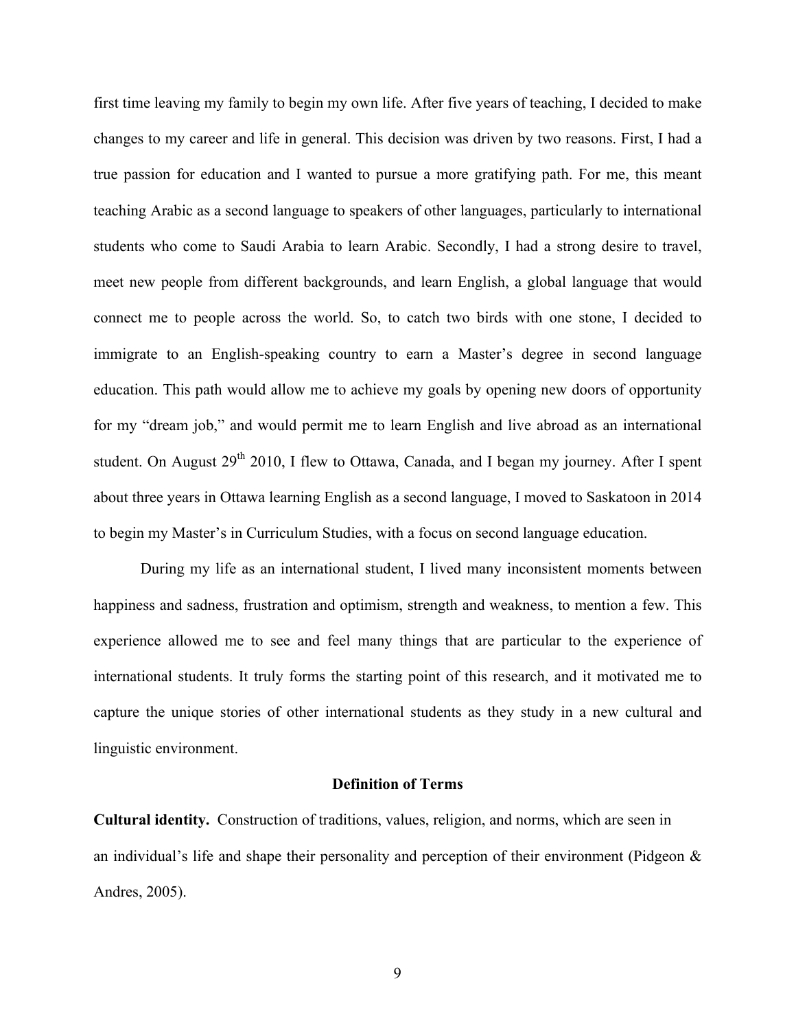first time leaving my family to begin my own life. After five years of teaching, I decided to make changes to my career and life in general. This decision was driven by two reasons. First, I had a true passion for education and I wanted to pursue a more gratifying path. For me, this meant teaching Arabic as a second language to speakers of other languages, particularly to international students who come to Saudi Arabia to learn Arabic. Secondly, I had a strong desire to travel, meet new people from different backgrounds, and learn English, a global language that would connect me to people across the world. So, to catch two birds with one stone, I decided to immigrate to an English-speaking country to earn a Master's degree in second language education. This path would allow me to achieve my goals by opening new doors of opportunity for my "dream job," and would permit me to learn English and live abroad as an international student. On August 29th 2010, I flew to Ottawa, Canada, and I began my journey. After I spent about three years in Ottawa learning English as a second language, I moved to Saskatoon in 2014 to begin my Master's in Curriculum Studies, with a focus on second language education.

During my life as an international student, I lived many inconsistent moments between happiness and sadness, frustration and optimism, strength and weakness, to mention a few. This experience allowed me to see and feel many things that are particular to the experience of international students. It truly forms the starting point of this research, and it motivated me to capture the unique stories of other international students as they study in a new cultural and linguistic environment.

## Definition of Terms

**Cultural identity.** Construction of traditions, values, religion, and norms, which are seen in an individual's life and shape their personality and perception of their environment (Pidgeon & Andres, 2005).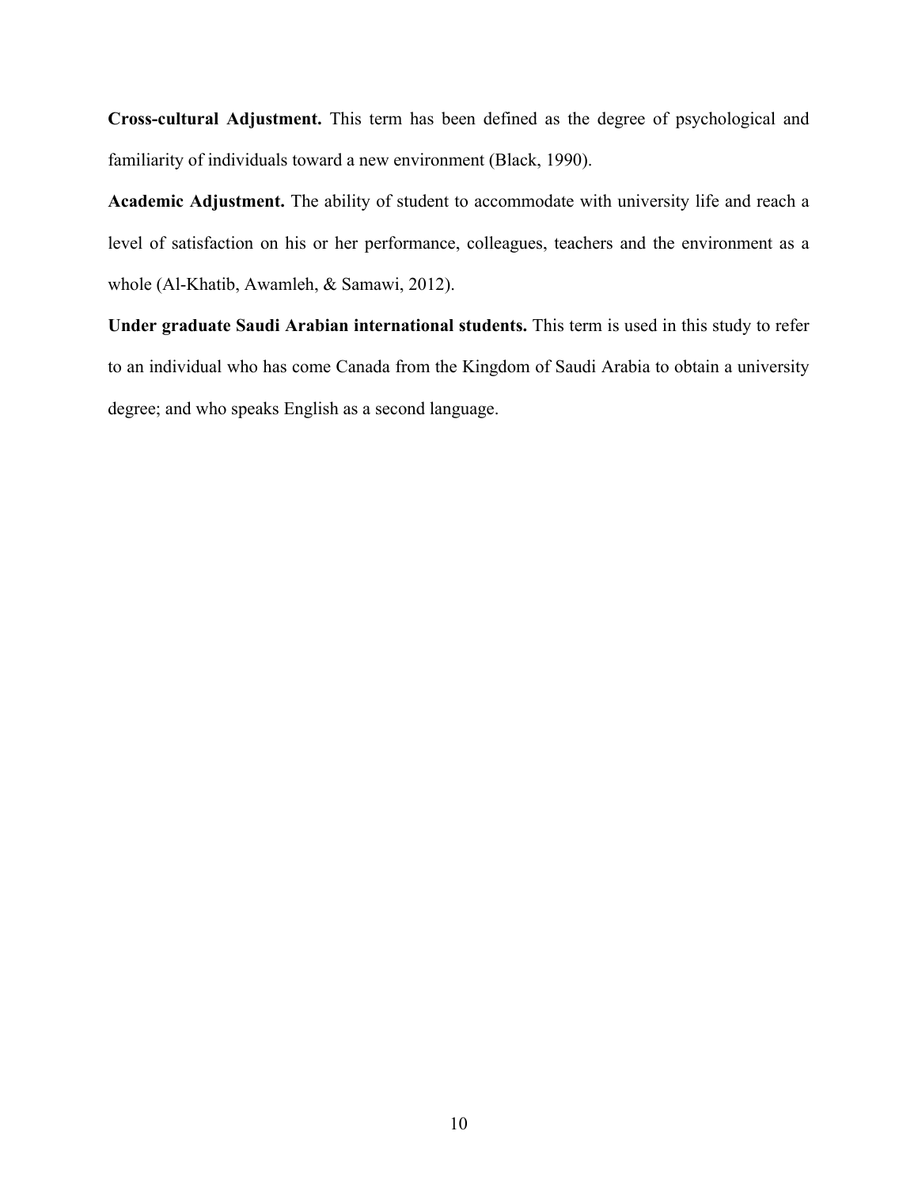**Cross-cultural Adjustment.** This term has been defined as the degree of psychological and familiarity of individuals toward a new environment (Black, 1990).

**Academic Adjustment.** The ability of student to accommodate with university life and reach a level of satisfaction on his or her performance, colleagues, teachers and the environment as a whole (Al-Khatib, Awamleh, & Samawi, 2012).

**Under graduate Saudi Arabian international students.** This term is used in this study to refer to an individual who has come Canada from the Kingdom of Saudi Arabia to obtain a university degree; and who speaks English as a second language.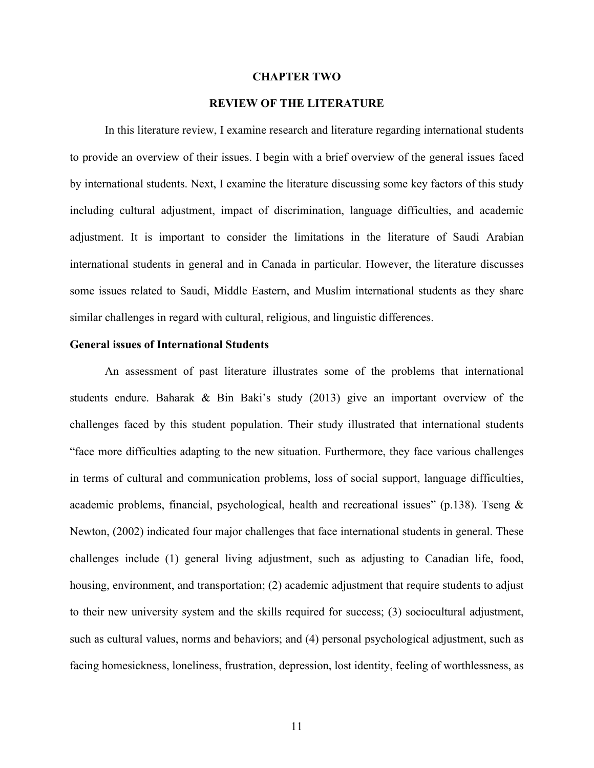# CHAPTER TWO

## REVIEW OF THE LITERATURE

In this literature review, I examine research and literature regarding international students to provide an overview of their issues. I begin with a brief overview of the general issues faced by international students. Next, I examine the literature discussing some key factors of this study including cultural adjustment, impact of discrimination, language difficulties, and academic adjustment. It is important to consider the limitations in the literature of Saudi Arabian international students in general and in Canada in particular. However, the literature discusses some issues related to Saudi, Middle Eastern, and Muslim international students as they share similar challenges in regard with cultural, religious, and linguistic differences.

### General issues of International Students

An assessment of past literature illustrates some of the problems that international students endure. Baharak & Bin Baki's study (2013) give an important overview of the challenges faced by this student population. Their study illustrated that international students "face more difficulties adapting to the new situation. Furthermore, they face various challenges in terms of cultural and communication problems, loss of social support, language difficulties, academic problems, financial, psychological, health and recreational issues" (p.138). Tseng & Newton, (2002) indicated four major challenges that face international students in general. These challenges include (1) general living adjustment, such as adjusting to Canadian life, food, housing, environment, and transportation; (2) academic adjustment that require students to adjust to their new university system and the skills required for success; (3) sociocultural adjustment, such as cultural values, norms and behaviors; and (4) personal psychological adjustment, such as facing homesickness, loneliness, frustration, depression, lost identity, feeling of worthlessness, as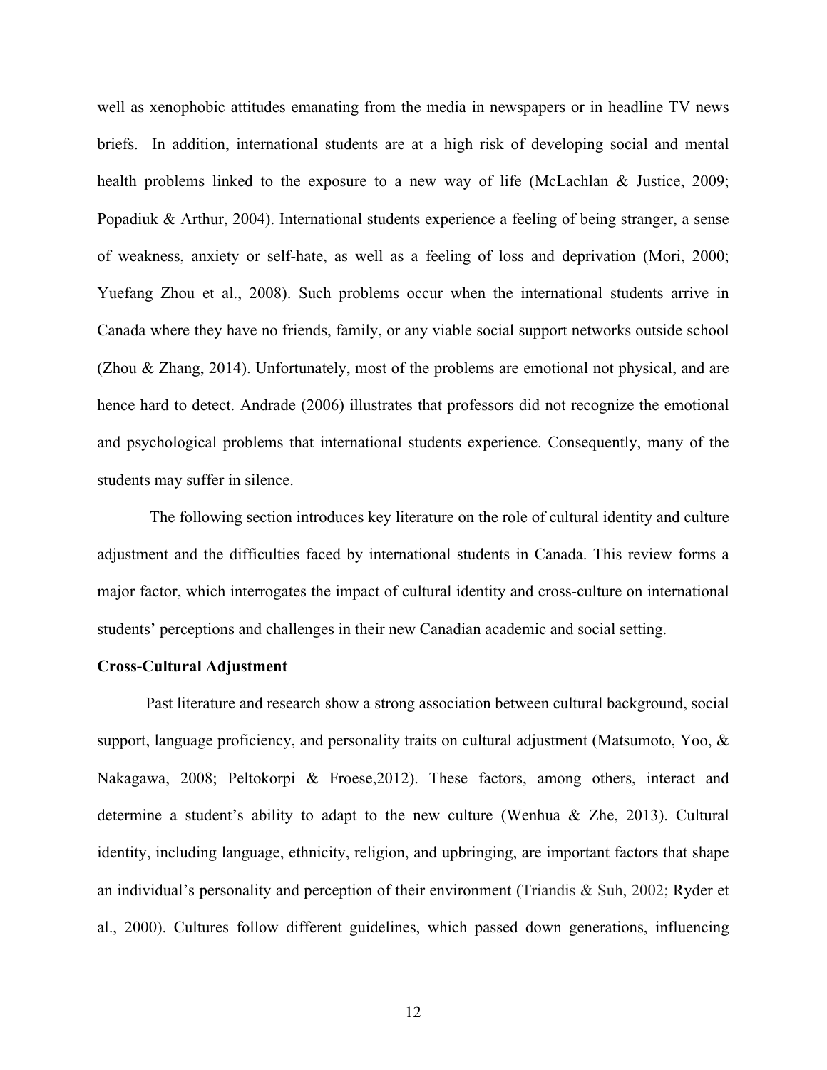well as xenophobic attitudes emanating from the media in newspapers or in headline TV news briefs. In addition, international students are at a high risk of developing social and mental health problems linked to the exposure to a new way of life (McLachlan & Justice, 2009; Popadiuk & Arthur, 2004). International students experience a feeling of being stranger, a sense of weakness, anxiety or self-hate, as well as a feeling of loss and deprivation (Mori, 2000; Yuefang Zhou et al., 2008). Such problems occur when the international students arrive in Canada where they have no friends, family, or any viable social support networks outside school (Zhou & Zhang, 2014). Unfortunately, most of the problems are emotional not physical, and are hence hard to detect. Andrade (2006) illustrates that professors did not recognize the emotional and psychological problems that international students experience. Consequently, many of the students may suffer in silence.

The following section introduces key literature on the role of cultural identity and culture adjustment and the difficulties faced by international students in Canada. This review forms a major factor, which interrogates the impact of cultural identity and cross-culture on international students' perceptions and challenges in their new Canadian academic and social setting.

**Cross-Cultural Adjustment**

Past literature and research show a strong association between cultural background, social support, language proficiency, and personality traits on cultural adjustment (Matsumoto, Yoo, & Nakagawa, 2008; Peltokorpi & Froese,2012). These factors, among others, interact and determine a student's ability to adapt to the new culture (Wenhua & Zhe, 2013). Cultural identity, including language, ethnicity, religion, and upbringing, are important factors that shape an individual's personality and perception of their environment (Triandis & Suh, 2002; Ryder et al., 2000). Cultures follow different guidelines, which passed down generations, influencing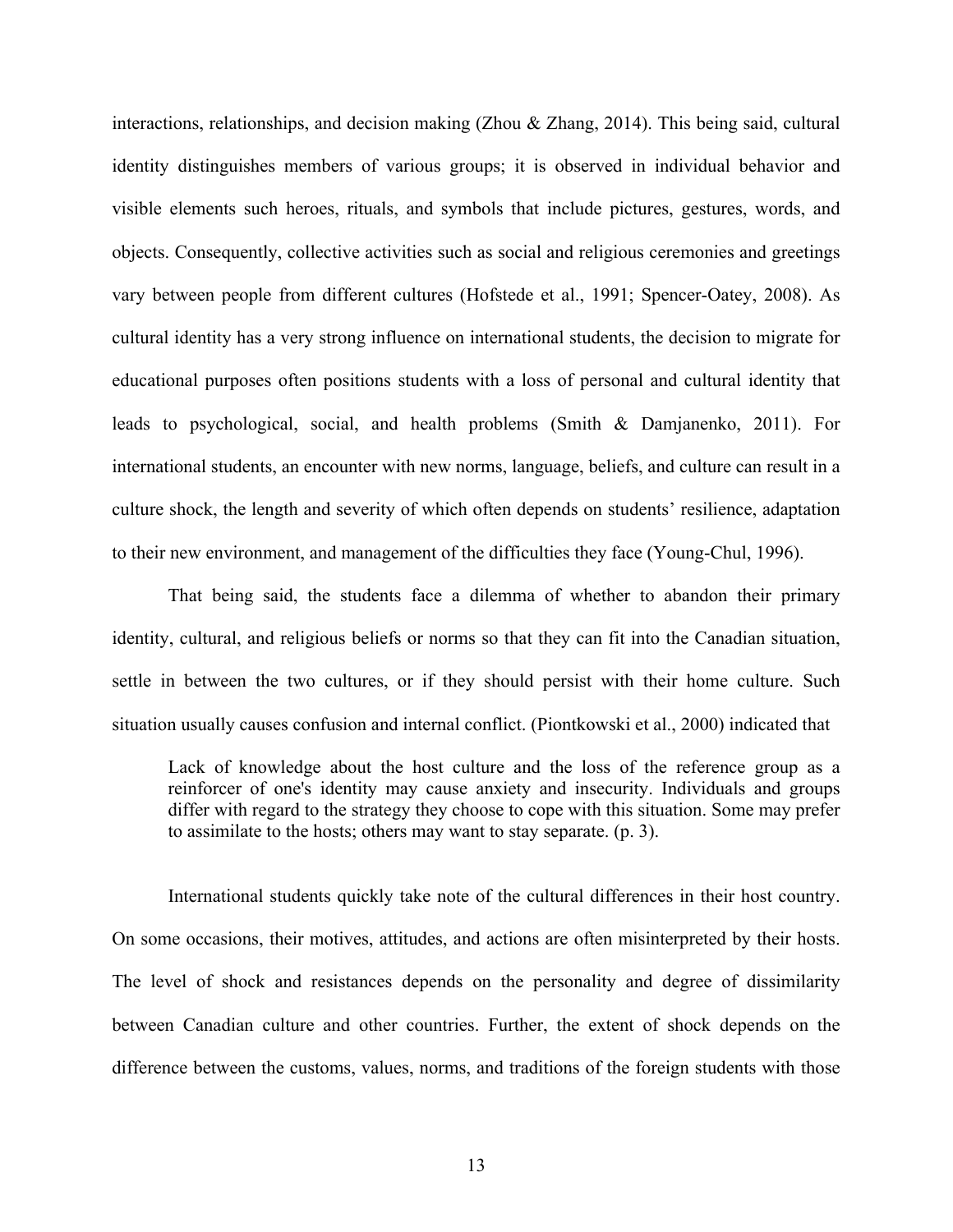interactions, relationships, and decision making (Zhou & Zhang, 2014). This being said, cultural identity distinguishes members of various groups; it is observed in individual behavior and visible elements such heroes, rituals, and symbols that include pictures, gestures, words, and objects. Consequently, collective activities such as social and religious ceremonies and greetings vary between people from different cultures (Hofstede et al., 1991; Spencer-Oatey, 2008). As cultural identity has a very strong influence on international students, the decision to migrate for educational purposes often positions students with a loss of personal and cultural identity that leads to psychological, social, and health problems (Smith & Damjanenko, 2011). For international students, an encounter with new norms, language, beliefs, and culture can result in a culture shock, the length and severity of which often depends on students' resilience, adaptation to their new environment, and management of the difficulties they face (Young-Chul, 1996).

That being said, the students face a dilemma of whether to abandon their primary identity, cultural, and religious beliefs or norms so that they can fit into the Canadian situation, settle in between the two cultures, or if they should persist with their home culture. Such situation usually causes confusion and internal conflict. (Piontkowski et al., 2000) indicated that

> Lack of knowledge about the host culture and the loss of the reference group as a reinforcer of one's identity may cause anxiety and insecurity. Individuals and groups differ with regard to the strategy they choose to cope with this situation. Some may prefer to assimilate to the hosts; others may want to stay separate. (p. 3).

International students quickly take note of the cultural differences in their host country. On some occasions, their motives, attitudes, and actions are often misinterpreted by their hosts. The level of shock and resistances depends on the personality and degree of dissimilarity between Canadian culture and other countries. Further, the extent of shock depends on the difference between the customs, values, norms, and traditions of the foreign students with those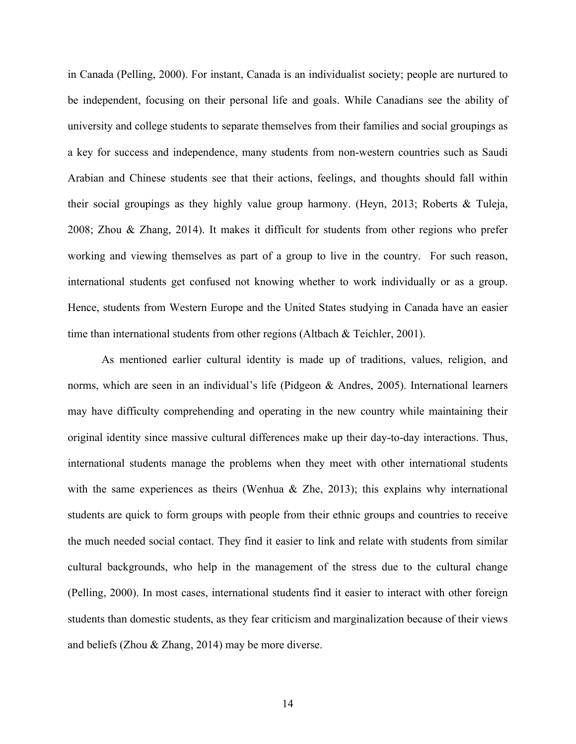in Canada (Pelling, 2000). For instant, Canada is an individualist society; people are nurtured to be independent, focusing on their personal life and goals. While Canadians see the ability of university and college students to separate themselves from their families and social groupings as a key for success and independence, many students from non-western countries such as Saudi Arabian and Chinese students see that their actions, feelings, and thoughts should fall within their social groupings as they highly value group harmony. (Heyn, 2013; Roberts & Tuleja, 2008; Zhou & Zhang, 2014). It makes it difficult for students from other regions who prefer working and viewing themselves as part of a group to live in the country. For such reason, international students get confused not knowing whether to work individually or as a group. Hence, students from Western Europe and the United States studying in Canada have an easier time than international students from other regions (Altbach & Teichler, 2001).

As mentioned earlier cultural identity is made up of traditions, values, religion, and norms, which are seen in an individual's life (Pidgeon & Andres, 2005). International learners may have difficulty comprehending and operating in the new country while maintaining their original identity since massive cultural differences make up their day-to-day interactions. Thus, international students manage the problems when they meet with other international students with the same experiences as theirs (Wenhua & Zhe, 2013); this explains why international students are quick to form groups with people from their ethnic groups and countries to receive the much needed social contact. They find it easier to link and relate with students from similar cultural backgrounds, who help in the management of the stress due to the cultural change (Pelling, 2000). In most cases, international students find it easier to interact with other foreign students than domestic students, as they fear criticism and marginalization because of their views and beliefs (Zhou & Zhang, 2014) may be more diverse.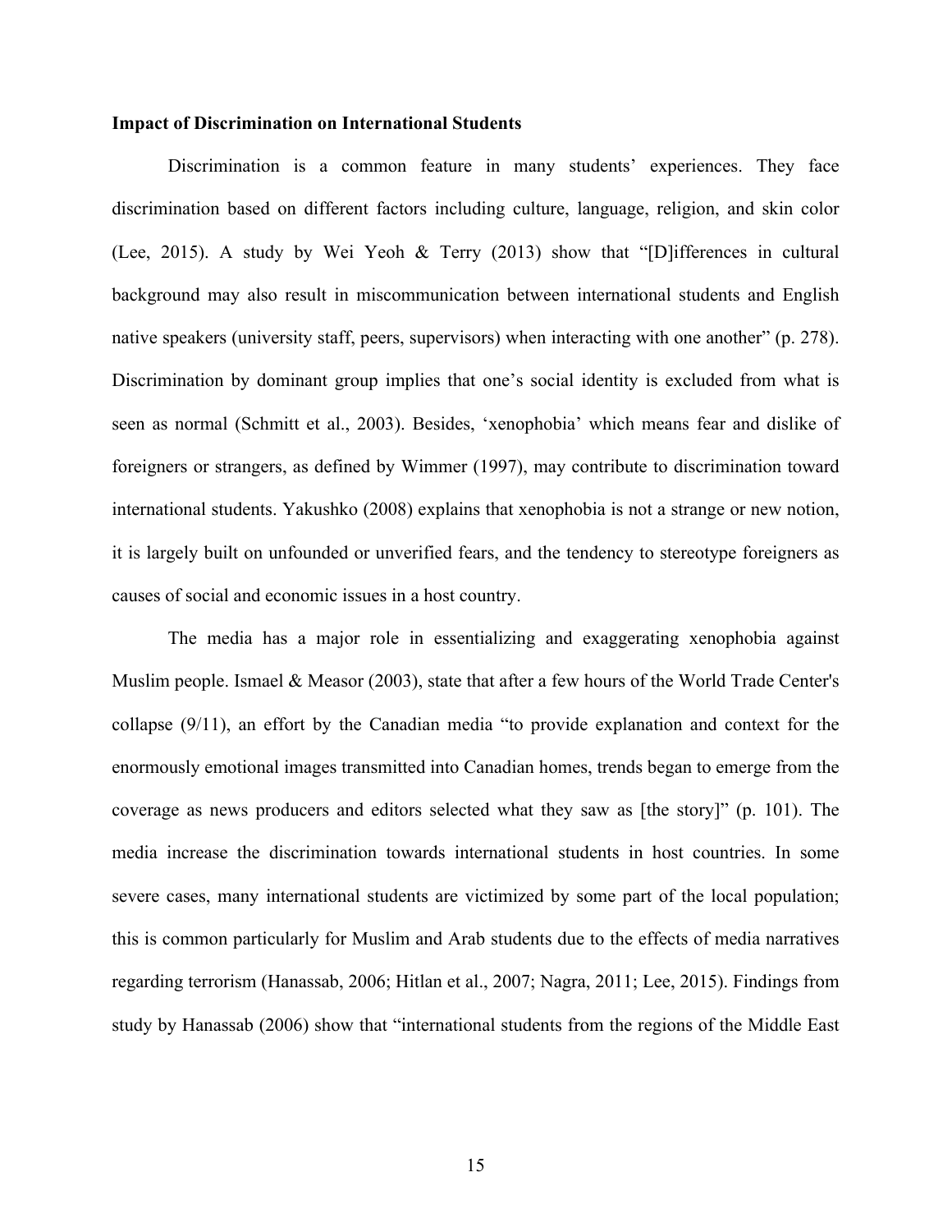**Impact of Discrimination on International Students**

Discrimination is a common feature in many students' experiences. They face discrimination based on different factors including culture, language, religion, and skin color (Lee, 2015). A study by Wei Yeoh & Terry (2013) show that "[D]ifferences in cultural background may also result in miscommunication between international students and English native speakers (university staff, peers, supervisors) when interacting with one another" (p. 278). Discrimination by dominant group implies that one's social identity is excluded from what is seen as normal (Schmitt et al., 2003). Besides, 'xenophobia' which means fear and dislike of foreigners or strangers, as defined by Wimmer (1997), may contribute to discrimination toward international students. Yakushko (2008) explains that xenophobia is not a strange or new notion, it is largely built on unfounded or unverified fears, and the tendency to stereotype foreigners as causes of social and economic issues in a host country.

The media has a major role in essentializing and exaggerating xenophobia against Muslim people. Ismael & Measor (2003), state that after a few hours of the World Trade Center's collapse (9/11), an effort by the Canadian media "to provide explanation and context for the enormously emotional images transmitted into Canadian homes, trends began to emerge from the coverage as news producers and editors selected what they saw as [the story]" (p. 101). The media increase the discrimination towards international students in host countries. In some severe cases, many international students are victimized by some part of the local population; this is common particularly for Muslim and Arab students due to the effects of media narratives regarding terrorism (Hanassab, 2006; Hitlan et al., 2007; Nagra, 2011; Lee, 2015). Findings from study by Hanassab (2006) show that "international students from the regions of the Middle East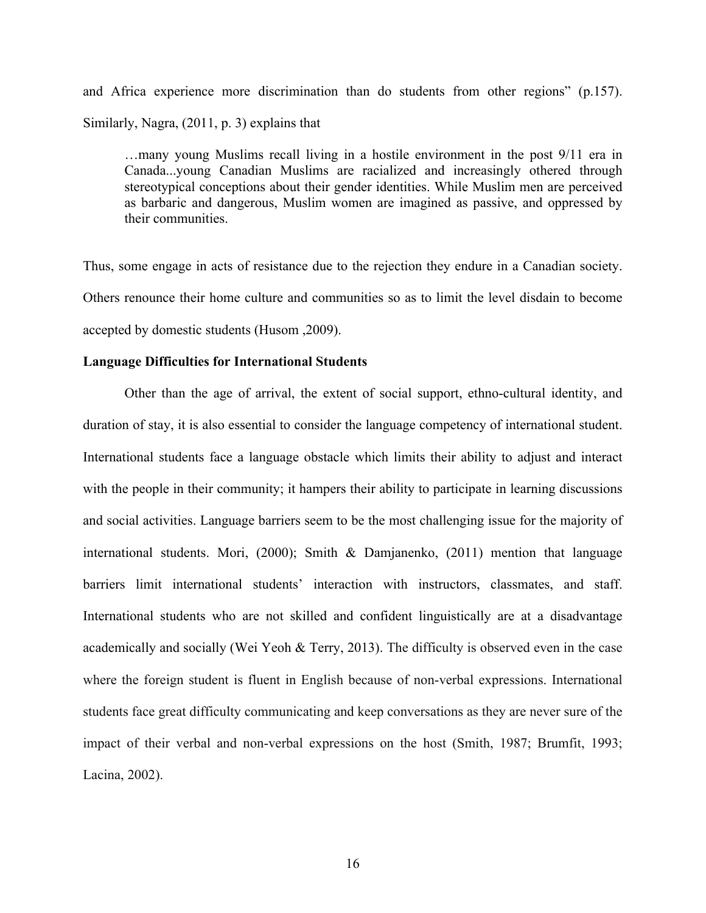and Africa experience more discrimination than do students from other regions" (p.157). Similarly, Nagra, (2011, p. 3) explains that

> …many young Muslims recall living in a hostile environment in the post 9/11 era in Canada...young Canadian Muslims are racialized and increasingly othered through stereotypical conceptions about their gender identities. While Muslim men are perceived as barbaric and dangerous, Muslim women are imagined as passive, and oppressed by their communities.

Thus, some engage in acts of resistance due to the rejection they endure in a Canadian society. Others renounce their home culture and communities so as to limit the level disdain to become accepted by domestic students (Husom ,2009).

**Language Difficulties for International Students**

Other than the age of arrival, the extent of social support, ethno-cultural identity, and duration of stay, it is also essential to consider the language competency of international student. International students face a language obstacle which limits their ability to adjust and interact with the people in their community; it hampers their ability to participate in learning discussions and social activities. Language barriers seem to be the most challenging issue for the majority of international students. Mori, (2000); Smith & Damjanenko, (2011) mention that language barriers limit international students' interaction with instructors, classmates, and staff. International students who are not skilled and confident linguistically are at a disadvantage academically and socially (Wei Yeoh & Terry, 2013). The difficulty is observed even in the case where the foreign student is fluent in English because of non-verbal expressions. International students face great difficulty communicating and keep conversations as they are never sure of the impact of their verbal and non-verbal expressions on the host (Smith, 1987; Brumfit, 1993; Lacina, 2002).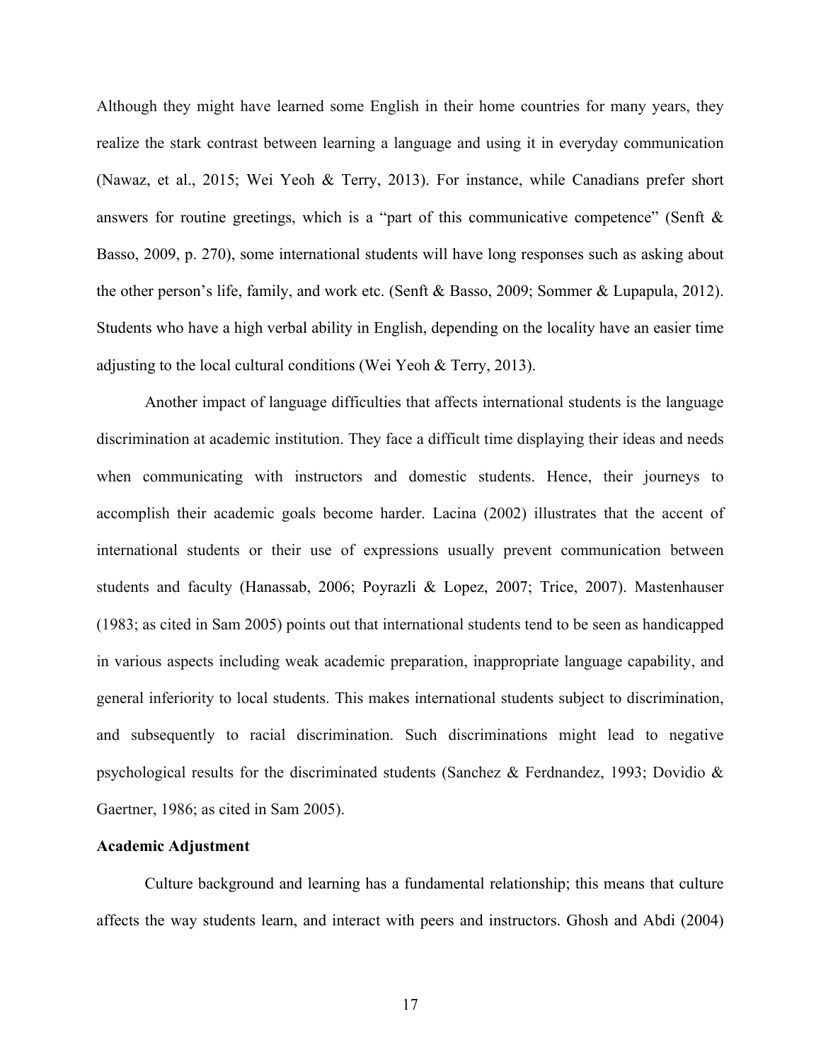Although they might have learned some English in their home countries for many years, they realize the stark contrast between learning a language and using it in everyday communication (Nawaz, et al., 2015; Wei Yeoh & Terry, 2013). For instance, while Canadians prefer short answers for routine greetings, which is a "part of this communicative competence" (Senft & Basso, 2009, p. 270), some international students will have long responses such as asking about the other person's life, family, and work etc. (Senft & Basso, 2009; Sommer & Lupapula, 2012). Students who have a high verbal ability in English, depending on the locality have an easier time adjusting to the local cultural conditions (Wei Yeoh & Terry, 2013).

Another impact of language difficulties that affects international students is the language discrimination at academic institution. They face a difficult time displaying their ideas and needs when communicating with instructors and domestic students. Hence, their journeys to accomplish their academic goals become harder. Lacina (2002) illustrates that the accent of international students or their use of expressions usually prevent communication between students and faculty (Hanassab, 2006; Poyrazli & Lopez, 2007; Trice, 2007). Mastenhauser (1983; as cited in Sam 2005) points out that international students tend to be seen as handicapped in various aspects including weak academic preparation, inappropriate language capability, and general inferiority to local students. This makes international students subject to discrimination, and subsequently to racial discrimination. Such discriminations might lead to negative psychological results for the discriminated students (Sanchez & Ferdnandez, 1993; Dovidio & Gaertner, 1986; as cited in Sam 2005).

**Academic Adjustment**

Culture background and learning has a fundamental relationship; this means that culture affects the way students learn, and interact with peers and instructors. Ghosh and Abdi (2004)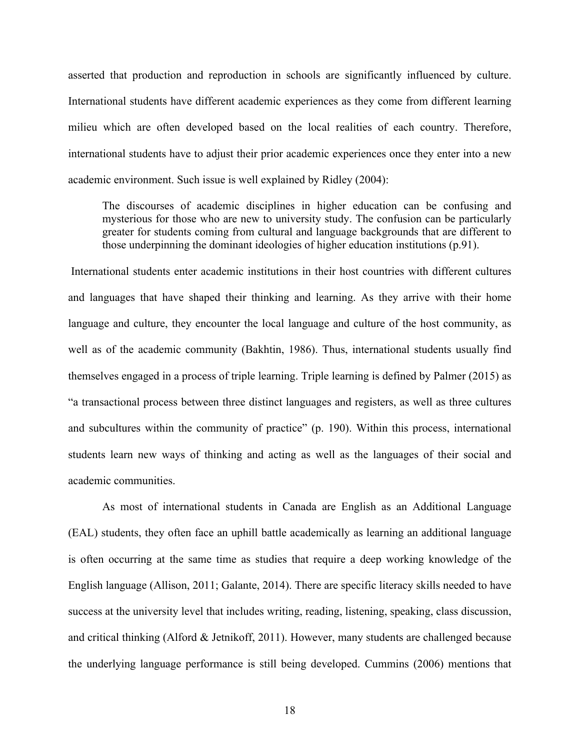asserted that production and reproduction in schools are significantly influenced by culture. International students have different academic experiences as they come from different learning milieu which are often developed based on the local realities of each country. Therefore, international students have to adjust their prior academic experiences once they enter into a new academic environment. Such issue is well explained by Ridley (2004):

> The discourses of academic disciplines in higher education can be confusing and mysterious for those who are new to university study. The confusion can be particularly greater for students coming from cultural and language backgrounds that are different to those underpinning the dominant ideologies of higher education institutions (p.91).

International students enter academic institutions in their host countries with different cultures and languages that have shaped their thinking and learning. As they arrive with their home language and culture, they encounter the local language and culture of the host community, as well as of the academic community (Bakhtin, 1986). Thus, international students usually find themselves engaged in a process of triple learning. Triple learning is defined by Palmer (2015) as "a transactional process between three distinct languages and registers, as well as three cultures and subcultures within the community of practice" (p. 190). Within this process, international students learn new ways of thinking and acting as well as the languages of their social and academic communities.

As most of international students in Canada are English as an Additional Language (EAL) students, they often face an uphill battle academically as learning an additional language is often occurring at the same time as studies that require a deep working knowledge of the English language (Allison, 2011; Galante, 2014). There are specific literacy skills needed to have success at the university level that includes writing, reading, listening, speaking, class discussion, and critical thinking (Alford & Jetnikoff, 2011). However, many students are challenged because the underlying language performance is still being developed. Cummins (2006) mentions that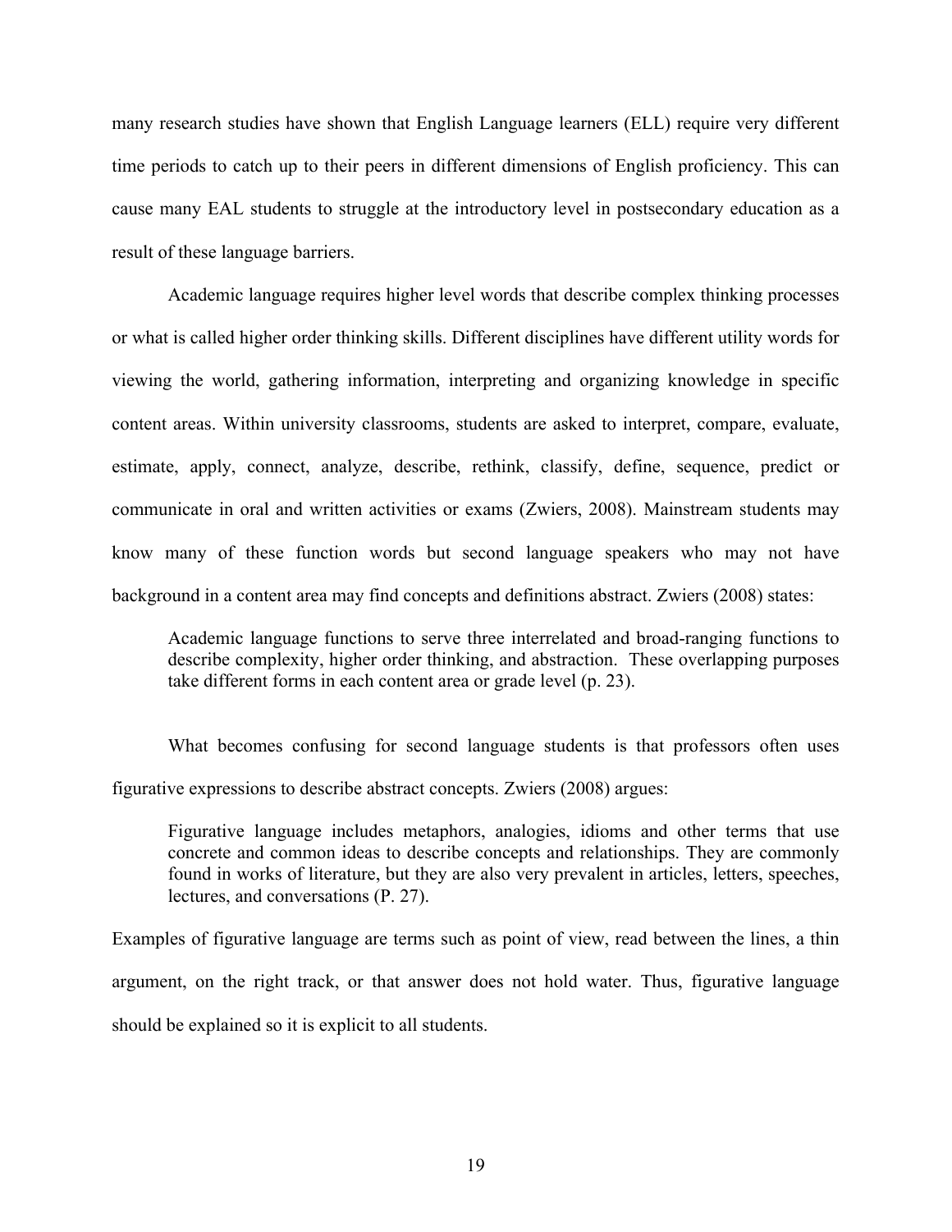many research studies have shown that English Language learners (ELL) require very different time periods to catch up to their peers in different dimensions of English proficiency. This can cause many EAL students to struggle at the introductory level in postsecondary education as a result of these language barriers.

Academic language requires higher level words that describe complex thinking processes or what is called higher order thinking skills. Different disciplines have different utility words for viewing the world, gathering information, interpreting and organizing knowledge in specific content areas. Within university classrooms, students are asked to interpret, compare, evaluate, estimate, apply, connect, analyze, describe, rethink, classify, define, sequence, predict or communicate in oral and written activities or exams (Zwiers, 2008). Mainstream students may know many of these function words but second language speakers who may not have background in a content area may find concepts and definitions abstract. Zwiers (2008) states:

> Academic language functions to serve three interrelated and broad-ranging functions to describe complexity, higher order thinking, and abstraction. These overlapping purposes take different forms in each content area or grade level (p. 23).

What becomes confusing for second language students is that professors often uses figurative expressions to describe abstract concepts. Zwiers (2008) argues:

> Figurative language includes metaphors, analogies, idioms and other terms that use concrete and common ideas to describe concepts and relationships. They are commonly found in works of literature, but they are also very prevalent in articles, letters, speeches, lectures, and conversations (P. 27).

Examples of figurative language are terms such as point of view, read between the lines, a thin argument, on the right track, or that answer does not hold water. Thus, figurative language should be explained so it is explicit to all students.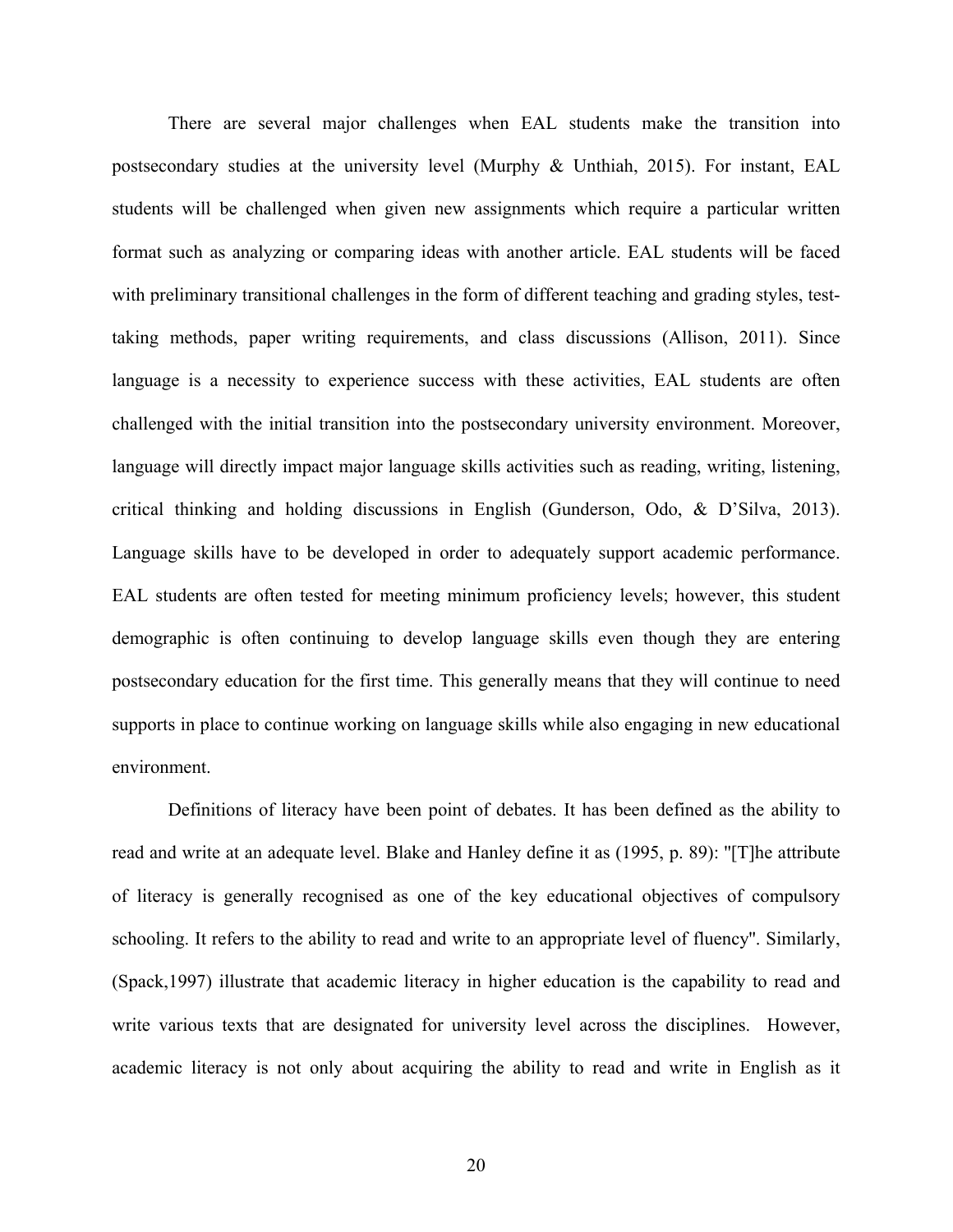There are several major challenges when EAL students make the transition into postsecondary studies at the university level (Murphy & Unthiah, 2015). For instant, EAL students will be challenged when given new assignments which require a particular written format such as analyzing or comparing ideas with another article. EAL students will be faced with preliminary transitional challenges in the form of different teaching and grading styles, test-taking methods, paper writing requirements, and class discussions (Allison, 2011). Since language is a necessity to experience success with these activities, EAL students are often challenged with the initial transition into the postsecondary university environment. Moreover, language will directly impact major language skills activities such as reading, writing, listening, critical thinking and holding discussions in English (Gunderson, Odo, & D'Silva, 2013). Language skills have to be developed in order to adequately support academic performance. EAL students are often tested for meeting minimum proficiency levels; however, this student demographic is often continuing to develop language skills even though they are entering postsecondary education for the first time. This generally means that they will continue to need supports in place to continue working on language skills while also engaging in new educational environment.

Definitions of literacy have been point of debates. It has been defined as the ability to read and write at an adequate level. Blake and Hanley define it as (1995, p. 89): "[T]he attribute of literacy is generally recognised as one of the key educational objectives of compulsory schooling. It refers to the ability to read and write to an appropriate level of fluency". Similarly, (Spack,1997) illustrate that academic literacy in higher education is the capability to read and write various texts that are designated for university level across the disciplines. However, academic literacy is not only about acquiring the ability to read and write in English as it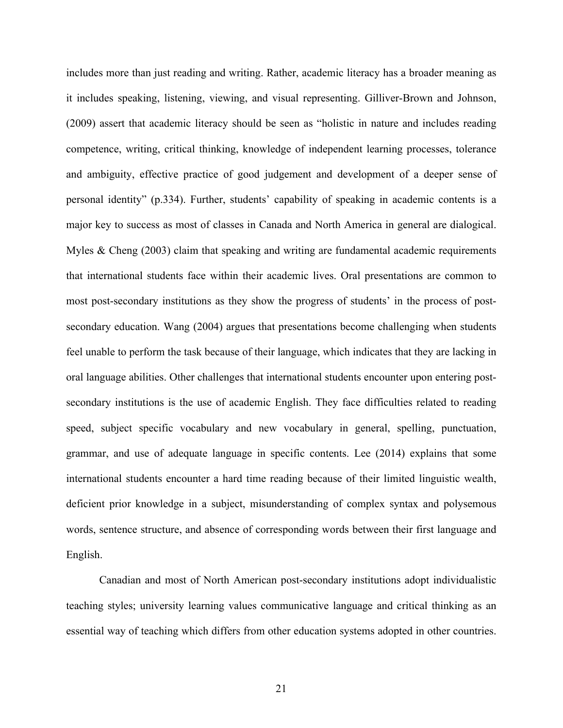includes more than just reading and writing. Rather, academic literacy has a broader meaning as it includes speaking, listening, viewing, and visual representing. Gilliver-Brown and Johnson, (2009) assert that academic literacy should be seen as "holistic in nature and includes reading competence, writing, critical thinking, knowledge of independent learning processes, tolerance and ambiguity, effective practice of good judgement and development of a deeper sense of personal identity" (p.334). Further, students' capability of speaking in academic contents is a major key to success as most of classes in Canada and North America in general are dialogical. Myles & Cheng (2003) claim that speaking and writing are fundamental academic requirements that international students face within their academic lives. Oral presentations are common to most post-secondary institutions as they show the progress of students' in the process of post-secondary education. Wang (2004) argues that presentations become challenging when students feel unable to perform the task because of their language, which indicates that they are lacking in oral language abilities. Other challenges that international students encounter upon entering post-secondary institutions is the use of academic English. They face difficulties related to reading speed, subject specific vocabulary and new vocabulary in general, spelling, punctuation, grammar, and use of adequate language in specific contents. Lee (2014) explains that some international students encounter a hard time reading because of their limited linguistic wealth, deficient prior knowledge in a subject, misunderstanding of complex syntax and polysemous words, sentence structure, and absence of corresponding words between their first language and English.

Canadian and most of North American post-secondary institutions adopt individualistic teaching styles; university learning values communicative language and critical thinking as an essential way of teaching which differs from other education systems adopted in other countries.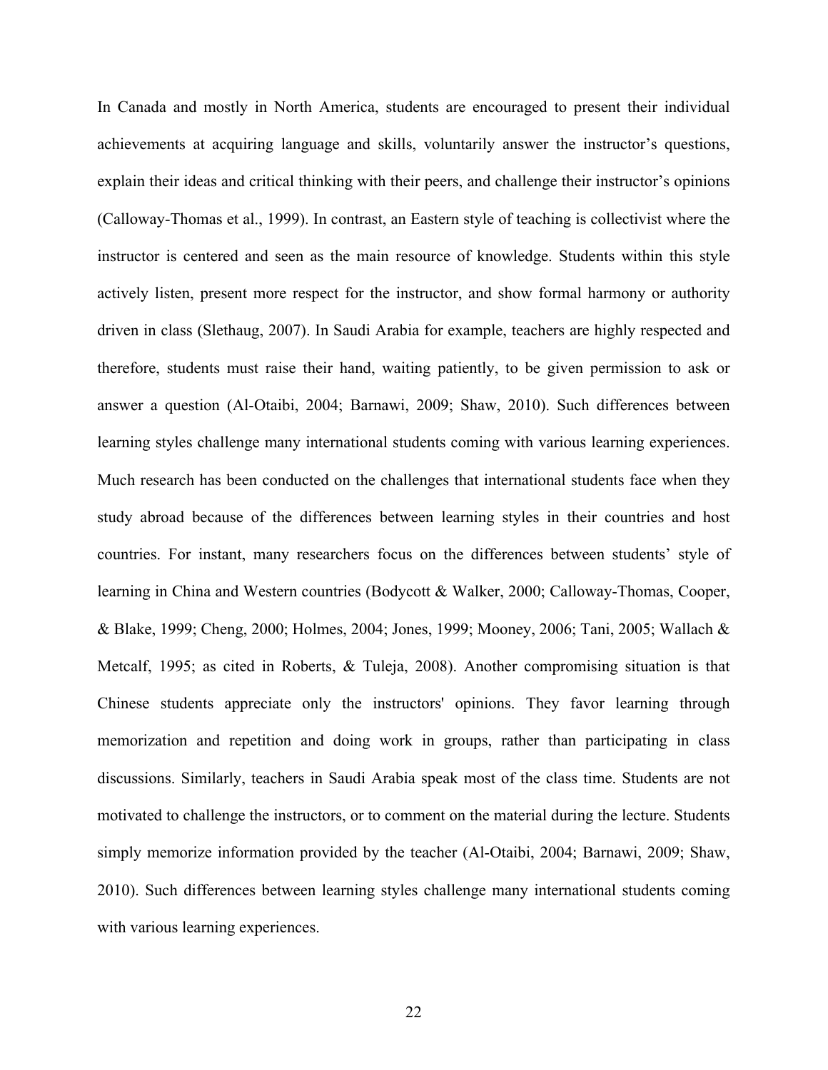In Canada and mostly in North America, students are encouraged to present their individual achievements at acquiring language and skills, voluntarily answer the instructor's questions, explain their ideas and critical thinking with their peers, and challenge their instructor's opinions (Calloway-Thomas et al., 1999). In contrast, an Eastern style of teaching is collectivist where the instructor is centered and seen as the main resource of knowledge. Students within this style actively listen, present more respect for the instructor, and show formal harmony or authority driven in class (Slethaug, 2007). In Saudi Arabia for example, teachers are highly respected and therefore, students must raise their hand, waiting patiently, to be given permission to ask or answer a question (Al-Otaibi, 2004; Barnawi, 2009; Shaw, 2010). Such differences between learning styles challenge many international students coming with various learning experiences. Much research has been conducted on the challenges that international students face when they study abroad because of the differences between learning styles in their countries and host countries. For instant, many researchers focus on the differences between students' style of learning in China and Western countries (Bodycott & Walker, 2000; Calloway-Thomas, Cooper, & Blake, 1999; Cheng, 2000; Holmes, 2004; Jones, 1999; Mooney, 2006; Tani, 2005; Wallach & Metcalf, 1995; as cited in Roberts, & Tuleja, 2008). Another compromising situation is that Chinese students appreciate only the instructors' opinions. They favor learning through memorization and repetition and doing work in groups, rather than participating in class discussions. Similarly, teachers in Saudi Arabia speak most of the class time. Students are not motivated to challenge the instructors, or to comment on the material during the lecture. Students simply memorize information provided by the teacher (Al-Otaibi, 2004; Barnawi, 2009; Shaw, 2010). Such differences between learning styles challenge many international students coming with various learning experiences.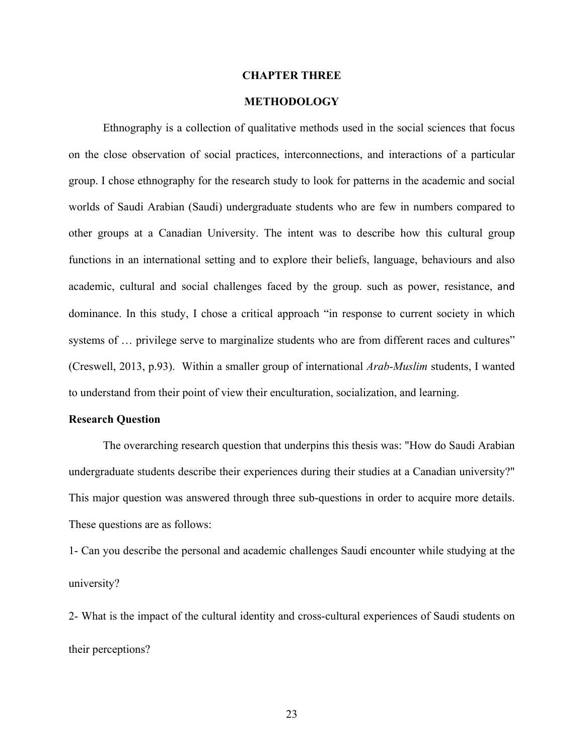# CHAPTER THREE

# METHODOLOGY

Ethnography is a collection of qualitative methods used in the social sciences that focus on the close observation of social practices, interconnections, and interactions of a particular group. I chose ethnography for the research study to look for patterns in the academic and social worlds of Saudi Arabian (Saudi) undergraduate students who are few in numbers compared to other groups at a Canadian University. The intent was to describe how this cultural group functions in an international setting and to explore their beliefs, language, behaviours and also academic, cultural and social challenges faced by the group. such as power, resistance, and dominance. In this study, I chose a critical approach "in response to current society in which systems of … privilege serve to marginalize students who are from different races and cultures" (Creswell, 2013, p.93). Within a smaller group of international *Arab-Muslim* students, I wanted to understand from their point of view their enculturation, socialization, and learning.

## Research Question

The overarching research question that underpins this thesis was: "How do Saudi Arabian undergraduate students describe their experiences during their studies at a Canadian university?" This major question was answered through three sub-questions in order to acquire more details. These questions are as follows:

1- Can you describe the personal and academic challenges Saudi encounter while studying at the university?

2- What is the impact of the cultural identity and cross-cultural experiences of Saudi students on their perceptions?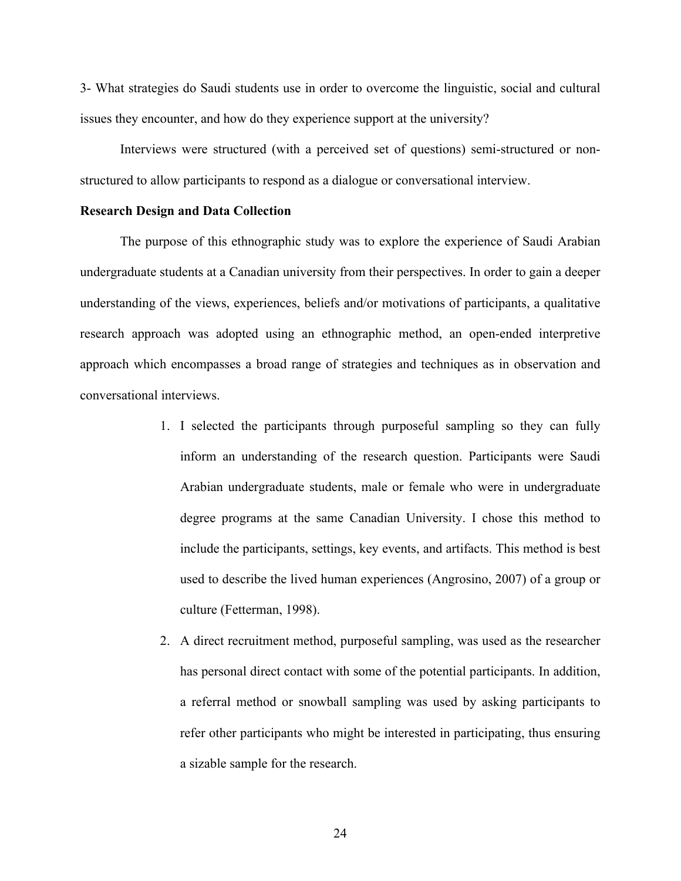3- What strategies do Saudi students use in order to overcome the linguistic, social and cultural issues they encounter, and how do they experience support at the university?

Interviews were structured (with a perceived set of questions) semi-structured or non-structured to allow participants to respond as a dialogue or conversational interview.

**Research Design and Data Collection**

The purpose of this ethnographic study was to explore the experience of Saudi Arabian undergraduate students at a Canadian university from their perspectives. In order to gain a deeper understanding of the views, experiences, beliefs and/or motivations of participants, a qualitative research approach was adopted using an ethnographic method, an open-ended interpretive approach which encompasses a broad range of strategies and techniques as in observation and conversational interviews.

1. I selected the participants through purposeful sampling so they can fully inform an understanding of the research question. Participants were Saudi Arabian undergraduate students, male or female who were in undergraduate degree programs at the same Canadian University. I chose this method to include the participants, settings, key events, and artifacts. This method is best used to describe the lived human experiences (Angrosino, 2007) of a group or culture (Fetterman, 1998).
2. A direct recruitment method, purposeful sampling, was used as the researcher has personal direct contact with some of the potential participants. In addition, a referral method or snowball sampling was used by asking participants to refer other participants who might be interested in participating, thus ensuring a sizable sample for the research.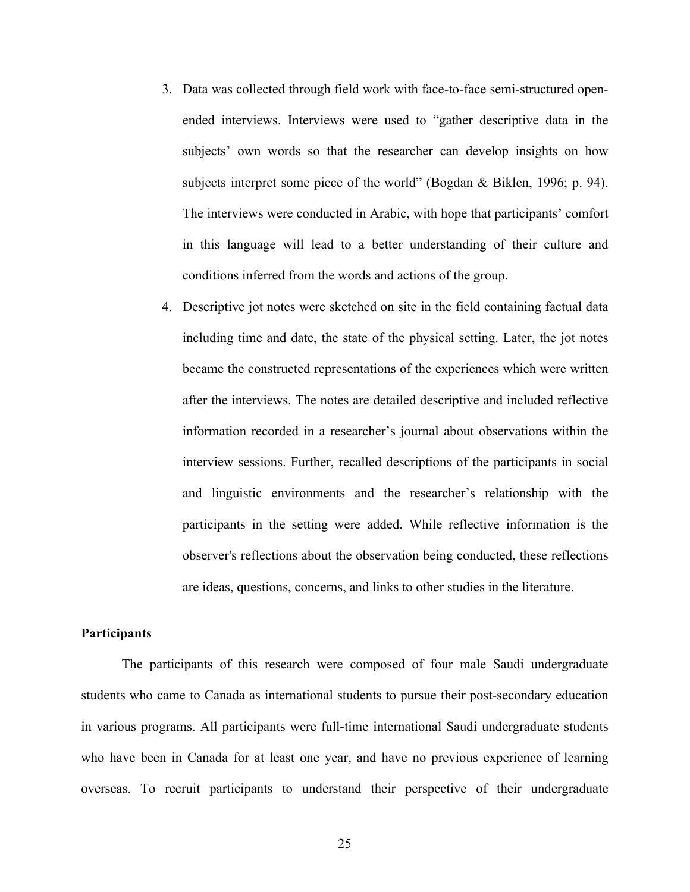3. Data was collected through field work with face-to-face semi-structured open-ended interviews. Interviews were used to “gather descriptive data in the subjects’ own words so that the researcher can develop insights on how subjects interpret some piece of the world” (Bogdan & Biklen, 1996; p. 94). The interviews were conducted in Arabic, with hope that participants’ comfort in this language will lead to a better understanding of their culture and conditions inferred from the words and actions of the group.
4. Descriptive jot notes were sketched on site in the field containing factual data including time and date, the state of the physical setting. Later, the jot notes became the constructed representations of the experiences which were written after the interviews. The notes are detailed descriptive and included reflective information recorded in a researcher’s journal about observations within the interview sessions. Further, recalled descriptions of the participants in social and linguistic environments and the researcher’s relationship with the participants in the setting were added. While reflective information is the observer's reflections about the observation being conducted, these reflections are ideas, questions, concerns, and links to other studies in the literature.

**Participants**

The participants of this research were composed of four male Saudi undergraduate students who came to Canada as international students to pursue their post-secondary education in various programs. All participants were full-time international Saudi undergraduate students who have been in Canada for at least one year, and have no previous experience of learning overseas. To recruit participants to understand their perspective of their undergraduate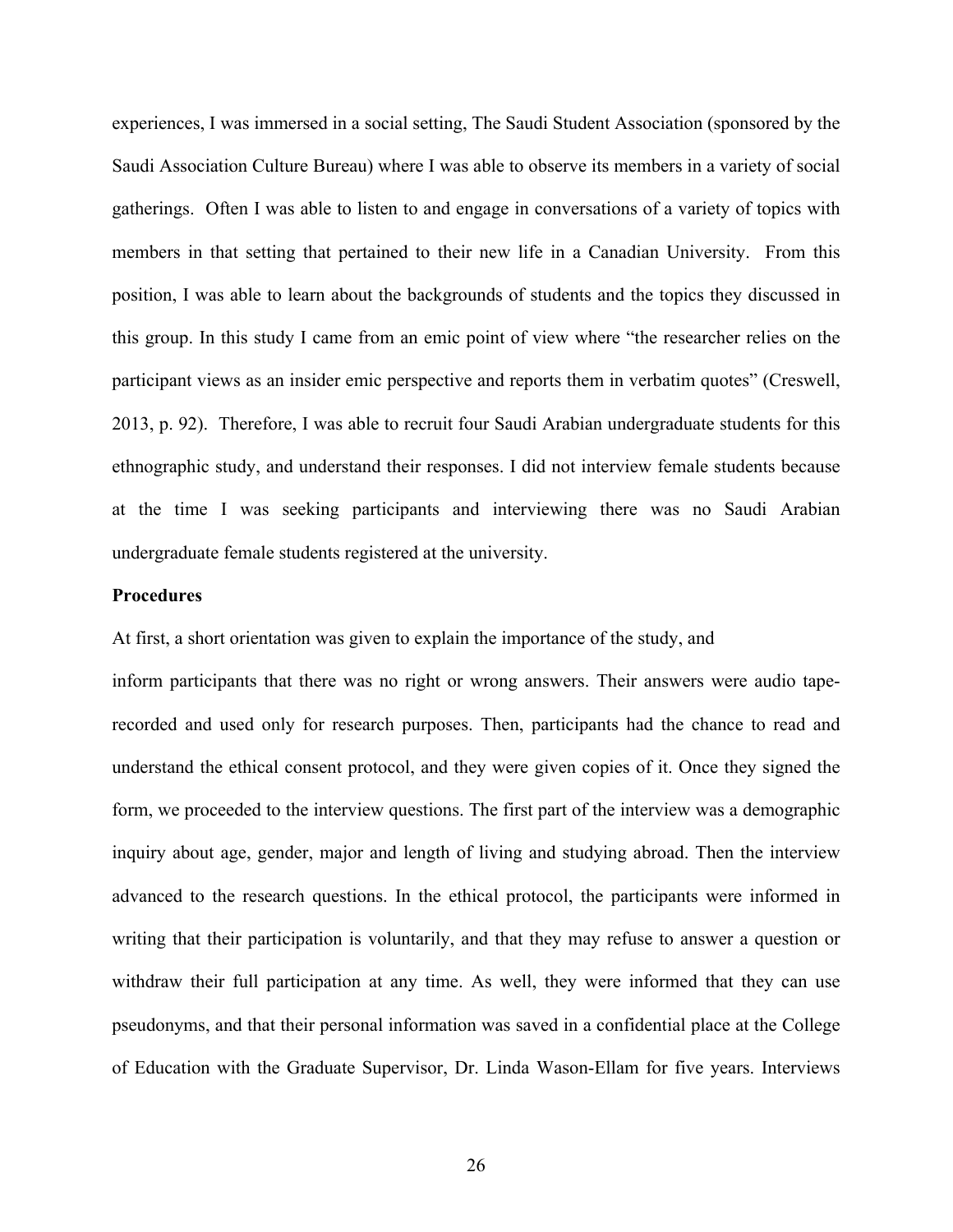experiences, I was immersed in a social setting, The Saudi Student Association (sponsored by the Saudi Association Culture Bureau) where I was able to observe its members in a variety of social gatherings. Often I was able to listen to and engage in conversations of a variety of topics with members in that setting that pertained to their new life in a Canadian University. From this position, I was able to learn about the backgrounds of students and the topics they discussed in this group. In this study I came from an emic point of view where "the researcher relies on the participant views as an insider emic perspective and reports them in verbatim quotes" (Creswell, 2013, p. 92). Therefore, I was able to recruit four Saudi Arabian undergraduate students for this ethnographic study, and understand their responses. I did not interview female students because at the time I was seeking participants and interviewing there was no Saudi Arabian undergraduate female students registered at the university.

**Procedures**

At first, a short orientation was given to explain the importance of the study, and inform participants that there was no right or wrong answers. Their answers were audio tape-recorded and used only for research purposes. Then, participants had the chance to read and understand the ethical consent protocol, and they were given copies of it. Once they signed the form, we proceeded to the interview questions. The first part of the interview was a demographic inquiry about age, gender, major and length of living and studying abroad. Then the interview advanced to the research questions. In the ethical protocol, the participants were informed in writing that their participation is voluntarily, and that they may refuse to answer a question or withdraw their full participation at any time. As well, they were informed that they can use pseudonyms, and that their personal information was saved in a confidential place at the College of Education with the Graduate Supervisor, Dr. Linda Wason-Ellam for five years. Interviews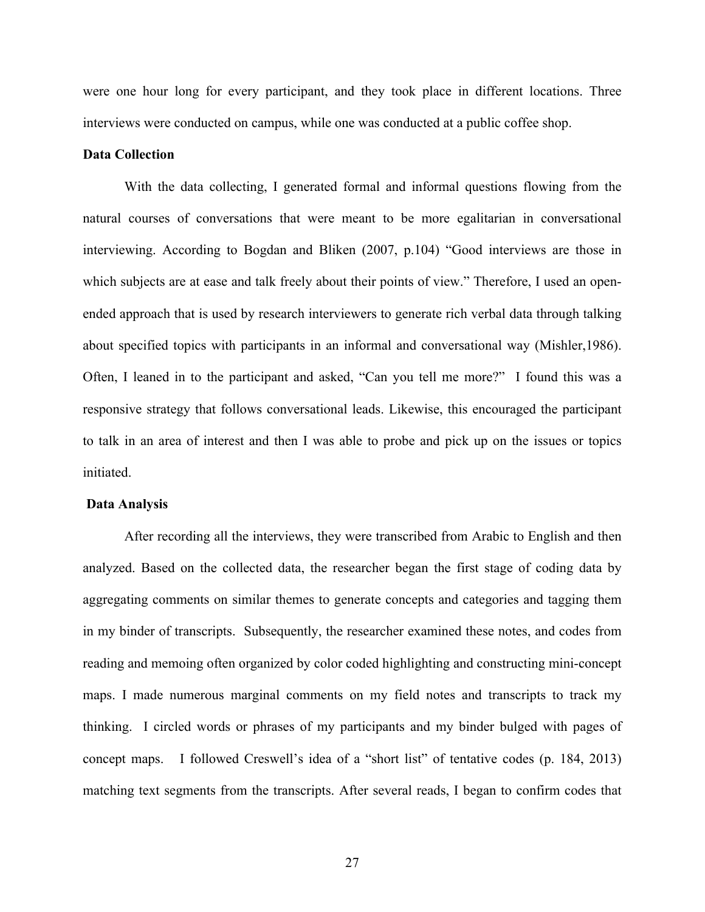were one hour long for every participant, and they took place in different locations. Three interviews were conducted on campus, while one was conducted at a public coffee shop.

**Data Collection**

With the data collecting, I generated formal and informal questions flowing from the natural courses of conversations that were meant to be more egalitarian in conversational interviewing. According to Bogdan and Bliken (2007, p.104) "Good interviews are those in which subjects are at ease and talk freely about their points of view." Therefore, I used an open-ended approach that is used by research interviewers to generate rich verbal data through talking about specified topics with participants in an informal and conversational way (Mishler,1986). Often, I leaned in to the participant and asked, "Can you tell me more?" I found this was a responsive strategy that follows conversational leads. Likewise, this encouraged the participant to talk in an area of interest and then I was able to probe and pick up on the issues or topics initiated.

**Data Analysis**

After recording all the interviews, they were transcribed from Arabic to English and then analyzed. Based on the collected data, the researcher began the first stage of coding data by aggregating comments on similar themes to generate concepts and categories and tagging them in my binder of transcripts. Subsequently, the researcher examined these notes, and codes from reading and memoing often organized by color coded highlighting and constructing mini-concept maps. I made numerous marginal comments on my field notes and transcripts to track my thinking. I circled words or phrases of my participants and my binder bulged with pages of concept maps. I followed Creswell's idea of a "short list" of tentative codes (p. 184, 2013) matching text segments from the transcripts. After several reads, I began to confirm codes that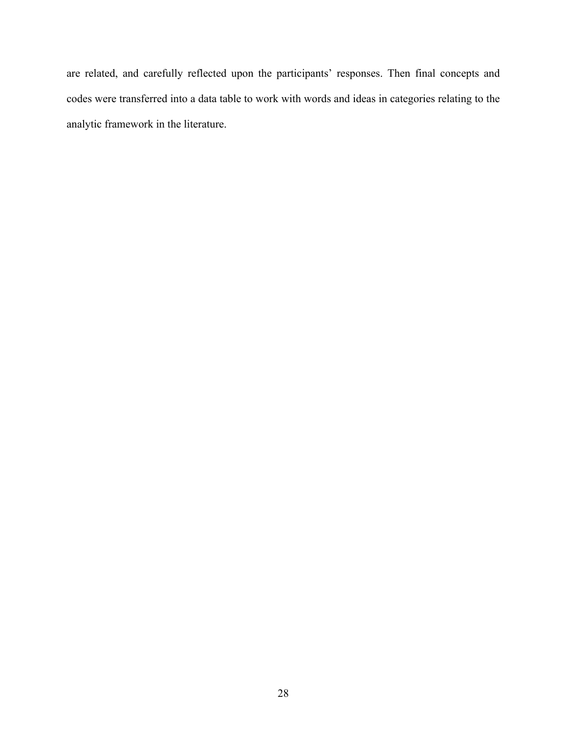are related, and carefully reflected upon the participants' responses. Then final concepts and codes were transferred into a data table to work with words and ideas in categories relating to the analytic framework in the literature.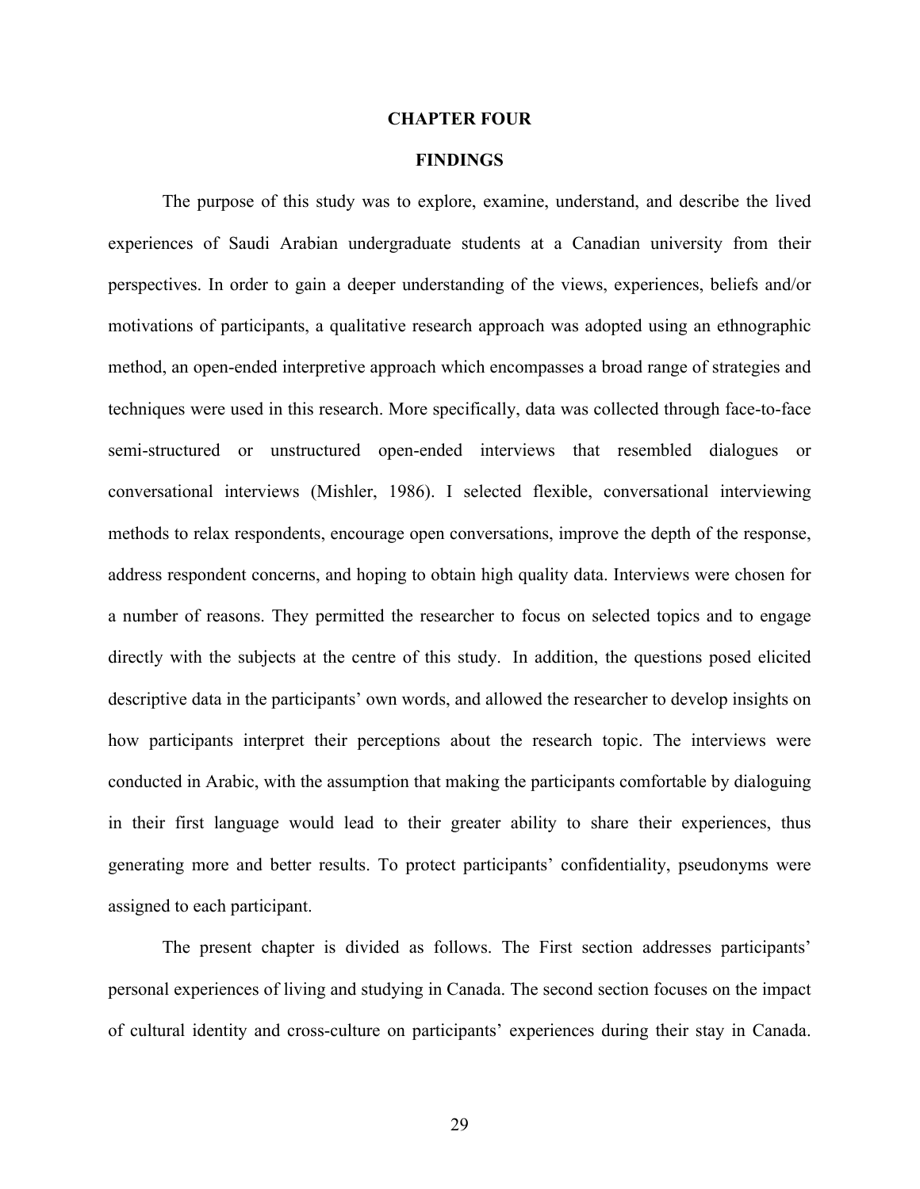# CHAPTER FOUR

## FINDINGS

The purpose of this study was to explore, examine, understand, and describe the lived experiences of Saudi Arabian undergraduate students at a Canadian university from their perspectives. In order to gain a deeper understanding of the views, experiences, beliefs and/or motivations of participants, a qualitative research approach was adopted using an ethnographic method, an open-ended interpretive approach which encompasses a broad range of strategies and techniques were used in this research. More specifically, data was collected through face-to-face semi-structured or unstructured open-ended interviews that resembled dialogues or conversational interviews (Mishler, 1986). I selected flexible, conversational interviewing methods to relax respondents, encourage open conversations, improve the depth of the response, address respondent concerns, and hoping to obtain high quality data. Interviews were chosen for a number of reasons. They permitted the researcher to focus on selected topics and to engage directly with the subjects at the centre of this study. In addition, the questions posed elicited descriptive data in the participants' own words, and allowed the researcher to develop insights on how participants interpret their perceptions about the research topic. The interviews were conducted in Arabic, with the assumption that making the participants comfortable by dialoguing in their first language would lead to their greater ability to share their experiences, thus generating more and better results. To protect participants' confidentiality, pseudonyms were assigned to each participant.

The present chapter is divided as follows. The First section addresses participants' personal experiences of living and studying in Canada. The second section focuses on the impact of cultural identity and cross-culture on participants' experiences during their stay in Canada.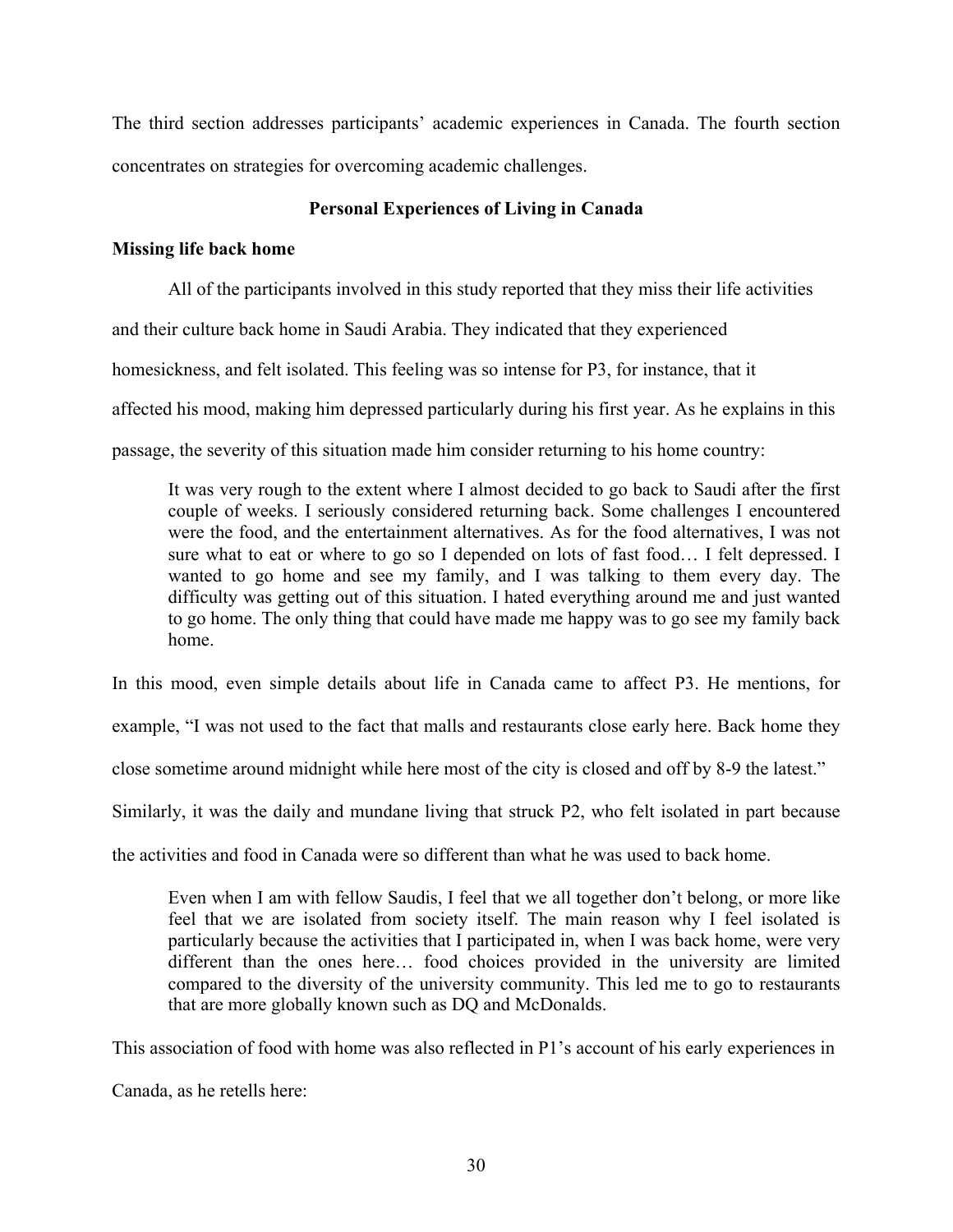The third section addresses participants' academic experiences in Canada. The fourth section concentrates on strategies for overcoming academic challenges.

## Personal Experiences of Living in Canada

### Missing life back home

All of the participants involved in this study reported that they miss their life activities and their culture back home in Saudi Arabia. They indicated that they experienced homesickness, and felt isolated. This feeling was so intense for P3, for instance, that it affected his mood, making him depressed particularly during his first year. As he explains in this passage, the severity of this situation made him consider returning to his home country:

> It was very rough to the extent where I almost decided to go back to Saudi after the first couple of weeks. I seriously considered returning back. Some challenges I encountered were the food, and the entertainment alternatives. As for the food alternatives, I was not sure what to eat or where to go so I depended on lots of fast food… I felt depressed. I wanted to go home and see my family, and I was talking to them every day. The difficulty was getting out of this situation. I hated everything around me and just wanted to go home. The only thing that could have made me happy was to go see my family back home.

In this mood, even simple details about life in Canada came to affect P3. He mentions, for example, "I was not used to the fact that malls and restaurants close early here. Back home they close sometime around midnight while here most of the city is closed and off by 8-9 the latest." Similarly, it was the daily and mundane living that struck P2, who felt isolated in part because the activities and food in Canada were so different than what he was used to back home.

> Even when I am with fellow Saudis, I feel that we all together don't belong, or more like feel that we are isolated from society itself. The main reason why I feel isolated is particularly because the activities that I participated in, when I was back home, were very different than the ones here… food choices provided in the university are limited compared to the diversity of the university community. This led me to go to restaurants that are more globally known such as DQ and McDonalds.

This association of food with home was also reflected in P1's account of his early experiences in Canada, as he retells here: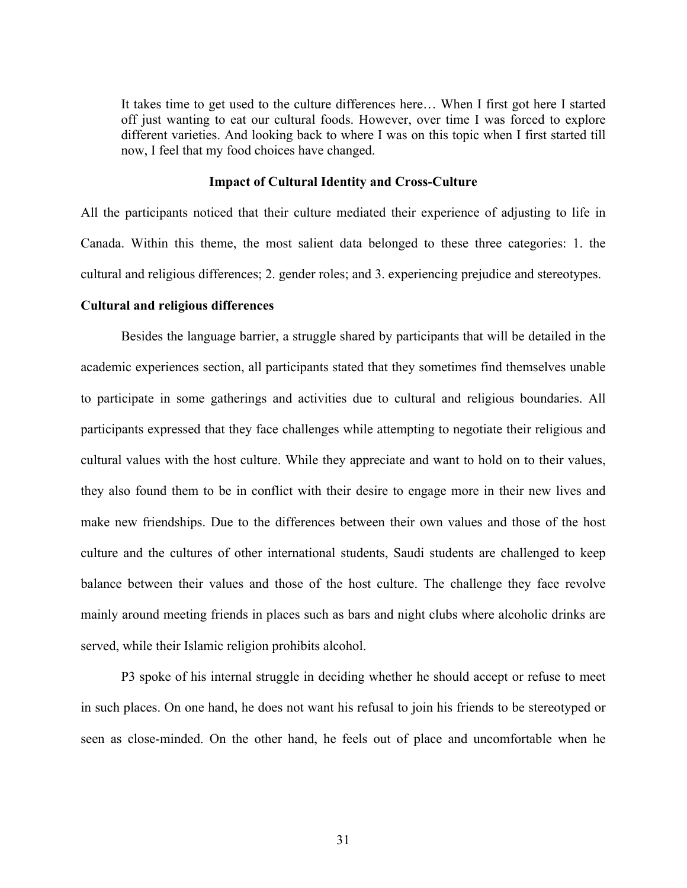> It takes time to get used to the culture differences here… When I first got here I started off just wanting to eat our cultural foods. However, over time I was forced to explore different varieties. And looking back to where I was on this topic when I first started till now, I feel that my food choices have changed.

## Impact of Cultural Identity and Cross-Culture

All the participants noticed that their culture mediated their experience of adjusting to life in Canada. Within this theme, the most salient data belonged to these three categories: 1. the cultural and religious differences; 2. gender roles; and 3. experiencing prejudice and stereotypes.

### Cultural and religious differences

Besides the language barrier, a struggle shared by participants that will be detailed in the academic experiences section, all participants stated that they sometimes find themselves unable to participate in some gatherings and activities due to cultural and religious boundaries. All participants expressed that they face challenges while attempting to negotiate their religious and cultural values with the host culture. While they appreciate and want to hold on to their values, they also found them to be in conflict with their desire to engage more in their new lives and make new friendships. Due to the differences between their own values and those of the host culture and the cultures of other international students, Saudi students are challenged to keep balance between their values and those of the host culture. The challenge they face revolve mainly around meeting friends in places such as bars and night clubs where alcoholic drinks are served, while their Islamic religion prohibits alcohol.

P3 spoke of his internal struggle in deciding whether he should accept or refuse to meet in such places. On one hand, he does not want his refusal to join his friends to be stereotyped or seen as close-minded. On the other hand, he feels out of place and uncomfortable when he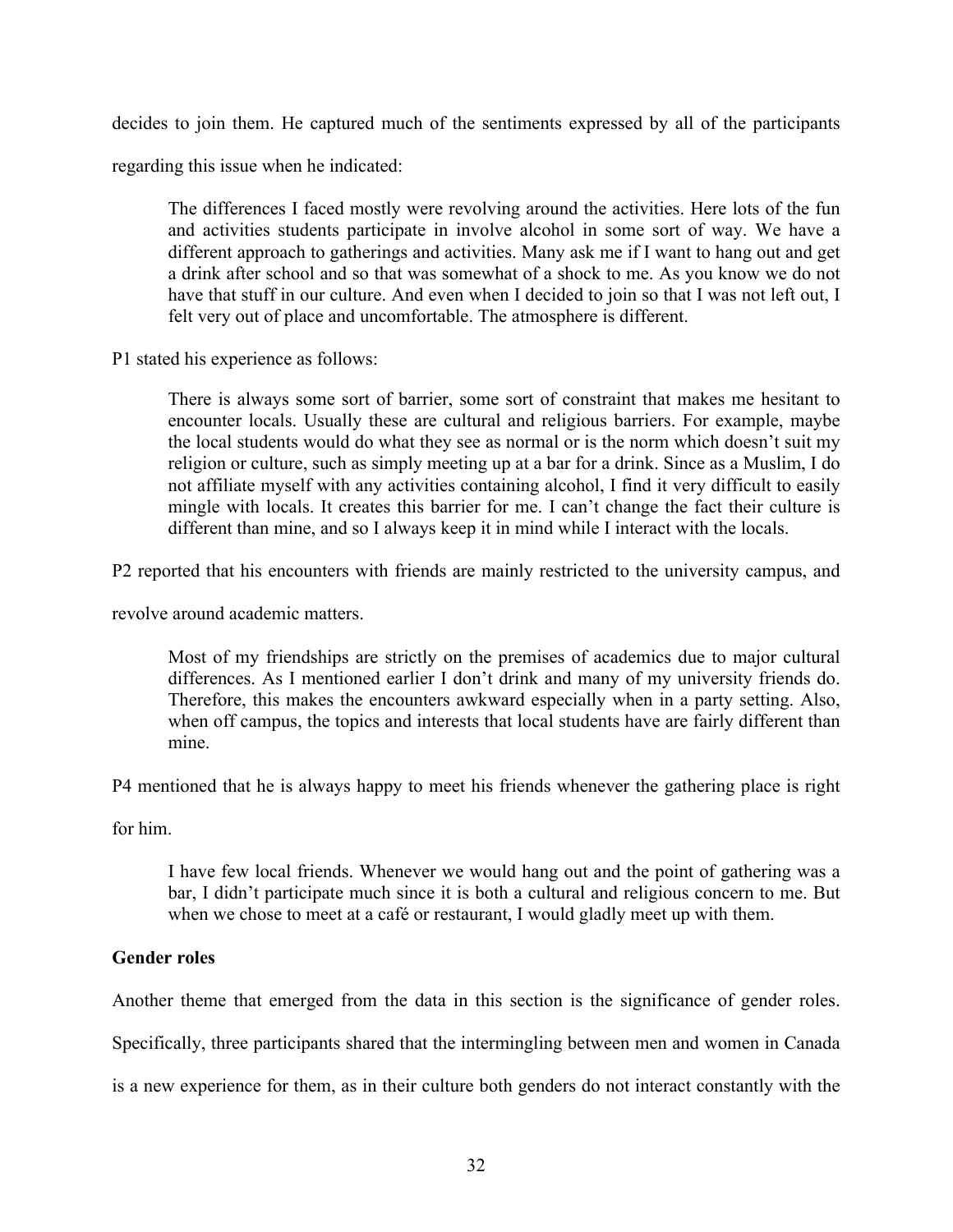decides to join them. He captured much of the sentiments expressed by all of the participants regarding this issue when he indicated:

> The differences I faced mostly were revolving around the activities. Here lots of the fun and activities students participate in involve alcohol in some sort of way. We have a different approach to gatherings and activities. Many ask me if I want to hang out and get a drink after school and so that was somewhat of a shock to me. As you know we do not have that stuff in our culture. And even when I decided to join so that I was not left out, I felt very out of place and uncomfortable. The atmosphere is different.

P1 stated his experience as follows:

> There is always some sort of barrier, some sort of constraint that makes me hesitant to encounter locals. Usually these are cultural and religious barriers. For example, maybe the local students would do what they see as normal or is the norm which doesn't suit my religion or culture, such as simply meeting up at a bar for a drink. Since as a Muslim, I do not affiliate myself with any activities containing alcohol, I find it very difficult to easily mingle with locals. It creates this barrier for me. I can't change the fact their culture is different than mine, and so I always keep it in mind while I interact with the locals.

P2 reported that his encounters with friends are mainly restricted to the university campus, and revolve around academic matters.

> Most of my friendships are strictly on the premises of academics due to major cultural differences. As I mentioned earlier I don't drink and many of my university friends do. Therefore, this makes the encounters awkward especially when in a party setting. Also, when off campus, the topics and interests that local students have are fairly different than mine.

P4 mentioned that he is always happy to meet his friends whenever the gathering place is right for him.

> I have few local friends. Whenever we would hang out and the point of gathering was a bar, I didn't participate much since it is both a cultural and religious concern to me. But when we chose to meet at a café or restaurant, I would gladly meet up with them.

**Gender roles**

Another theme that emerged from the data in this section is the significance of gender roles. Specifically, three participants shared that the intermingling between men and women in Canada is a new experience for them, as in their culture both genders do not interact constantly with the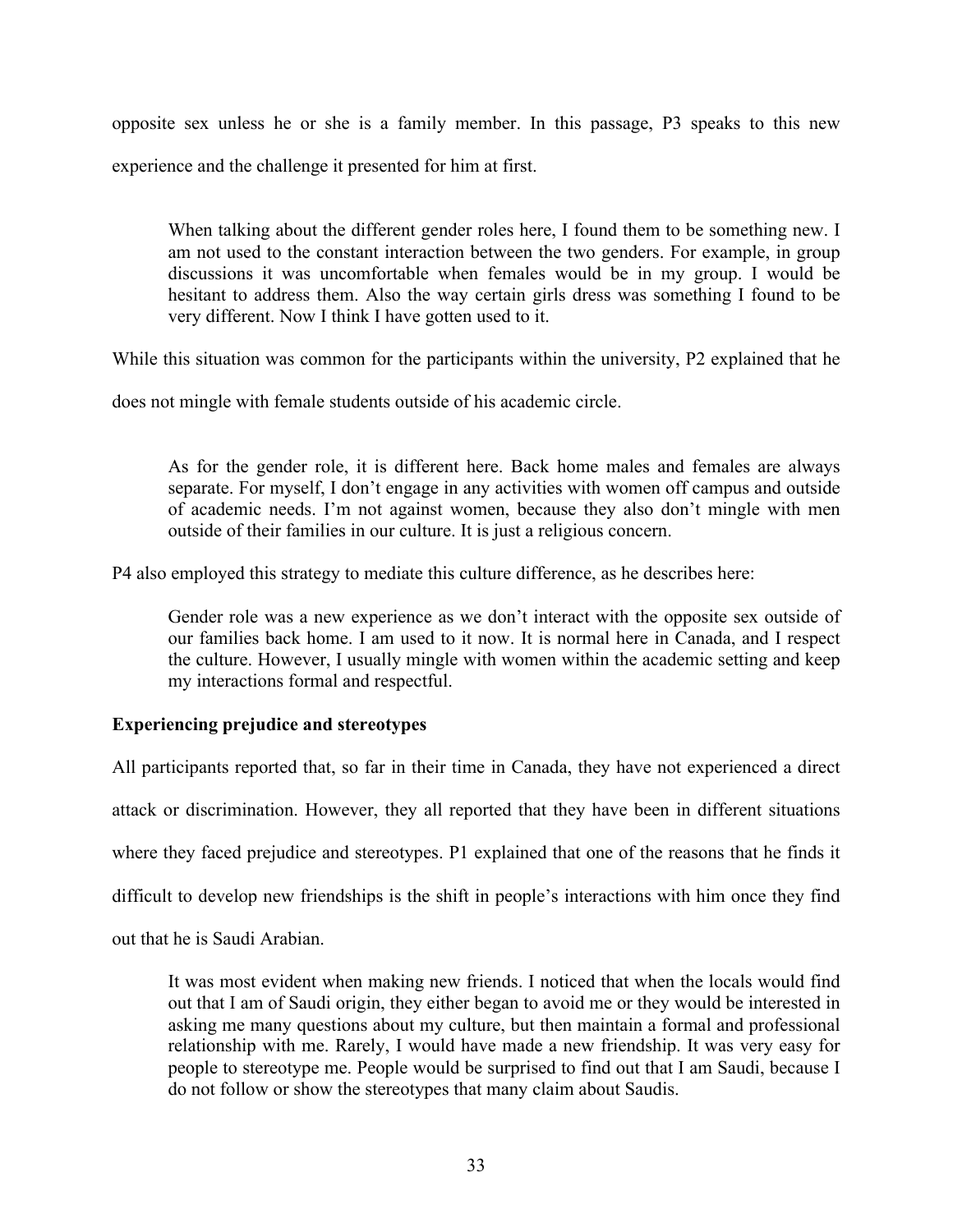opposite sex unless he or she is a family member. In this passage, P3 speaks to this new experience and the challenge it presented for him at first.

> When talking about the different gender roles here, I found them to be something new. I am not used to the constant interaction between the two genders. For example, in group discussions it was uncomfortable when females would be in my group. I would be hesitant to address them. Also the way certain girls dress was something I found to be very different. Now I think I have gotten used to it.

While this situation was common for the participants within the university, P2 explained that he does not mingle with female students outside of his academic circle.

> As for the gender role, it is different here. Back home males and females are always separate. For myself, I don't engage in any activities with women off campus and outside of academic needs. I'm not against women, because they also don't mingle with men outside of their families in our culture. It is just a religious concern.

P4 also employed this strategy to mediate this culture difference, as he describes here:

> Gender role was a new experience as we don't interact with the opposite sex outside of our families back home. I am used to it now. It is normal here in Canada, and I respect the culture. However, I usually mingle with women within the academic setting and keep my interactions formal and respectful.

**Experiencing prejudice and stereotypes**

All participants reported that, so far in their time in Canada, they have not experienced a direct attack or discrimination. However, they all reported that they have been in different situations where they faced prejudice and stereotypes. P1 explained that one of the reasons that he finds it difficult to develop new friendships is the shift in people's interactions with him once they find out that he is Saudi Arabian.

> It was most evident when making new friends. I noticed that when the locals would find out that I am of Saudi origin, they either began to avoid me or they would be interested in asking me many questions about my culture, but then maintain a formal and professional relationship with me. Rarely, I would have made a new friendship. It was very easy for people to stereotype me. People would be surprised to find out that I am Saudi, because I do not follow or show the stereotypes that many claim about Saudis.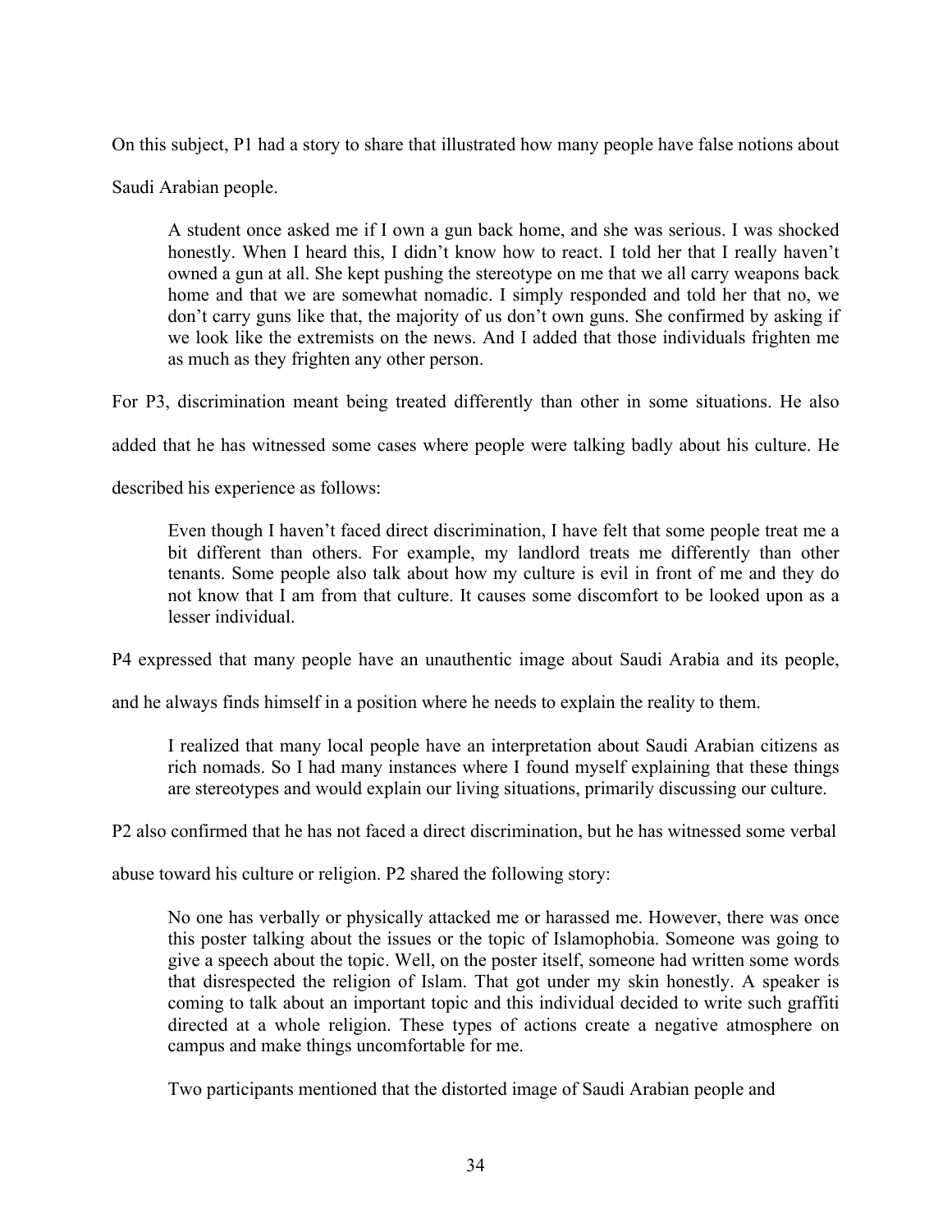On this subject, P1 had a story to share that illustrated how many people have false notions about Saudi Arabian people.

> A student once asked me if I own a gun back home, and she was serious. I was shocked honestly. When I heard this, I didn't know how to react. I told her that I really haven't owned a gun at all. She kept pushing the stereotype on me that we all carry weapons back home and that we are somewhat nomadic. I simply responded and told her that no, we don't carry guns like that, the majority of us don't own guns. She confirmed by asking if we look like the extremists on the news. And I added that those individuals frighten me as much as they frighten any other person.

For P3, discrimination meant being treated differently than other in some situations. He also added that he has witnessed some cases where people were talking badly about his culture. He described his experience as follows:

> Even though I haven't faced direct discrimination, I have felt that some people treat me a bit different than others. For example, my landlord treats me differently than other tenants. Some people also talk about how my culture is evil in front of me and they do not know that I am from that culture. It causes some discomfort to be looked upon as a lesser individual.

P4 expressed that many people have an unauthentic image about Saudi Arabia and its people, and he always finds himself in a position where he needs to explain the reality to them.

> I realized that many local people have an interpretation about Saudi Arabian citizens as rich nomads. So I had many instances where I found myself explaining that these things are stereotypes and would explain our living situations, primarily discussing our culture.

P2 also confirmed that he has not faced a direct discrimination, but he has witnessed some verbal abuse toward his culture or religion. P2 shared the following story:

> No one has verbally or physically attacked me or harassed me. However, there was once this poster talking about the issues or the topic of Islamophobia. Someone was going to give a speech about the topic. Well, on the poster itself, someone had written some words that disrespected the religion of Islam. That got under my skin honestly. A speaker is coming to talk about an important topic and this individual decided to write such graffiti directed at a whole religion. These types of actions create a negative atmosphere on campus and make things uncomfortable for me.

Two participants mentioned that the distorted image of Saudi Arabian people and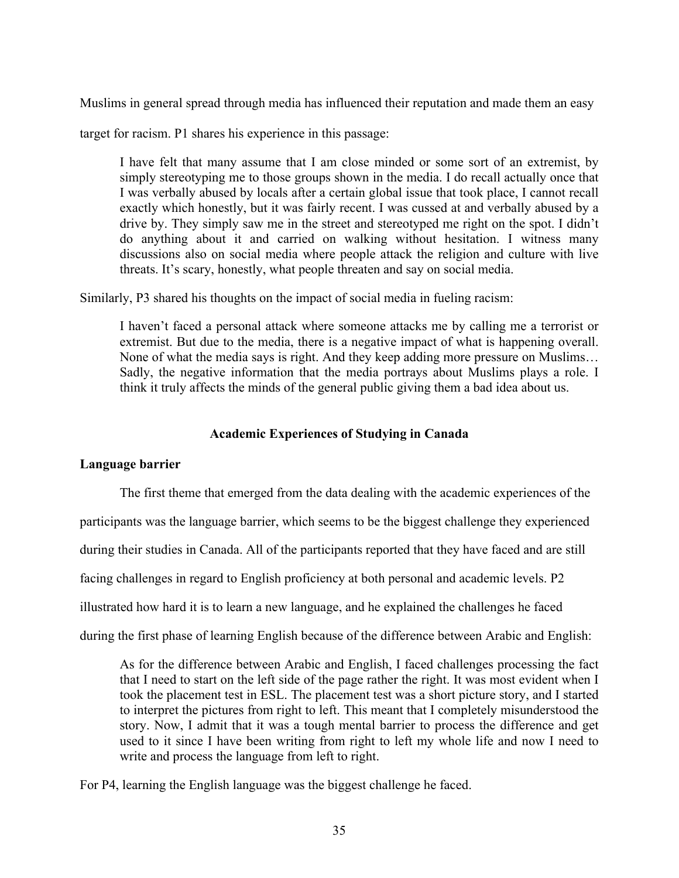Muslims in general spread through media has influenced their reputation and made them an easy target for racism. P1 shares his experience in this passage:

> I have felt that many assume that I am close minded or some sort of an extremist, by simply stereotyping me to those groups shown in the media. I do recall actually once that I was verbally abused by locals after a certain global issue that took place, I cannot recall exactly which honestly, but it was fairly recent. I was cussed at and verbally abused by a drive by. They simply saw me in the street and stereotyped me right on the spot. I didn't do anything about it and carried on walking without hesitation. I witness many discussions also on social media where people attack the religion and culture with live threats. It's scary, honestly, what people threaten and say on social media.

Similarly, P3 shared his thoughts on the impact of social media in fueling racism:

> I haven't faced a personal attack where someone attacks me by calling me a terrorist or extremist. But due to the media, there is a negative impact of what is happening overall. None of what the media says is right. And they keep adding more pressure on Muslims… Sadly, the negative information that the media portrays about Muslims plays a role. I think it truly affects the minds of the general public giving them a bad idea about us.

## Academic Experiences of Studying in Canada

### Language barrier

The first theme that emerged from the data dealing with the academic experiences of the participants was the language barrier, which seems to be the biggest challenge they experienced during their studies in Canada. All of the participants reported that they have faced and are still facing challenges in regard to English proficiency at both personal and academic levels. P2 illustrated how hard it is to learn a new language, and he explained the challenges he faced during the first phase of learning English because of the difference between Arabic and English:

> As for the difference between Arabic and English, I faced challenges processing the fact that I need to start on the left side of the page rather the right. It was most evident when I took the placement test in ESL. The placement test was a short picture story, and I started to interpret the pictures from right to left. This meant that I completely misunderstood the story. Now, I admit that it was a tough mental barrier to process the difference and get used to it since I have been writing from right to left my whole life and now I need to write and process the language from left to right.

For P4, learning the English language was the biggest challenge he faced.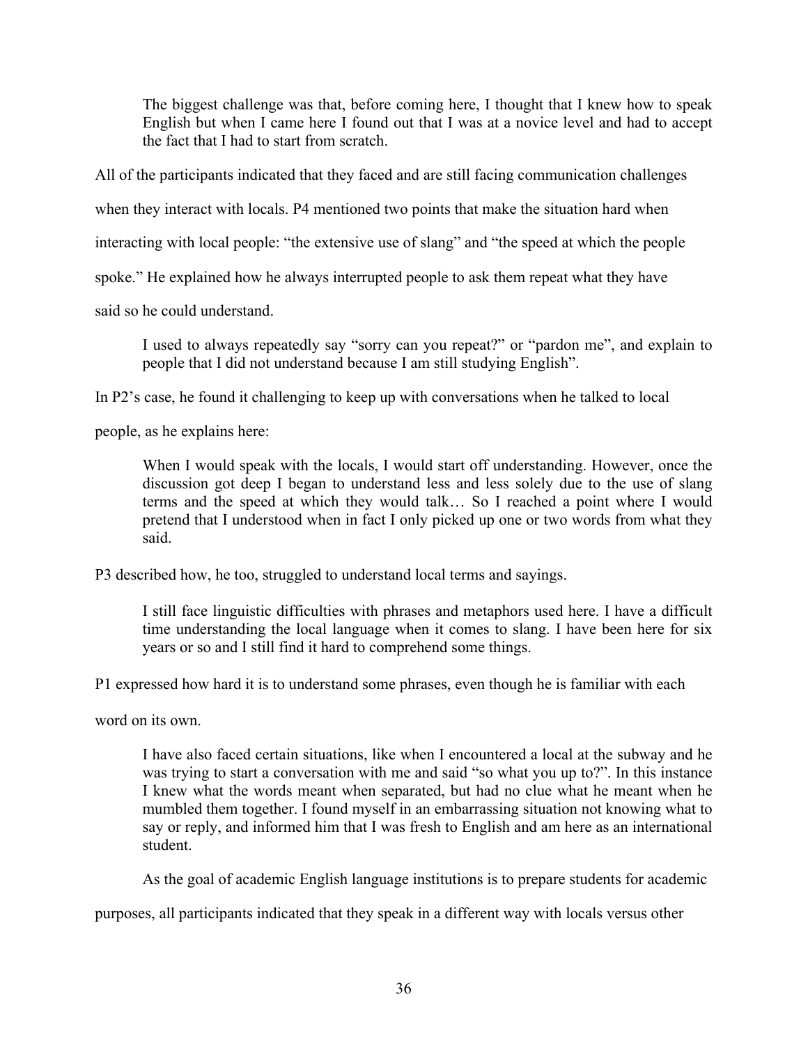> The biggest challenge was that, before coming here, I thought that I knew how to speak English but when I came here I found out that I was at a novice level and had to accept the fact that I had to start from scratch.

All of the participants indicated that they faced and are still facing communication challenges when they interact with locals. P4 mentioned two points that make the situation hard when interacting with local people: "the extensive use of slang" and "the speed at which the people spoke." He explained how he always interrupted people to ask them repeat what they have said so he could understand.

> I used to always repeatedly say "sorry can you repeat?" or "pardon me", and explain to people that I did not understand because I am still studying English".

In P2's case, he found it challenging to keep up with conversations when he talked to local people, as he explains here:

> When I would speak with the locals, I would start off understanding. However, once the discussion got deep I began to understand less and less solely due to the use of slang terms and the speed at which they would talk… So I reached a point where I would pretend that I understood when in fact I only picked up one or two words from what they said.

P3 described how, he too, struggled to understand local terms and sayings.

> I still face linguistic difficulties with phrases and metaphors used here. I have a difficult time understanding the local language when it comes to slang. I have been here for six years or so and I still find it hard to comprehend some things.

P1 expressed how hard it is to understand some phrases, even though he is familiar with each word on its own.

> I have also faced certain situations, like when I encountered a local at the subway and he was trying to start a conversation with me and said "so what you up to?". In this instance I knew what the words meant when separated, but had no clue what he meant when he mumbled them together. I found myself in an embarrassing situation not knowing what to say or reply, and informed him that I was fresh to English and am here as an international student.

As the goal of academic English language institutions is to prepare students for academic purposes, all participants indicated that they speak in a different way with locals versus other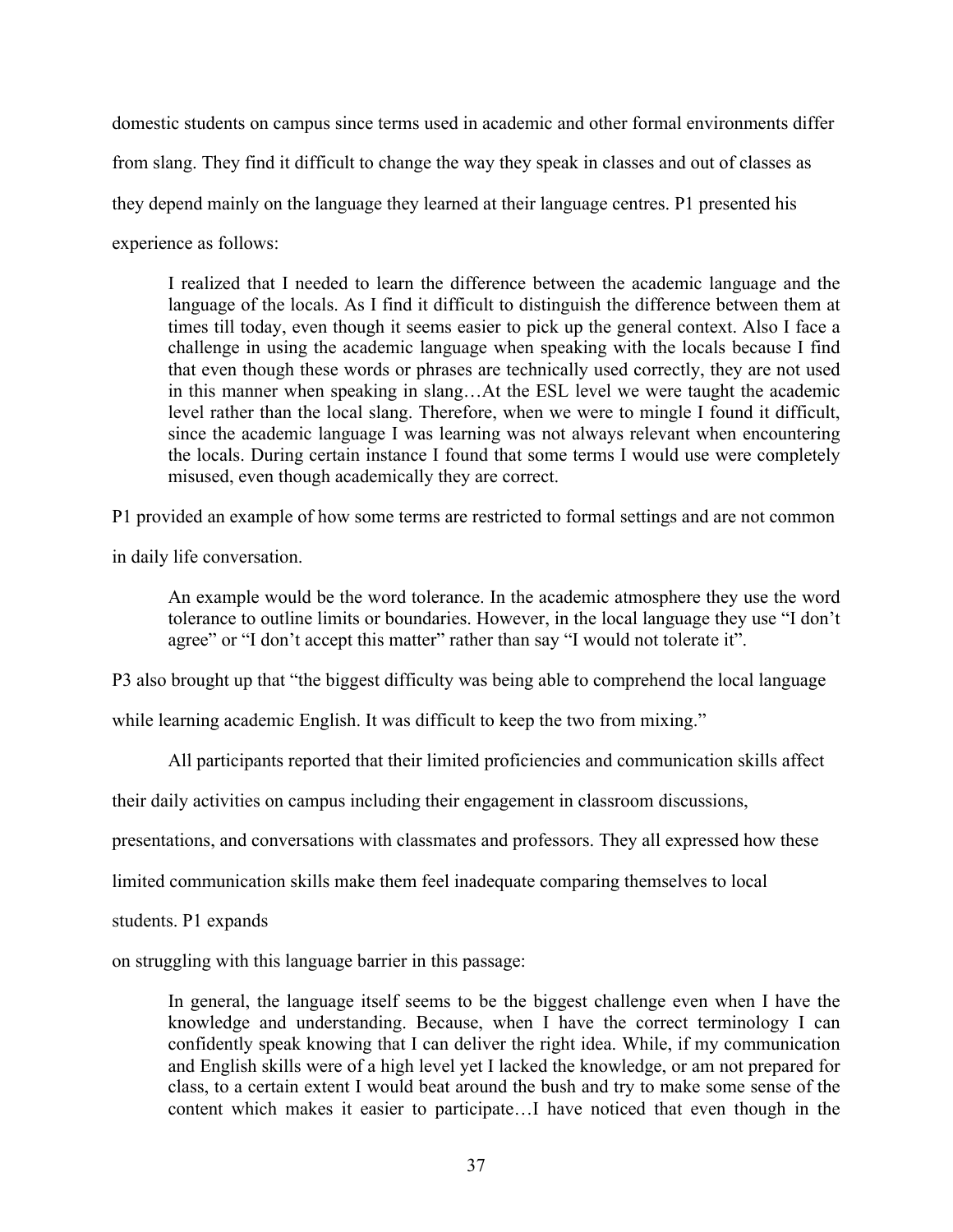domestic students on campus since terms used in academic and other formal environments differ from slang. They find it difficult to change the way they speak in classes and out of classes as they depend mainly on the language they learned at their language centres. P1 presented his experience as follows:

> I realized that I needed to learn the difference between the academic language and the language of the locals. As I find it difficult to distinguish the difference between them at times till today, even though it seems easier to pick up the general context. Also I face a challenge in using the academic language when speaking with the locals because I find that even though these words or phrases are technically used correctly, they are not used in this manner when speaking in slang…At the ESL level we were taught the academic level rather than the local slang. Therefore, when we were to mingle I found it difficult, since the academic language I was learning was not always relevant when encountering the locals. During certain instance I found that some terms I would use were completely misused, even though academically they are correct.

P1 provided an example of how some terms are restricted to formal settings and are not common in daily life conversation.

> An example would be the word tolerance. In the academic atmosphere they use the word tolerance to outline limits or boundaries. However, in the local language they use "I don't agree" or "I don't accept this matter" rather than say "I would not tolerate it".

P3 also brought up that "the biggest difficulty was being able to comprehend the local language while learning academic English. It was difficult to keep the two from mixing."

All participants reported that their limited proficiencies and communication skills affect their daily activities on campus including their engagement in classroom discussions, presentations, and conversations with classmates and professors. They all expressed how these limited communication skills make them feel inadequate comparing themselves to local students. P1 expands on struggling with this language barrier in this passage:

> In general, the language itself seems to be the biggest challenge even when I have the knowledge and understanding. Because, when I have the correct terminology I can confidently speak knowing that I can deliver the right idea. While, if my communication and English skills were of a high level yet I lacked the knowledge, or am not prepared for class, to a certain extent I would beat around the bush and try to make some sense of the content which makes it easier to participate…I have noticed that even though in the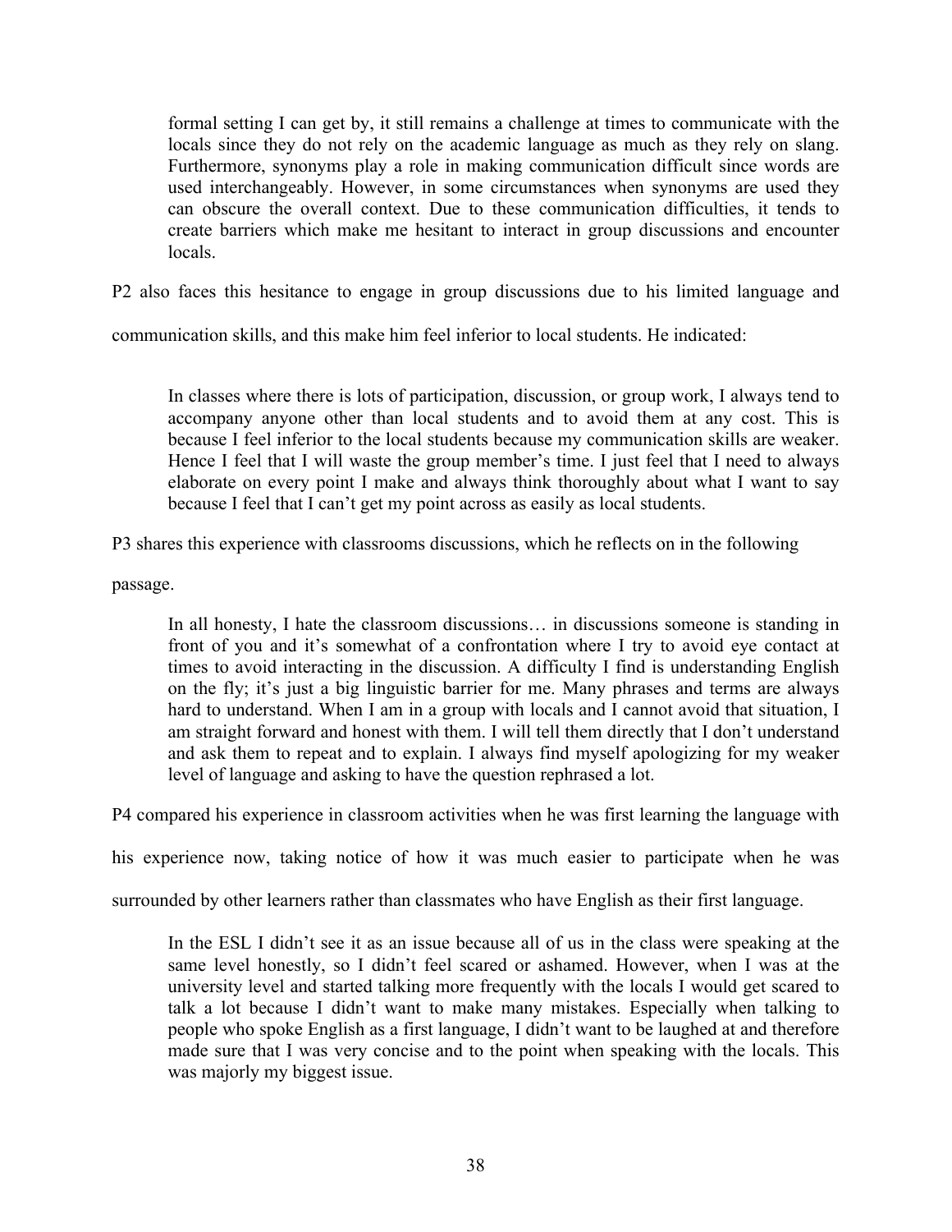> formal setting I can get by, it still remains a challenge at times to communicate with the locals since they do not rely on the academic language as much as they rely on slang. Furthermore, synonyms play a role in making communication difficult since words are used interchangeably. However, in some circumstances when synonyms are used they can obscure the overall context. Due to these communication difficulties, it tends to create barriers which make me hesitant to interact in group discussions and encounter locals.

P2 also faces this hesitance to engage in group discussions due to his limited language and communication skills, and this make him feel inferior to local students. He indicated:

> In classes where there is lots of participation, discussion, or group work, I always tend to accompany anyone other than local students and to avoid them at any cost. This is because I feel inferior to the local students because my communication skills are weaker. Hence I feel that I will waste the group member's time. I just feel that I need to always elaborate on every point I make and always think thoroughly about what I want to say because I feel that I can't get my point across as easily as local students.

P3 shares this experience with classrooms discussions, which he reflects on in the following passage.

> In all honesty, I hate the classroom discussions… in discussions someone is standing in front of you and it's somewhat of a confrontation where I try to avoid eye contact at times to avoid interacting in the discussion. A difficulty I find is understanding English on the fly; it's just a big linguistic barrier for me. Many phrases and terms are always hard to understand. When I am in a group with locals and I cannot avoid that situation, I am straight forward and honest with them. I will tell them directly that I don't understand and ask them to repeat and to explain. I always find myself apologizing for my weaker level of language and asking to have the question rephrased a lot.

P4 compared his experience in classroom activities when he was first learning the language with his experience now, taking notice of how it was much easier to participate when he was surrounded by other learners rather than classmates who have English as their first language.

> In the ESL I didn't see it as an issue because all of us in the class were speaking at the same level honestly, so I didn't feel scared or ashamed. However, when I was at the university level and started talking more frequently with the locals I would get scared to talk a lot because I didn't want to make many mistakes. Especially when talking to people who spoke English as a first language, I didn't want to be laughed at and therefore made sure that I was very concise and to the point when speaking with the locals. This was majorly my biggest issue.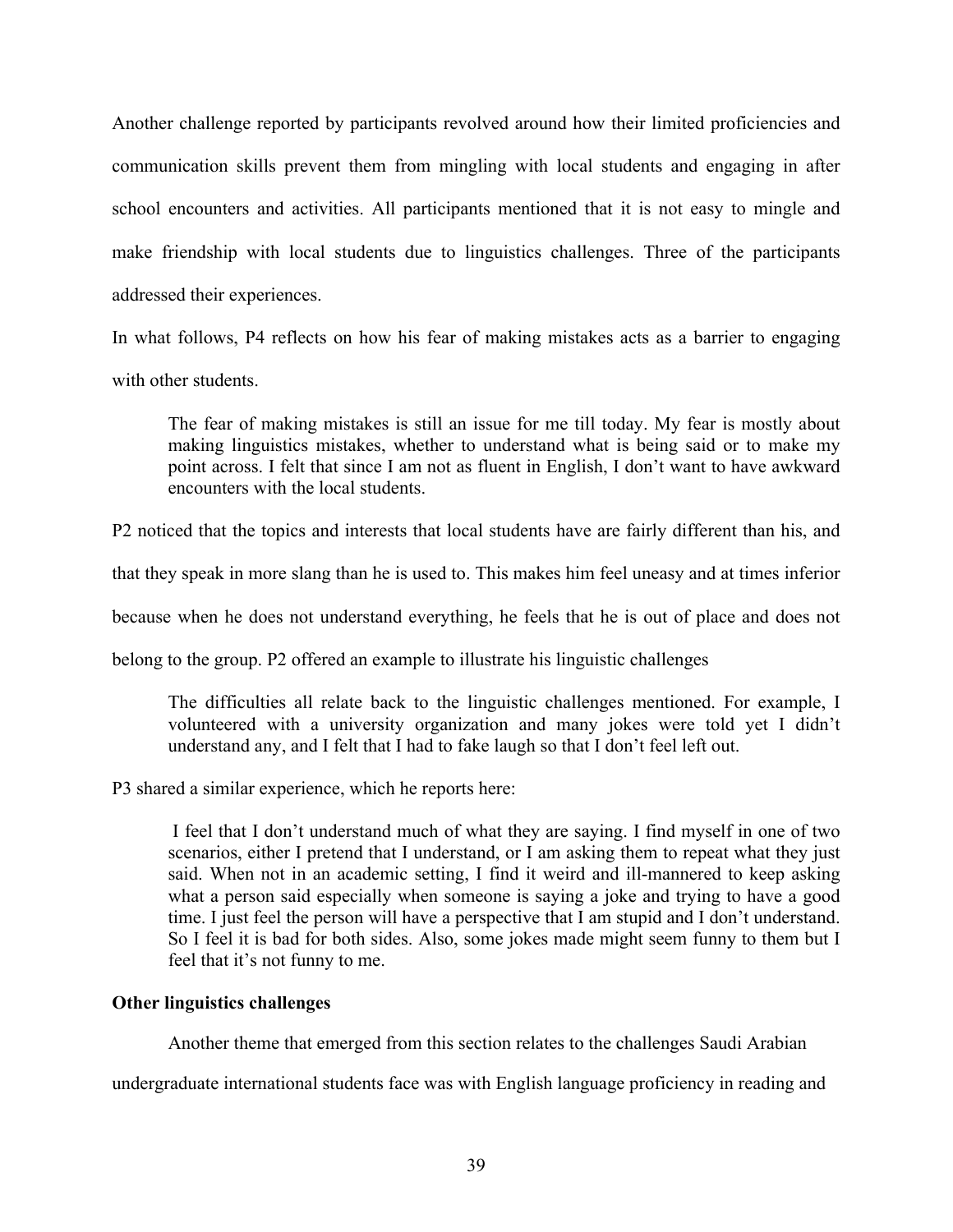Another challenge reported by participants revolved around how their limited proficiencies and communication skills prevent them from mingling with local students and engaging in after school encounters and activities. All participants mentioned that it is not easy to mingle and make friendship with local students due to linguistics challenges. Three of the participants addressed their experiences.

In what follows, P4 reflects on how his fear of making mistakes acts as a barrier to engaging with other students.

> The fear of making mistakes is still an issue for me till today. My fear is mostly about making linguistics mistakes, whether to understand what is being said or to make my point across. I felt that since I am not as fluent in English, I don't want to have awkward encounters with the local students.

P2 noticed that the topics and interests that local students have are fairly different than his, and that they speak in more slang than he is used to. This makes him feel uneasy and at times inferior because when he does not understand everything, he feels that he is out of place and does not belong to the group. P2 offered an example to illustrate his linguistic challenges

> The difficulties all relate back to the linguistic challenges mentioned. For example, I volunteered with a university organization and many jokes were told yet I didn't understand any, and I felt that I had to fake laugh so that I don't feel left out.

P3 shared a similar experience, which he reports here:

> I feel that I don't understand much of what they are saying. I find myself in one of two scenarios, either I pretend that I understand, or I am asking them to repeat what they just said. When not in an academic setting, I find it weird and ill-mannered to keep asking what a person said especially when someone is saying a joke and trying to have a good time. I just feel the person will have a perspective that I am stupid and I don't understand. So I feel it is bad for both sides. Also, some jokes made might seem funny to them but I feel that it's not funny to me.

**Other linguistics challenges**

Another theme that emerged from this section relates to the challenges Saudi Arabian undergraduate international students face was with English language proficiency in reading and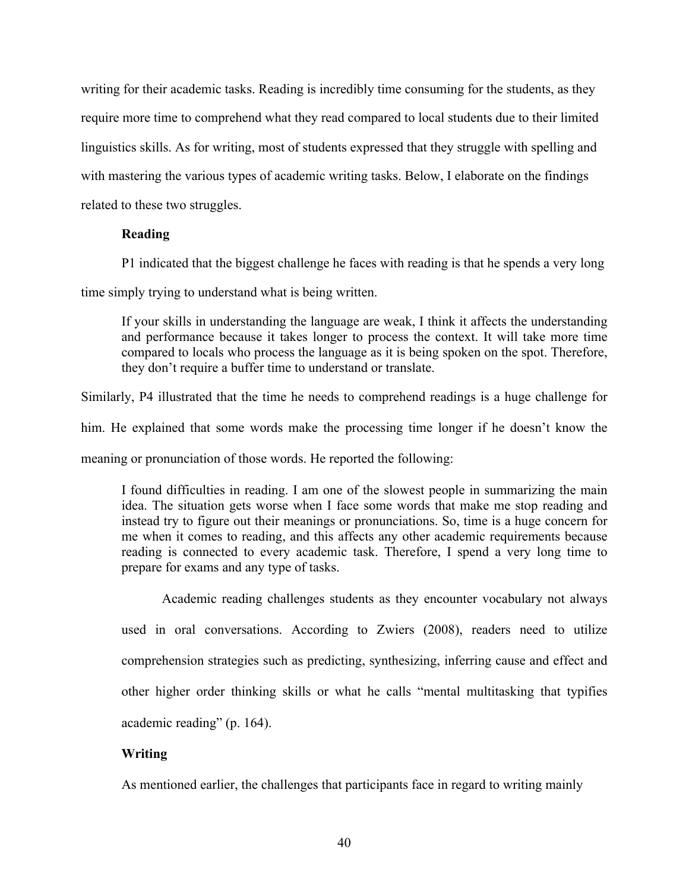writing for their academic tasks. Reading is incredibly time consuming for the students, as they require more time to comprehend what they read compared to local students due to their limited linguistics skills. As for writing, most of students expressed that they struggle with spelling and with mastering the various types of academic writing tasks. Below, I elaborate on the findings related to these two struggles.

### Reading

P1 indicated that the biggest challenge he faces with reading is that he spends a very long time simply trying to understand what is being written.

> If your skills in understanding the language are weak, I think it affects the understanding and performance because it takes longer to process the context. It will take more time compared to locals who process the language as it is being spoken on the spot. Therefore, they don't require a buffer time to understand or translate.

Similarly, P4 illustrated that the time he needs to comprehend readings is a huge challenge for him. He explained that some words make the processing time longer if he doesn't know the meaning or pronunciation of those words. He reported the following:

> I found difficulties in reading. I am one of the slowest people in summarizing the main idea. The situation gets worse when I face some words that make me stop reading and instead try to figure out their meanings or pronunciations. So, time is a huge concern for me when it comes to reading, and this affects any other academic requirements because reading is connected to every academic task. Therefore, I spend a very long time to prepare for exams and any type of tasks.

Academic reading challenges students as they encounter vocabulary not always used in oral conversations. According to Zwiers (2008), readers need to utilize comprehension strategies such as predicting, synthesizing, inferring cause and effect and other higher order thinking skills or what he calls "mental multitasking that typifies academic reading" (p. 164).

### Writing

As mentioned earlier, the challenges that participants face in regard to writing mainly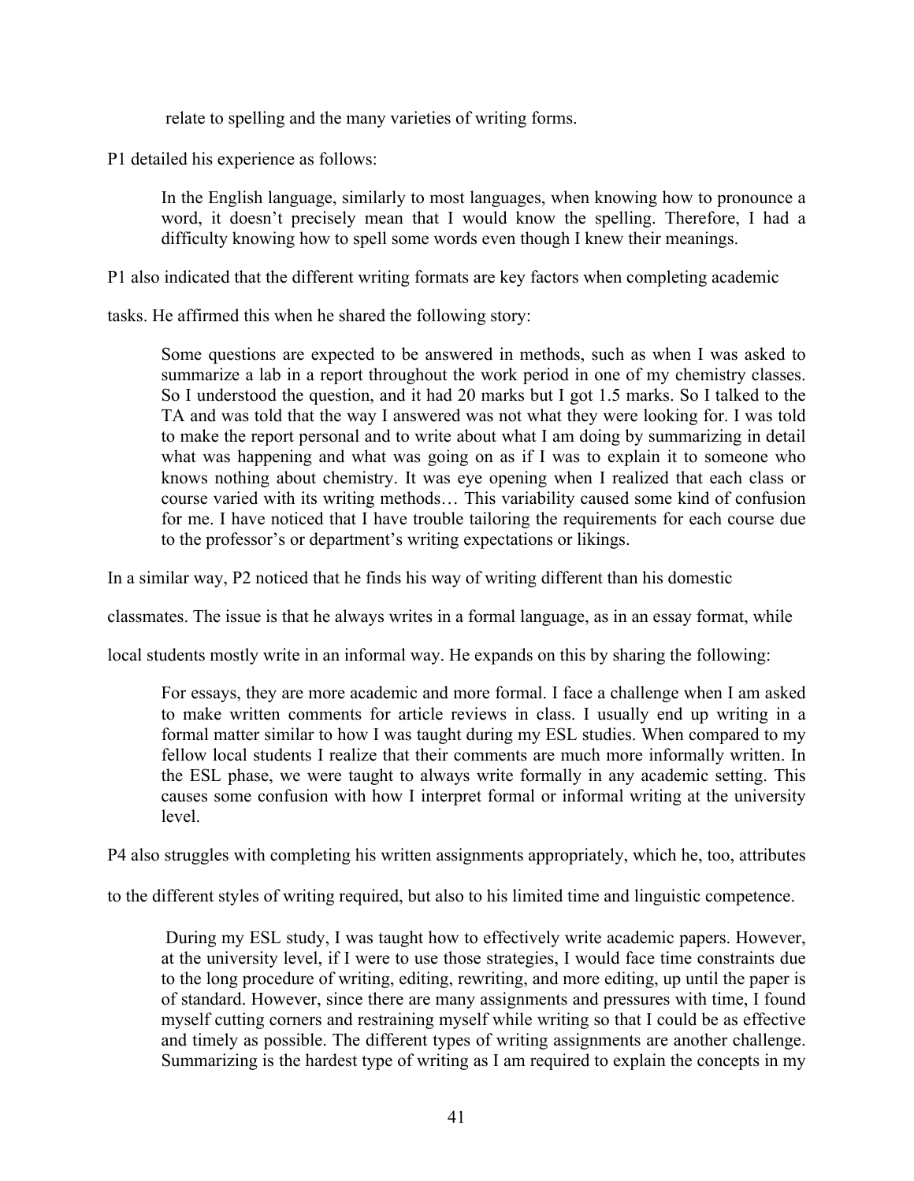relate to spelling and the many varieties of writing forms.

P1 detailed his experience as follows:

> In the English language, similarly to most languages, when knowing how to pronounce a word, it doesn't precisely mean that I would know the spelling. Therefore, I had a difficulty knowing how to spell some words even though I knew their meanings.

P1 also indicated that the different writing formats are key factors when completing academic tasks. He affirmed this when he shared the following story:

> Some questions are expected to be answered in methods, such as when I was asked to summarize a lab in a report throughout the work period in one of my chemistry classes. So I understood the question, and it had 20 marks but I got 1.5 marks. So I talked to the TA and was told that the way I answered was not what they were looking for. I was told to make the report personal and to write about what I am doing by summarizing in detail what was happening and what was going on as if I was to explain it to someone who knows nothing about chemistry. It was eye opening when I realized that each class or course varied with its writing methods… This variability caused some kind of confusion for me. I have noticed that I have trouble tailoring the requirements for each course due to the professor's or department's writing expectations or likings.

In a similar way, P2 noticed that he finds his way of writing different than his domestic classmates. The issue is that he always writes in a formal language, as in an essay format, while local students mostly write in an informal way. He expands on this by sharing the following:

> For essays, they are more academic and more formal. I face a challenge when I am asked to make written comments for article reviews in class. I usually end up writing in a formal matter similar to how I was taught during my ESL studies. When compared to my fellow local students I realize that their comments are much more informally written. In the ESL phase, we were taught to always write formally in any academic setting. This causes some confusion with how I interpret formal or informal writing at the university level.

P4 also struggles with completing his written assignments appropriately, which he, too, attributes to the different styles of writing required, but also to his limited time and linguistic competence.

> During my ESL study, I was taught how to effectively write academic papers. However, at the university level, if I were to use those strategies, I would face time constraints due to the long procedure of writing, editing, rewriting, and more editing, up until the paper is of standard. However, since there are many assignments and pressures with time, I found myself cutting corners and restraining myself while writing so that I could be as effective and timely as possible. The different types of writing assignments are another challenge. Summarizing is the hardest type of writing as I am required to explain the concepts in my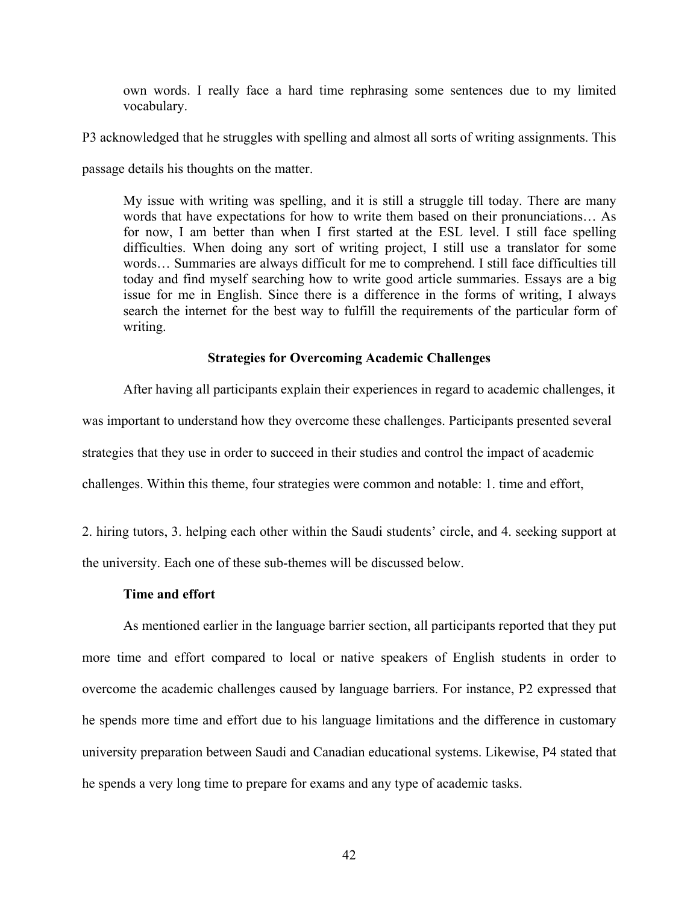> own words. I really face a hard time rephrasing some sentences due to my limited vocabulary.

P3 acknowledged that he struggles with spelling and almost all sorts of writing assignments. This passage details his thoughts on the matter.

> My issue with writing was spelling, and it is still a struggle till today. There are many words that have expectations for how to write them based on their pronunciations… As for now, I am better than when I first started at the ESL level. I still face spelling difficulties. When doing any sort of writing project, I still use a translator for some words… Summaries are always difficult for me to comprehend. I still face difficulties till today and find myself searching how to write good article summaries. Essays are a big issue for me in English. Since there is a difference in the forms of writing, I always search the internet for the best way to fulfill the requirements of the particular form of writing.

## Strategies for Overcoming Academic Challenges

After having all participants explain their experiences in regard to academic challenges, it was important to understand how they overcome these challenges. Participants presented several strategies that they use in order to succeed in their studies and control the impact of academic challenges. Within this theme, four strategies were common and notable: 1. time and effort, 2. hiring tutors, 3. helping each other within the Saudi students' circle, and 4. seeking support at the university. Each one of these sub-themes will be discussed below.

### Time and effort

As mentioned earlier in the language barrier section, all participants reported that they put more time and effort compared to local or native speakers of English students in order to overcome the academic challenges caused by language barriers. For instance, P2 expressed that he spends more time and effort due to his language limitations and the difference in customary university preparation between Saudi and Canadian educational systems. Likewise, P4 stated that he spends a very long time to prepare for exams and any type of academic tasks.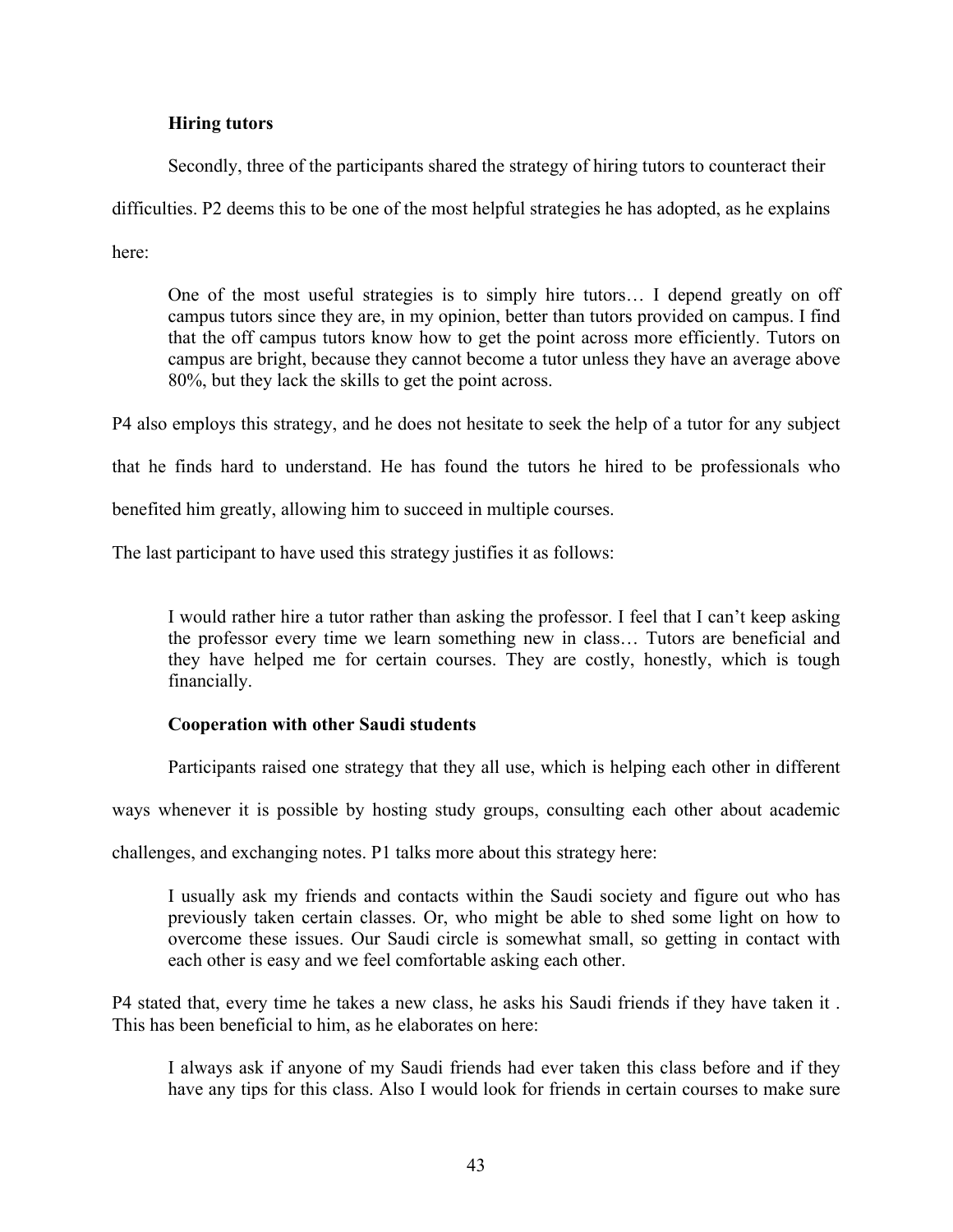**Hiring tutors**

Secondly, three of the participants shared the strategy of hiring tutors to counteract their difficulties. P2 deems this to be one of the most helpful strategies he has adopted, as he explains here:

> One of the most useful strategies is to simply hire tutors… I depend greatly on off campus tutors since they are, in my opinion, better than tutors provided on campus. I find that the off campus tutors know how to get the point across more efficiently. Tutors on campus are bright, because they cannot become a tutor unless they have an average above 80%, but they lack the skills to get the point across.

P4 also employs this strategy, and he does not hesitate to seek the help of a tutor for any subject that he finds hard to understand. He has found the tutors he hired to be professionals who benefited him greatly, allowing him to succeed in multiple courses.

The last participant to have used this strategy justifies it as follows:

> I would rather hire a tutor rather than asking the professor. I feel that I can't keep asking the professor every time we learn something new in class… Tutors are beneficial and they have helped me for certain courses. They are costly, honestly, which is tough financially.

**Cooperation with other Saudi students**

Participants raised one strategy that they all use, which is helping each other in different ways whenever it is possible by hosting study groups, consulting each other about academic challenges, and exchanging notes. P1 talks more about this strategy here:

> I usually ask my friends and contacts within the Saudi society and figure out who has previously taken certain classes. Or, who might be able to shed some light on how to overcome these issues. Our Saudi circle is somewhat small, so getting in contact with each other is easy and we feel comfortable asking each other.

P4 stated that, every time he takes a new class, he asks his Saudi friends if they have taken it . This has been beneficial to him, as he elaborates on here:

> I always ask if anyone of my Saudi friends had ever taken this class before and if they have any tips for this class. Also I would look for friends in certain courses to make sure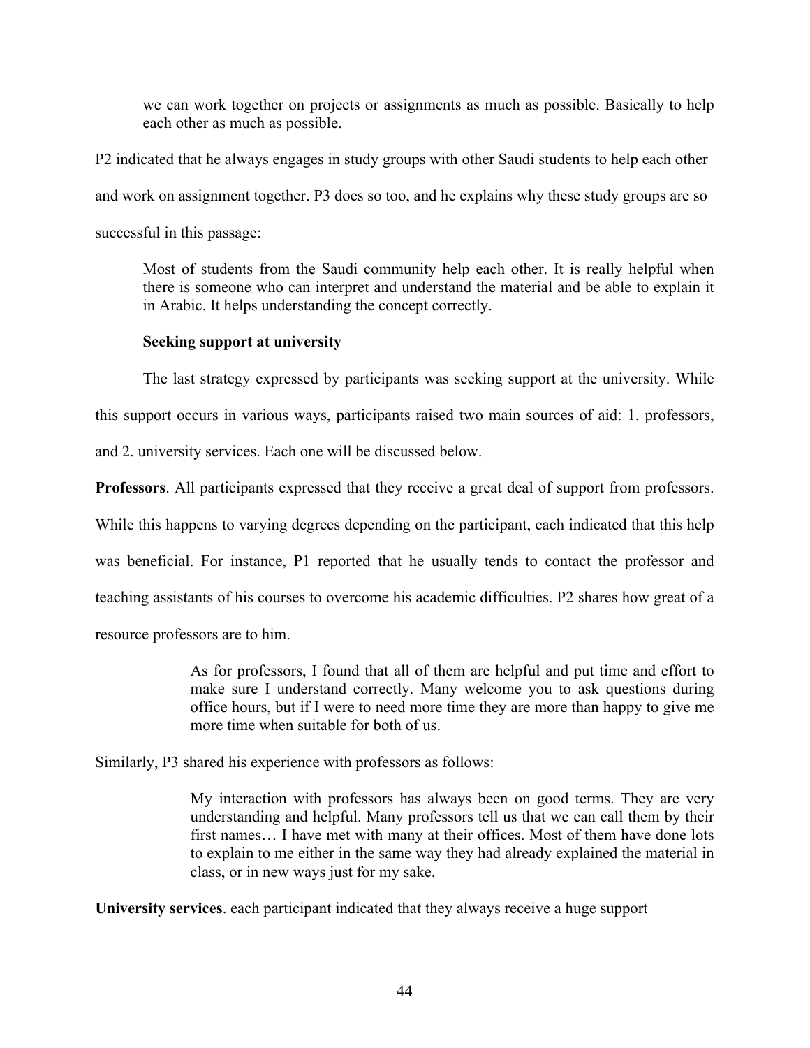> we can work together on projects or assignments as much as possible. Basically to help each other as much as possible.

P2 indicated that he always engages in study groups with other Saudi students to help each other and work on assignment together. P3 does so too, and he explains why these study groups are so successful in this passage:

> Most of students from the Saudi community help each other. It is really helpful when there is someone who can interpret and understand the material and be able to explain it in Arabic. It helps understanding the concept correctly.

### Seeking support at university

The last strategy expressed by participants was seeking support at the university. While this support occurs in various ways, participants raised two main sources of aid: 1. professors, and 2. university services. Each one will be discussed below.

**Professors**. All participants expressed that they receive a great deal of support from professors. While this happens to varying degrees depending on the participant, each indicated that this help was beneficial. For instance, P1 reported that he usually tends to contact the professor and teaching assistants of his courses to overcome his academic difficulties. P2 shares how great of a resource professors are to him.

> As for professors, I found that all of them are helpful and put time and effort to make sure I understand correctly. Many welcome you to ask questions during office hours, but if I were to need more time they are more than happy to give me more time when suitable for both of us.

Similarly, P3 shared his experience with professors as follows:

> My interaction with professors has always been on good terms. They are very understanding and helpful. Many professors tell us that we can call them by their first names… I have met with many at their offices. Most of them have done lots to explain to me either in the same way they had already explained the material in class, or in new ways just for my sake.

**University services**. each participant indicated that they always receive a huge support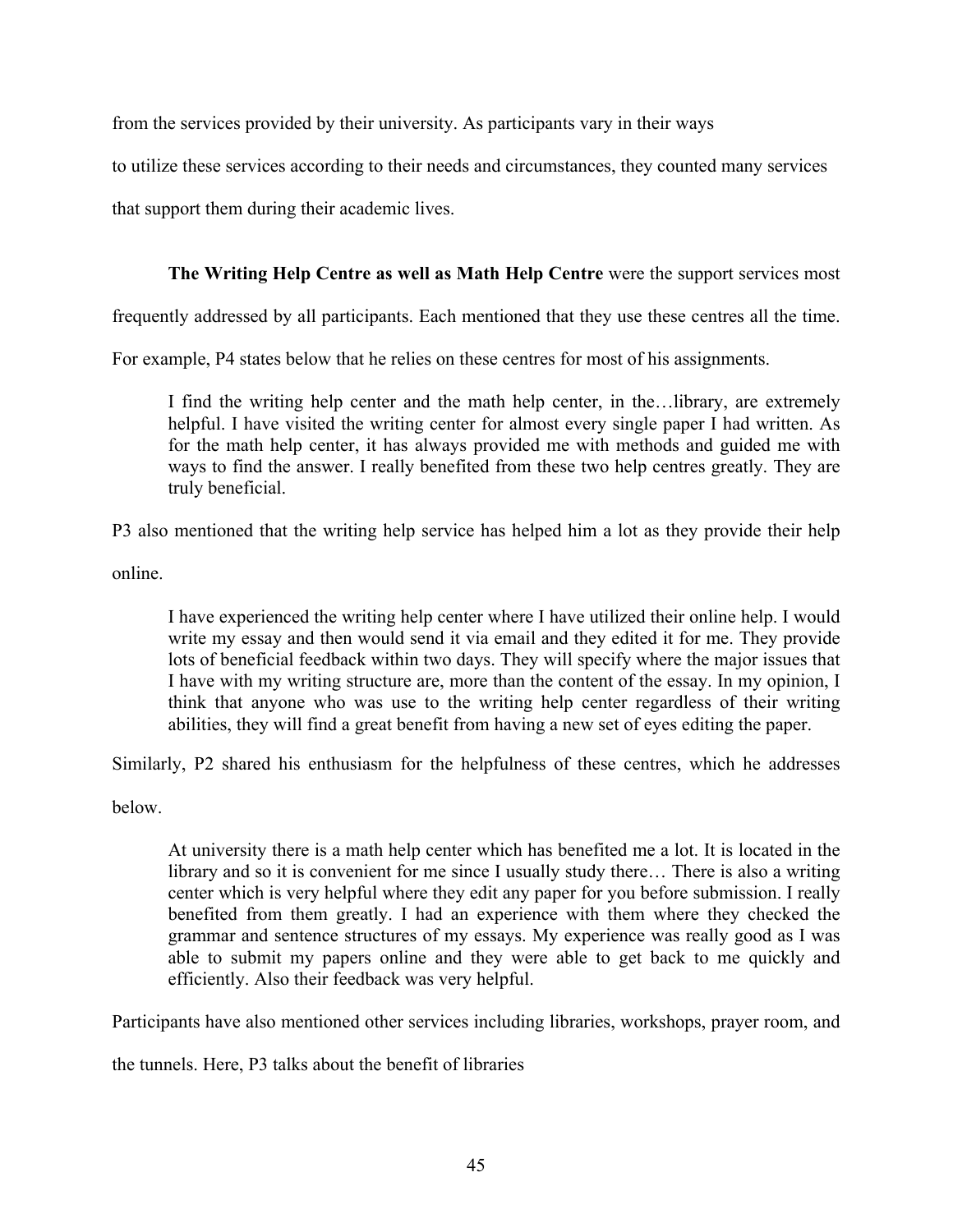from the services provided by their university. As participants vary in their ways to utilize these services according to their needs and circumstances, they counted many services that support them during their academic lives.

**The Writing Help Centre as well as Math Help Centre** were the support services most frequently addressed by all participants. Each mentioned that they use these centres all the time. For example, P4 states below that he relies on these centres for most of his assignments.

> I find the writing help center and the math help center, in the…library, are extremely helpful. I have visited the writing center for almost every single paper I had written. As for the math help center, it has always provided me with methods and guided me with ways to find the answer. I really benefited from these two help centres greatly. They are truly beneficial.

P3 also mentioned that the writing help service has helped him a lot as they provide their help online.

> I have experienced the writing help center where I have utilized their online help. I would write my essay and then would send it via email and they edited it for me. They provide lots of beneficial feedback within two days. They will specify where the major issues that I have with my writing structure are, more than the content of the essay. In my opinion, I think that anyone who was use to the writing help center regardless of their writing abilities, they will find a great benefit from having a new set of eyes editing the paper.

Similarly, P2 shared his enthusiasm for the helpfulness of these centres, which he addresses below.

> At university there is a math help center which has benefited me a lot. It is located in the library and so it is convenient for me since I usually study there… There is also a writing center which is very helpful where they edit any paper for you before submission. I really benefited from them greatly. I had an experience with them where they checked the grammar and sentence structures of my essays. My experience was really good as I was able to submit my papers online and they were able to get back to me quickly and efficiently. Also their feedback was very helpful.

Participants have also mentioned other services including libraries, workshops, prayer room, and the tunnels. Here, P3 talks about the benefit of libraries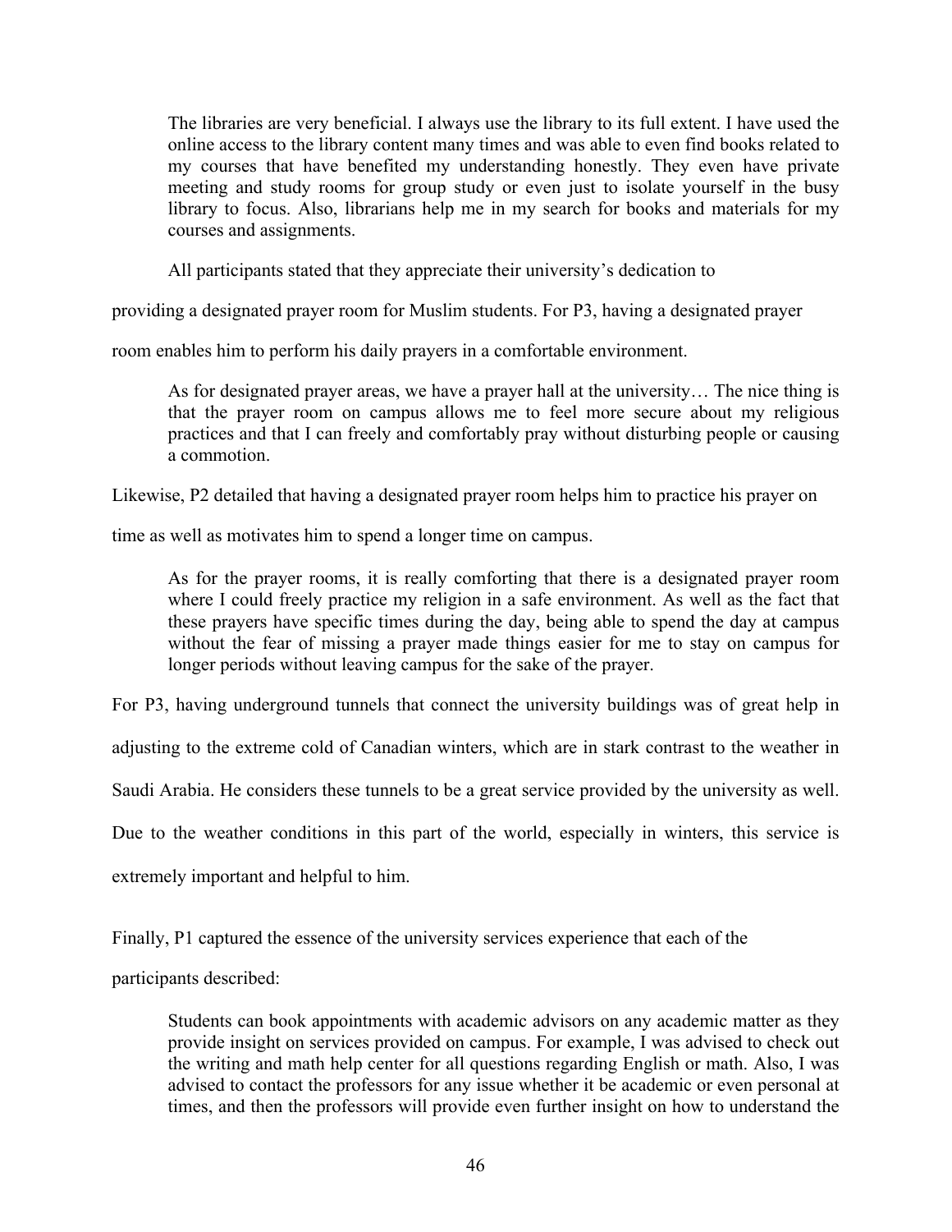> The libraries are very beneficial. I always use the library to its full extent. I have used the online access to the library content many times and was able to even find books related to my courses that have benefited my understanding honestly. They even have private meeting and study rooms for group study or even just to isolate yourself in the busy library to focus. Also, librarians help me in my search for books and materials for my courses and assignments.

All participants stated that they appreciate their university's dedication to providing a designated prayer room for Muslim students. For P3, having a designated prayer room enables him to perform his daily prayers in a comfortable environment.

> As for designated prayer areas, we have a prayer hall at the university… The nice thing is that the prayer room on campus allows me to feel more secure about my religious practices and that I can freely and comfortably pray without disturbing people or causing a commotion.

Likewise, P2 detailed that having a designated prayer room helps him to practice his prayer on time as well as motivates him to spend a longer time on campus.

> As for the prayer rooms, it is really comforting that there is a designated prayer room where I could freely practice my religion in a safe environment. As well as the fact that these prayers have specific times during the day, being able to spend the day at campus without the fear of missing a prayer made things easier for me to stay on campus for longer periods without leaving campus for the sake of the prayer.

For P3, having underground tunnels that connect the university buildings was of great help in adjusting to the extreme cold of Canadian winters, which are in stark contrast to the weather in Saudi Arabia. He considers these tunnels to be a great service provided by the university as well. Due to the weather conditions in this part of the world, especially in winters, this service is extremely important and helpful to him.

Finally, P1 captured the essence of the university services experience that each of the participants described:

> Students can book appointments with academic advisors on any academic matter as they provide insight on services provided on campus. For example, I was advised to check out the writing and math help center for all questions regarding English or math. Also, I was advised to contact the professors for any issue whether it be academic or even personal at times, and then the professors will provide even further insight on how to understand the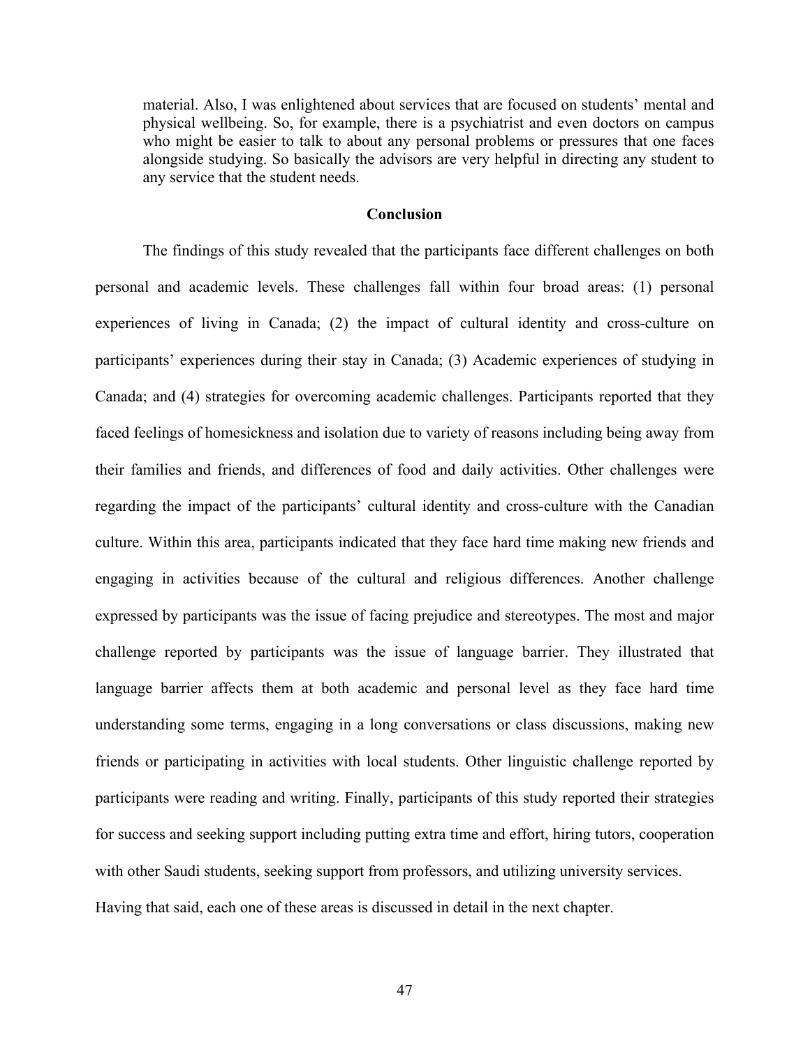> material. Also, I was enlightened about services that are focused on students' mental and physical wellbeing. So, for example, there is a psychiatrist and even doctors on campus who might be easier to talk to about any personal problems or pressures that one faces alongside studying. So basically the advisors are very helpful in directing any student to any service that the student needs.

## Conclusion

The findings of this study revealed that the participants face different challenges on both personal and academic levels. These challenges fall within four broad areas: (1) personal experiences of living in Canada; (2) the impact of cultural identity and cross-culture on participants' experiences during their stay in Canada; (3) Academic experiences of studying in Canada; and (4) strategies for overcoming academic challenges. Participants reported that they faced feelings of homesickness and isolation due to variety of reasons including being away from their families and friends, and differences of food and daily activities. Other challenges were regarding the impact of the participants' cultural identity and cross-culture with the Canadian culture. Within this area, participants indicated that they face hard time making new friends and engaging in activities because of the cultural and religious differences. Another challenge expressed by participants was the issue of facing prejudice and stereotypes. The most and major challenge reported by participants was the issue of language barrier. They illustrated that language barrier affects them at both academic and personal level as they face hard time understanding some terms, engaging in a long conversations or class discussions, making new friends or participating in activities with local students. Other linguistic challenge reported by participants were reading and writing. Finally, participants of this study reported their strategies for success and seeking support including putting extra time and effort, hiring tutors, cooperation with other Saudi students, seeking support from professors, and utilizing university services. Having that said, each one of these areas is discussed in detail in the next chapter.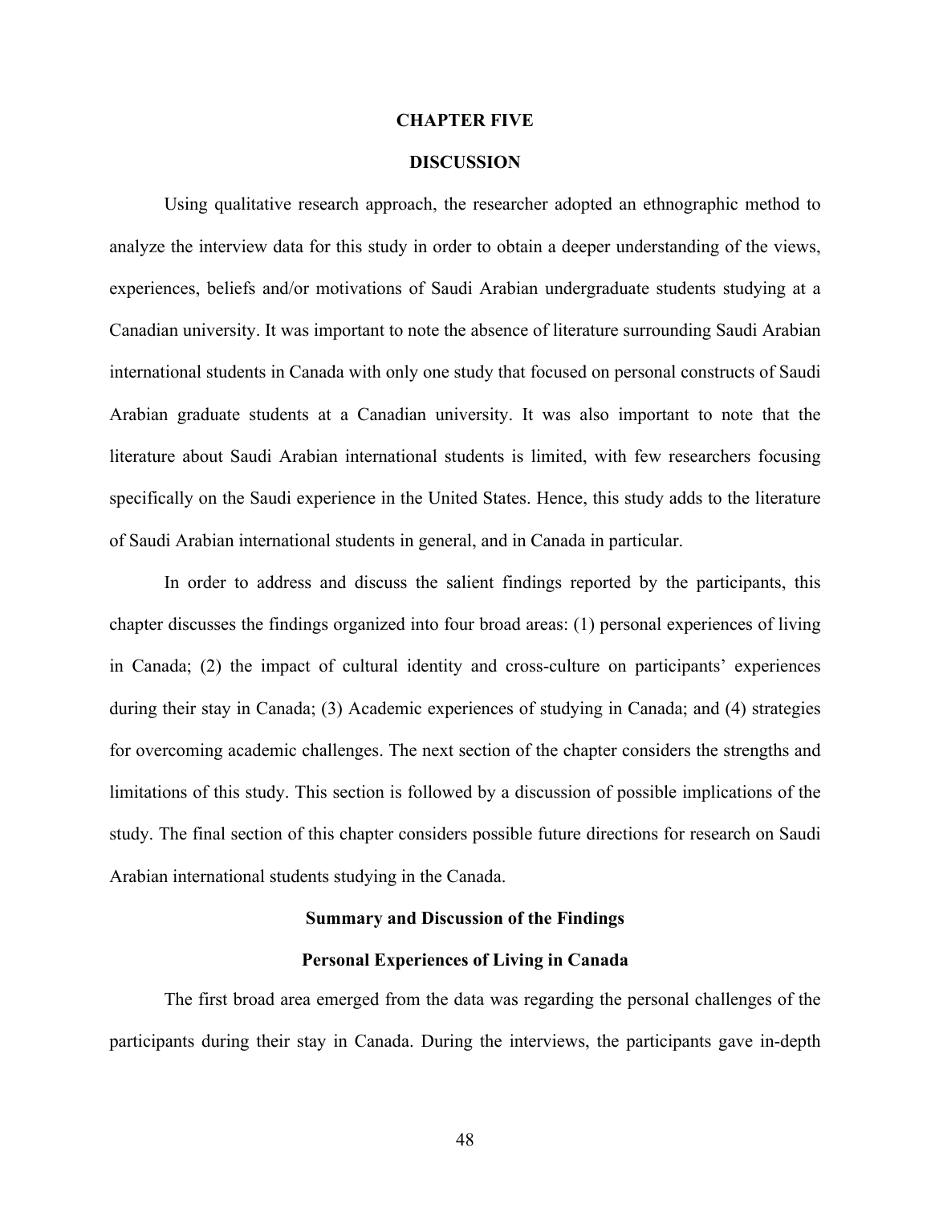# CHAPTER FIVE

# DISCUSSION

Using qualitative research approach, the researcher adopted an ethnographic method to analyze the interview data for this study in order to obtain a deeper understanding of the views, experiences, beliefs and/or motivations of Saudi Arabian undergraduate students studying at a Canadian university. It was important to note the absence of literature surrounding Saudi Arabian international students in Canada with only one study that focused on personal constructs of Saudi Arabian graduate students at a Canadian university. It was also important to note that the literature about Saudi Arabian international students is limited, with few researchers focusing specifically on the Saudi experience in the United States. Hence, this study adds to the literature of Saudi Arabian international students in general, and in Canada in particular.

In order to address and discuss the salient findings reported by the participants, this chapter discusses the findings organized into four broad areas: (1) personal experiences of living in Canada; (2) the impact of cultural identity and cross-culture on participants' experiences during their stay in Canada; (3) Academic experiences of studying in Canada; and (4) strategies for overcoming academic challenges. The next section of the chapter considers the strengths and limitations of this study. This section is followed by a discussion of possible implications of the study. The final section of this chapter considers possible future directions for research on Saudi Arabian international students studying in the Canada.

## Summary and Discussion of the Findings

### Personal Experiences of Living in Canada

The first broad area emerged from the data was regarding the personal challenges of the participants during their stay in Canada. During the interviews, the participants gave in-depth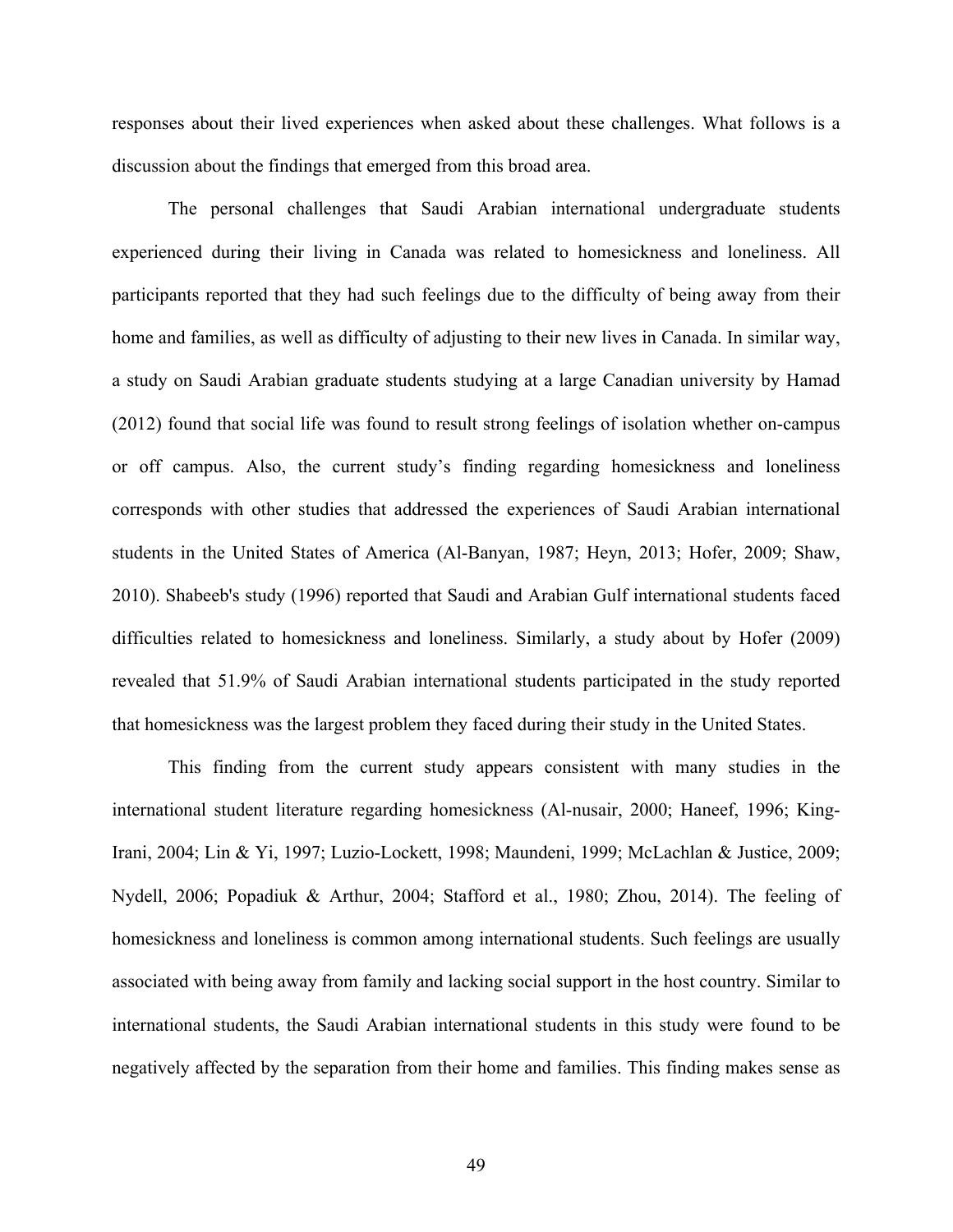responses about their lived experiences when asked about these challenges. What follows is a discussion about the findings that emerged from this broad area.

The personal challenges that Saudi Arabian international undergraduate students experienced during their living in Canada was related to homesickness and loneliness. All participants reported that they had such feelings due to the difficulty of being away from their home and families, as well as difficulty of adjusting to their new lives in Canada. In similar way, a study on Saudi Arabian graduate students studying at a large Canadian university by Hamad (2012) found that social life was found to result strong feelings of isolation whether on-campus or off campus. Also, the current study's finding regarding homesickness and loneliness corresponds with other studies that addressed the experiences of Saudi Arabian international students in the United States of America (Al-Banyan, 1987; Heyn, 2013; Hofer, 2009; Shaw, 2010). Shabeeb's study (1996) reported that Saudi and Arabian Gulf international students faced difficulties related to homesickness and loneliness. Similarly, a study about by Hofer (2009) revealed that 51.9% of Saudi Arabian international students participated in the study reported that homesickness was the largest problem they faced during their study in the United States.

This finding from the current study appears consistent with many studies in the international student literature regarding homesickness (Al-nusair, 2000; Haneef, 1996; King-Irani, 2004; Lin & Yi, 1997; Luzio-Lockett, 1998; Maundeni, 1999; McLachlan & Justice, 2009; Nydell, 2006; Popadiuk & Arthur, 2004; Stafford et al., 1980; Zhou, 2014). The feeling of homesickness and loneliness is common among international students. Such feelings are usually associated with being away from family and lacking social support in the host country. Similar to international students, the Saudi Arabian international students in this study were found to be negatively affected by the separation from their home and families. This finding makes sense as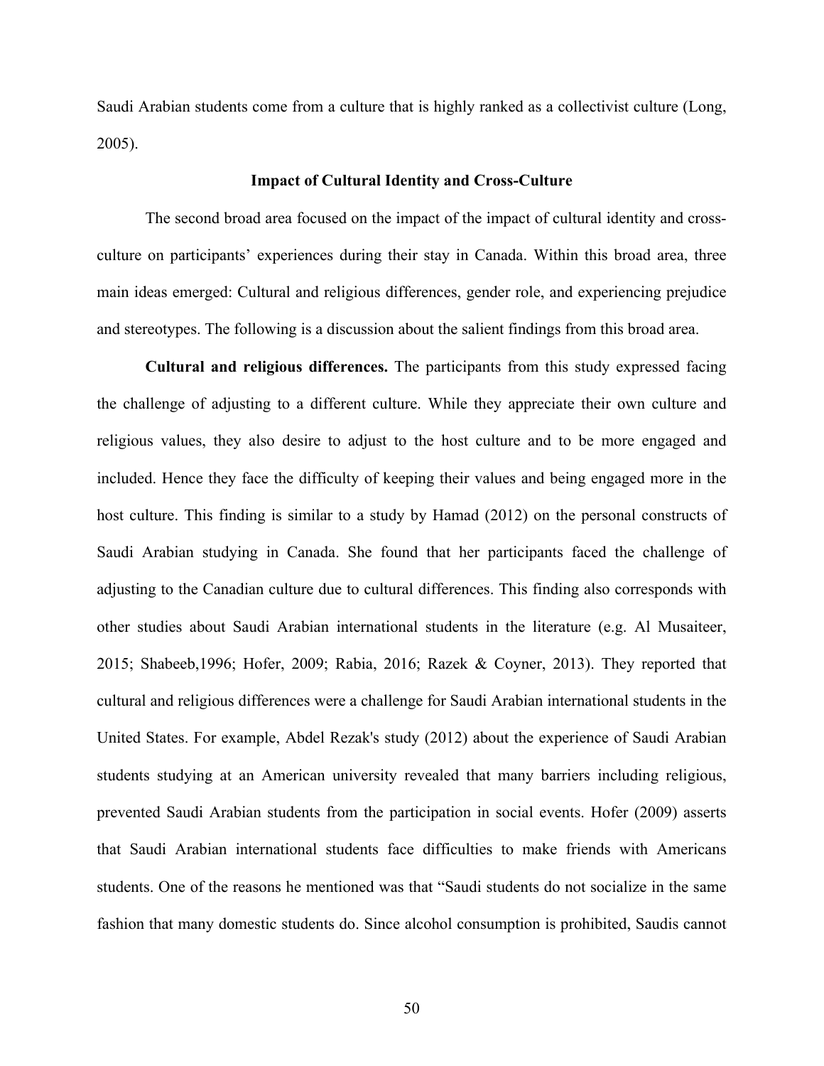Saudi Arabian students come from a culture that is highly ranked as a collectivist culture (Long, 2005).

### Impact of Cultural Identity and Cross-Culture

The second broad area focused on the impact of the impact of cultural identity and cross-culture on participants' experiences during their stay in Canada. Within this broad area, three main ideas emerged: Cultural and religious differences, gender role, and experiencing prejudice and stereotypes. The following is a discussion about the salient findings from this broad area.

**Cultural and religious differences.** The participants from this study expressed facing the challenge of adjusting to a different culture. While they appreciate their own culture and religious values, they also desire to adjust to the host culture and to be more engaged and included. Hence they face the difficulty of keeping their values and being engaged more in the host culture. This finding is similar to a study by Hamad (2012) on the personal constructs of Saudi Arabian studying in Canada. She found that her participants faced the challenge of adjusting to the Canadian culture due to cultural differences. This finding also corresponds with other studies about Saudi Arabian international students in the literature (e.g. Al Musaiteer, 2015; Shabeeb,1996; Hofer, 2009; Rabia, 2016; Razek & Coyner, 2013). They reported that cultural and religious differences were a challenge for Saudi Arabian international students in the United States. For example, Abdel Rezak's study (2012) about the experience of Saudi Arabian students studying at an American university revealed that many barriers including religious, prevented Saudi Arabian students from the participation in social events. Hofer (2009) asserts that Saudi Arabian international students face difficulties to make friends with Americans students. One of the reasons he mentioned was that "Saudi students do not socialize in the same fashion that many domestic students do. Since alcohol consumption is prohibited, Saudis cannot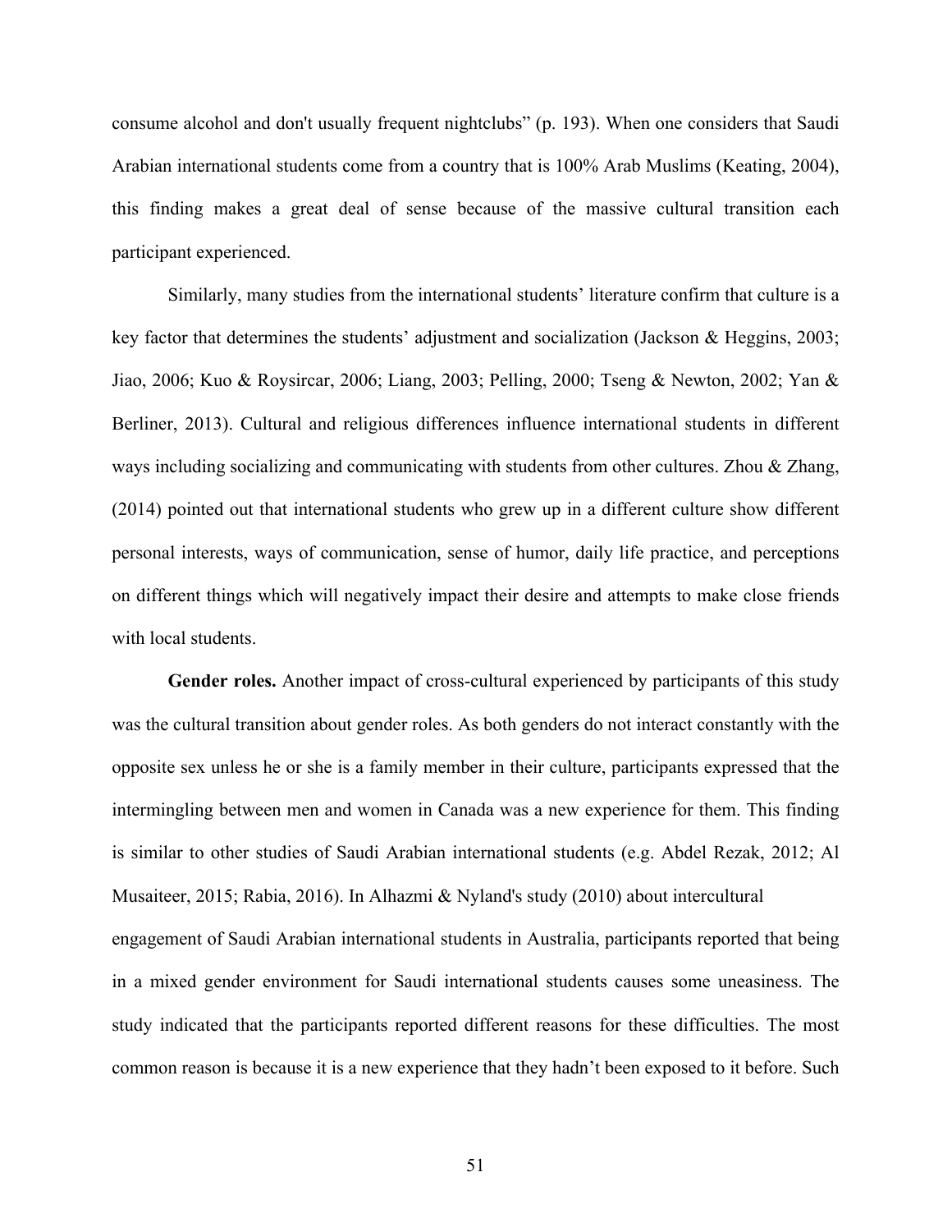consume alcohol and don't usually frequent nightclubs" (p. 193). When one considers that Saudi Arabian international students come from a country that is 100% Arab Muslims (Keating, 2004), this finding makes a great deal of sense because of the massive cultural transition each participant experienced.

Similarly, many studies from the international students' literature confirm that culture is a key factor that determines the students' adjustment and socialization (Jackson & Heggins, 2003; Jiao, 2006; Kuo & Roysircar, 2006; Liang, 2003; Pelling, 2000; Tseng & Newton, 2002; Yan & Berliner, 2013). Cultural and religious differences influence international students in different ways including socializing and communicating with students from other cultures. Zhou & Zhang, (2014) pointed out that international students who grew up in a different culture show different personal interests, ways of communication, sense of humor, daily life practice, and perceptions on different things which will negatively impact their desire and attempts to make close friends with local students.

**Gender roles.** Another impact of cross-cultural experienced by participants of this study was the cultural transition about gender roles. As both genders do not interact constantly with the opposite sex unless he or she is a family member in their culture, participants expressed that the intermingling between men and women in Canada was a new experience for them. This finding is similar to other studies of Saudi Arabian international students (e.g. Abdel Rezak, 2012; Al Musaiteer, 2015; Rabia, 2016). In Alhazmi & Nyland's study (2010) about intercultural engagement of Saudi Arabian international students in Australia, participants reported that being in a mixed gender environment for Saudi international students causes some uneasiness. The study indicated that the participants reported different reasons for these difficulties. The most common reason is because it is a new experience that they hadn't been exposed to it before. Such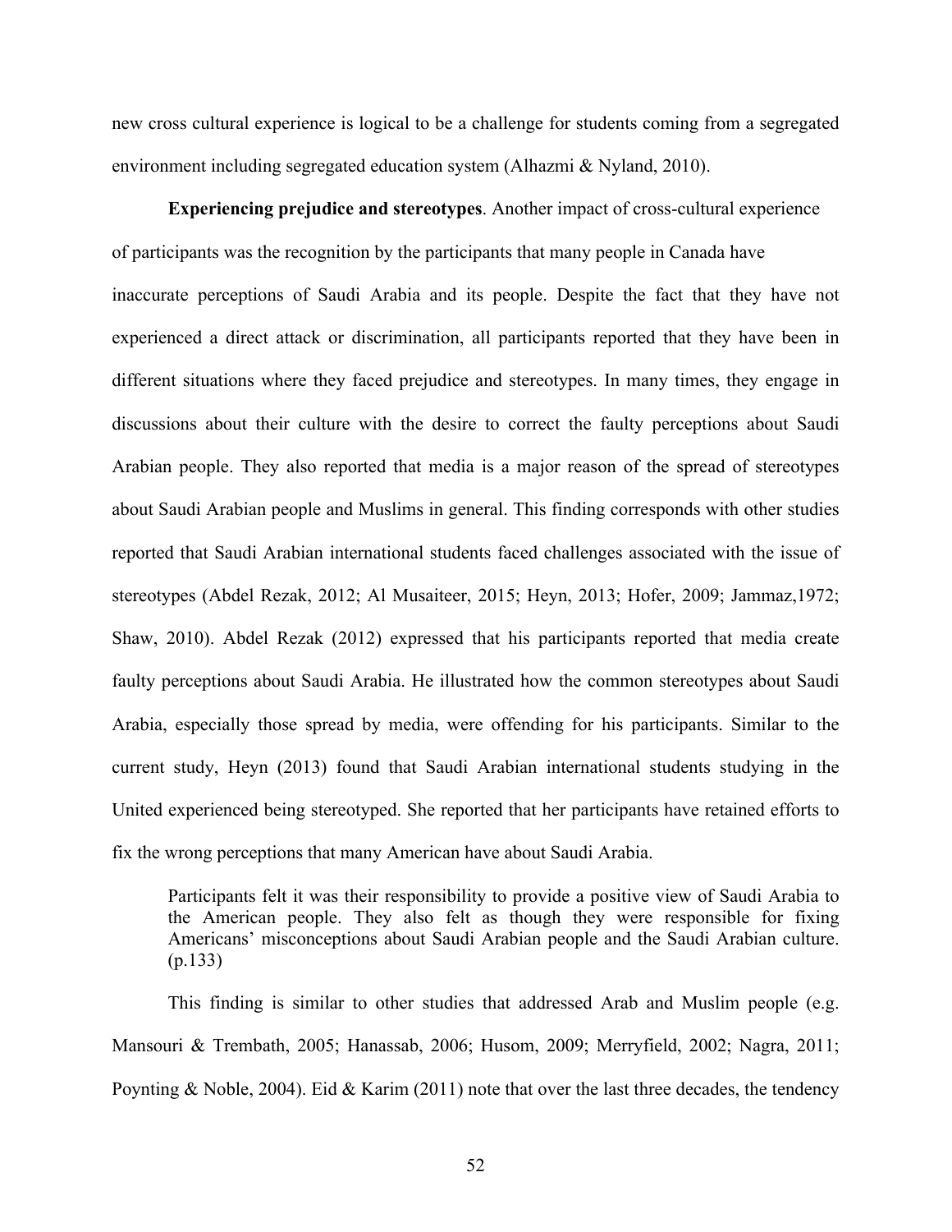new cross cultural experience is logical to be a challenge for students coming from a segregated environment including segregated education system (Alhazmi & Nyland, 2010).

**Experiencing prejudice and stereotypes**. Another impact of cross-cultural experience of participants was the recognition by the participants that many people in Canada have inaccurate perceptions of Saudi Arabia and its people. Despite the fact that they have not experienced a direct attack or discrimination, all participants reported that they have been in different situations where they faced prejudice and stereotypes. In many times, they engage in discussions about their culture with the desire to correct the faulty perceptions about Saudi Arabian people. They also reported that media is a major reason of the spread of stereotypes about Saudi Arabian people and Muslims in general. This finding corresponds with other studies reported that Saudi Arabian international students faced challenges associated with the issue of stereotypes (Abdel Rezak, 2012; Al Musaiteer, 2015; Heyn, 2013; Hofer, 2009; Jammaz,1972; Shaw, 2010). Abdel Rezak (2012) expressed that his participants reported that media create faulty perceptions about Saudi Arabia. He illustrated how the common stereotypes about Saudi Arabia, especially those spread by media, were offending for his participants. Similar to the current study, Heyn (2013) found that Saudi Arabian international students studying in the United experienced being stereotyped. She reported that her participants have retained efforts to fix the wrong perceptions that many American have about Saudi Arabia.

> Participants felt it was their responsibility to provide a positive view of Saudi Arabia to the American people. They also felt as though they were responsible for fixing Americans' misconceptions about Saudi Arabian people and the Saudi Arabian culture. (p.133)

This finding is similar to other studies that addressed Arab and Muslim people (e.g. Mansouri & Trembath, 2005; Hanassab, 2006; Husom, 2009; Merryfield, 2002; Nagra, 2011; Poynting & Noble, 2004). Eid & Karim (2011) note that over the last three decades, the tendency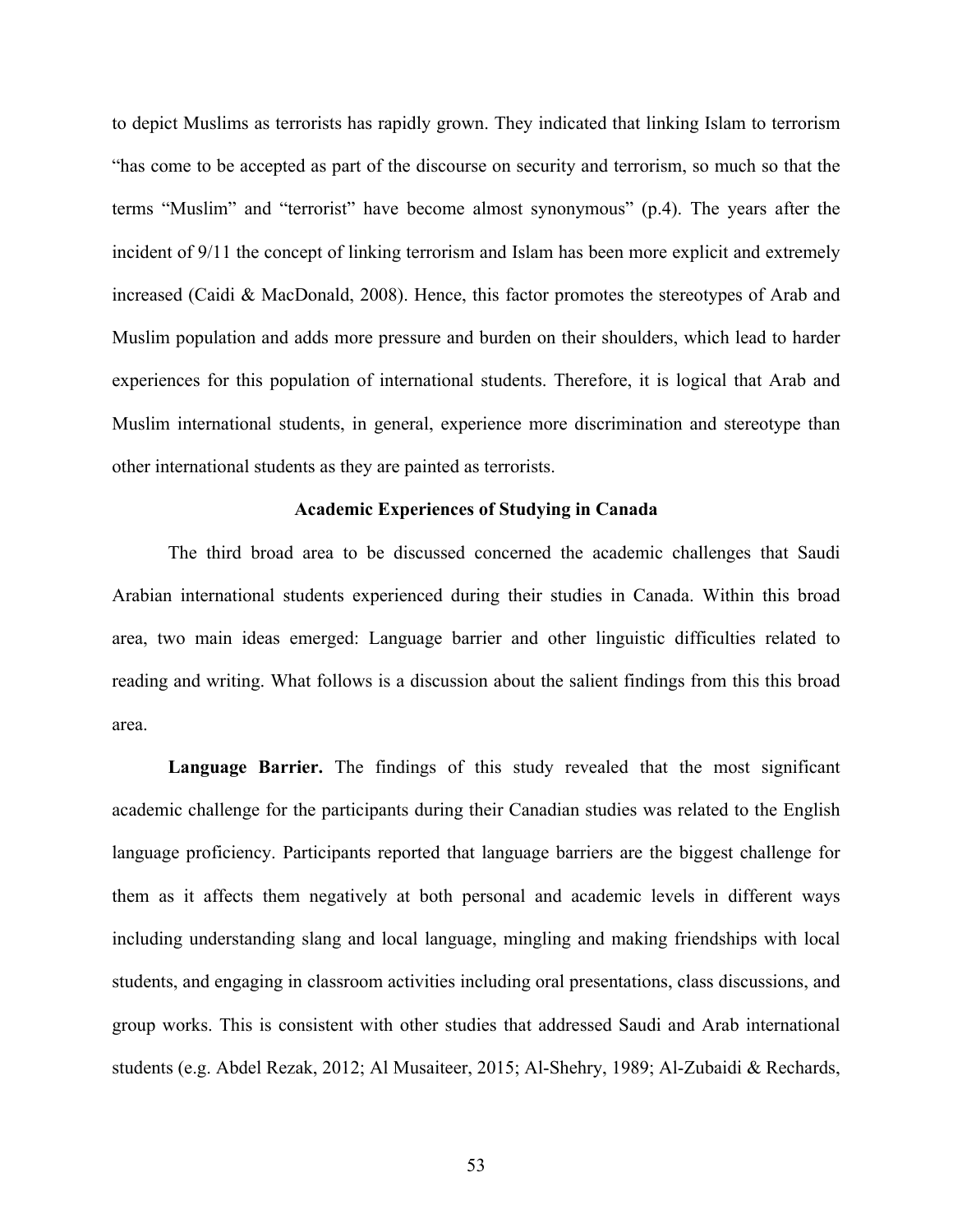to depict Muslims as terrorists has rapidly grown. They indicated that linking Islam to terrorism "has come to be accepted as part of the discourse on security and terrorism, so much so that the terms "Muslim" and "terrorist" have become almost synonymous" (p.4). The years after the incident of 9/11 the concept of linking terrorism and Islam has been more explicit and extremely increased (Caidi & MacDonald, 2008). Hence, this factor promotes the stereotypes of Arab and Muslim population and adds more pressure and burden on their shoulders, which lead to harder experiences for this population of international students. Therefore, it is logical that Arab and Muslim international students, in general, experience more discrimination and stereotype than other international students as they are painted as terrorists.

## Academic Experiences of Studying in Canada

The third broad area to be discussed concerned the academic challenges that Saudi Arabian international students experienced during their studies in Canada. Within this broad area, two main ideas emerged: Language barrier and other linguistic difficulties related to reading and writing. What follows is a discussion about the salient findings from this this broad area.

**Language Barrier.** The findings of this study revealed that the most significant academic challenge for the participants during their Canadian studies was related to the English language proficiency. Participants reported that language barriers are the biggest challenge for them as it affects them negatively at both personal and academic levels in different ways including understanding slang and local language, mingling and making friendships with local students, and engaging in classroom activities including oral presentations, class discussions, and group works. This is consistent with other studies that addressed Saudi and Arab international students (e.g. Abdel Rezak, 2012; Al Musaiteer, 2015; Al-Shehry, 1989; Al-Zubaidi & Rechards,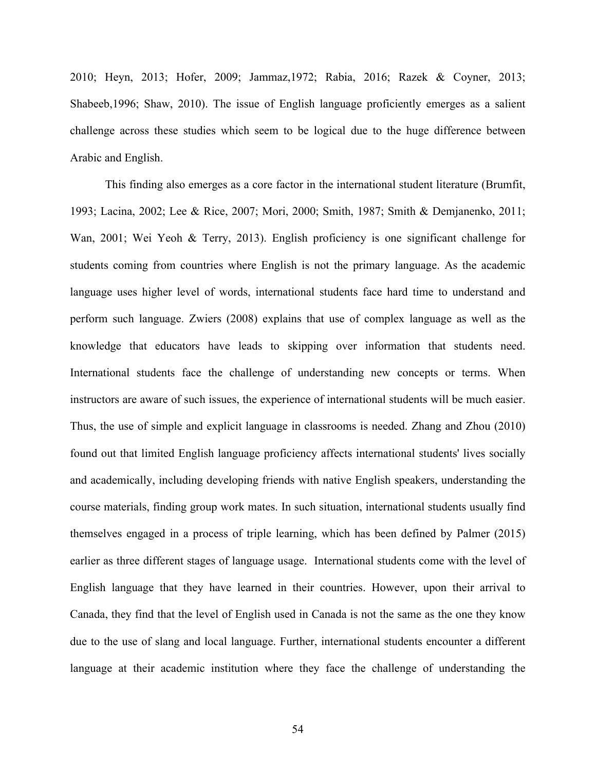2010; Heyn, 2013; Hofer, 2009; Jammaz,1972; Rabia, 2016; Razek & Coyner, 2013; Shabeeb,1996; Shaw, 2010). The issue of English language proficiently emerges as a salient challenge across these studies which seem to be logical due to the huge difference between Arabic and English.

This finding also emerges as a core factor in the international student literature (Brumfit, 1993; Lacina, 2002; Lee & Rice, 2007; Mori, 2000; Smith, 1987; Smith & Demjanenko, 2011; Wan, 2001; Wei Yeoh & Terry, 2013). English proficiency is one significant challenge for students coming from countries where English is not the primary language. As the academic language uses higher level of words, international students face hard time to understand and perform such language. Zwiers (2008) explains that use of complex language as well as the knowledge that educators have leads to skipping over information that students need. International students face the challenge of understanding new concepts or terms. When instructors are aware of such issues, the experience of international students will be much easier. Thus, the use of simple and explicit language in classrooms is needed. Zhang and Zhou (2010) found out that limited English language proficiency affects international students' lives socially and academically, including developing friends with native English speakers, understanding the course materials, finding group work mates. In such situation, international students usually find themselves engaged in a process of triple learning, which has been defined by Palmer (2015) earlier as three different stages of language usage. International students come with the level of English language that they have learned in their countries. However, upon their arrival to Canada, they find that the level of English used in Canada is not the same as the one they know due to the use of slang and local language. Further, international students encounter a different language at their academic institution where they face the challenge of understanding the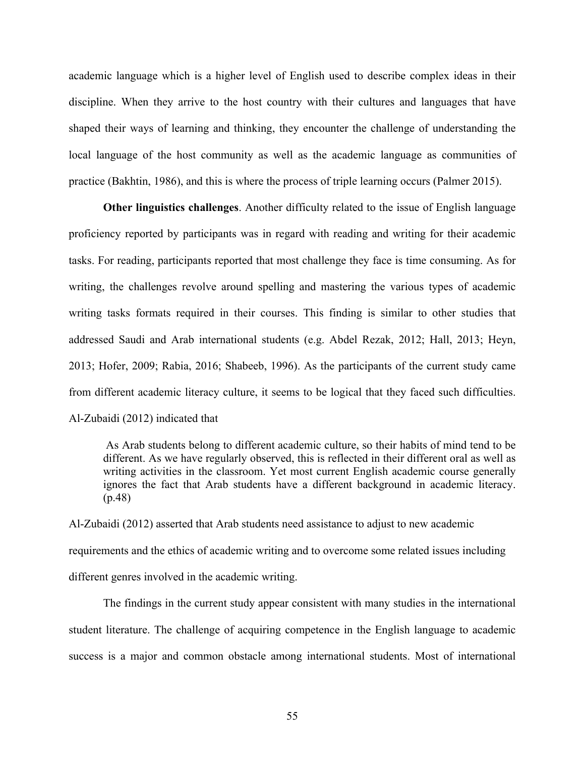academic language which is a higher level of English used to describe complex ideas in their discipline. When they arrive to the host country with their cultures and languages that have shaped their ways of learning and thinking, they encounter the challenge of understanding the local language of the host community as well as the academic language as communities of practice (Bakhtin, 1986), and this is where the process of triple learning occurs (Palmer 2015).

**Other linguistics challenges**. Another difficulty related to the issue of English language proficiency reported by participants was in regard with reading and writing for their academic tasks. For reading, participants reported that most challenge they face is time consuming. As for writing, the challenges revolve around spelling and mastering the various types of academic writing tasks formats required in their courses. This finding is similar to other studies that addressed Saudi and Arab international students (e.g. Abdel Rezak, 2012; Hall, 2013; Heyn, 2013; Hofer, 2009; Rabia, 2016; Shabeeb, 1996). As the participants of the current study came from different academic literacy culture, it seems to be logical that they faced such difficulties. Al-Zubaidi (2012) indicated that

> As Arab students belong to different academic culture, so their habits of mind tend to be different. As we have regularly observed, this is reflected in their different oral as well as writing activities in the classroom. Yet most current English academic course generally ignores the fact that Arab students have a different background in academic literacy. (p.48)

Al-Zubaidi (2012) asserted that Arab students need assistance to adjust to new academic requirements and the ethics of academic writing and to overcome some related issues including different genres involved in the academic writing.

The findings in the current study appear consistent with many studies in the international student literature. The challenge of acquiring competence in the English language to academic success is a major and common obstacle among international students. Most of international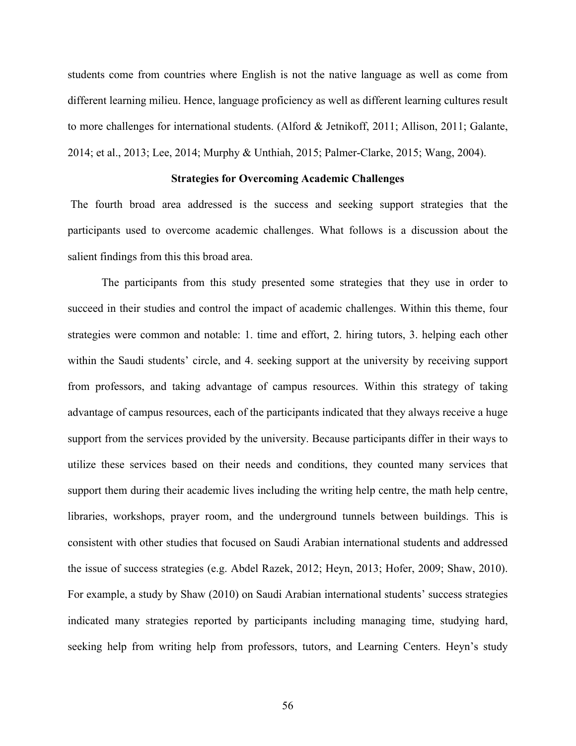students come from countries where English is not the native language as well as come from different learning milieu. Hence, language proficiency as well as different learning cultures result to more challenges for international students. (Alford & Jetnikoff, 2011; Allison, 2011; Galante, 2014; et al., 2013; Lee, 2014; Murphy & Unthiah, 2015; Palmer-Clarke, 2015; Wang, 2004).

## Strategies for Overcoming Academic Challenges

The fourth broad area addressed is the success and seeking support strategies that the participants used to overcome academic challenges. What follows is a discussion about the salient findings from this this broad area.

The participants from this study presented some strategies that they use in order to succeed in their studies and control the impact of academic challenges. Within this theme, four strategies were common and notable: 1. time and effort, 2. hiring tutors, 3. helping each other within the Saudi students' circle, and 4. seeking support at the university by receiving support from professors, and taking advantage of campus resources. Within this strategy of taking advantage of campus resources, each of the participants indicated that they always receive a huge support from the services provided by the university. Because participants differ in their ways to utilize these services based on their needs and conditions, they counted many services that support them during their academic lives including the writing help centre, the math help centre, libraries, workshops, prayer room, and the underground tunnels between buildings. This is consistent with other studies that focused on Saudi Arabian international students and addressed the issue of success strategies (e.g. Abdel Razek, 2012; Heyn, 2013; Hofer, 2009; Shaw, 2010). For example, a study by Shaw (2010) on Saudi Arabian international students' success strategies indicated many strategies reported by participants including managing time, studying hard, seeking help from writing help from professors, tutors, and Learning Centers. Heyn's study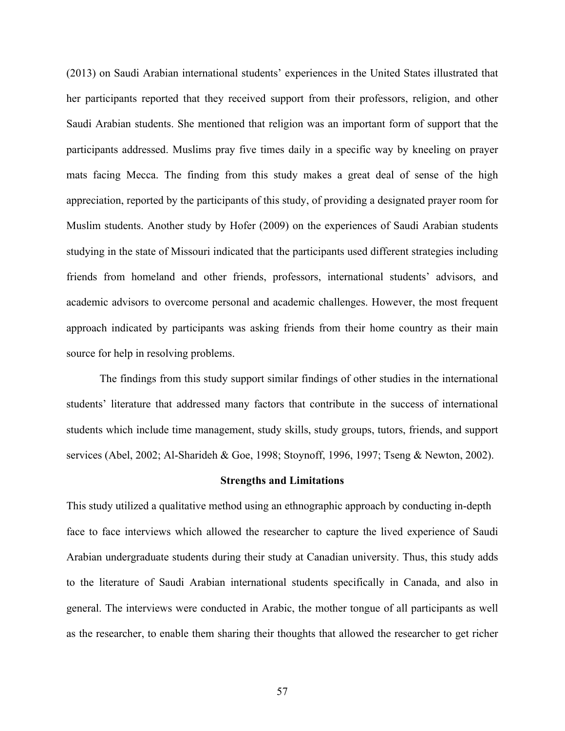(2013) on Saudi Arabian international students' experiences in the United States illustrated that her participants reported that they received support from their professors, religion, and other Saudi Arabian students. She mentioned that religion was an important form of support that the participants addressed. Muslims pray five times daily in a specific way by kneeling on prayer mats facing Mecca. The finding from this study makes a great deal of sense of the high appreciation, reported by the participants of this study, of providing a designated prayer room for Muslim students. Another study by Hofer (2009) on the experiences of Saudi Arabian students studying in the state of Missouri indicated that the participants used different strategies including friends from homeland and other friends, professors, international students' advisors, and academic advisors to overcome personal and academic challenges. However, the most frequent approach indicated by participants was asking friends from their home country as their main source for help in resolving problems.

The findings from this study support similar findings of other studies in the international students' literature that addressed many factors that contribute in the success of international students which include time management, study skills, study groups, tutors, friends, and support services (Abel, 2002; Al-Sharideh & Goe, 1998; Stoynoff, 1996, 1997; Tseng & Newton, 2002).

## Strengths and Limitations

This study utilized a qualitative method using an ethnographic approach by conducting in-depth face to face interviews which allowed the researcher to capture the lived experience of Saudi Arabian undergraduate students during their study at Canadian university. Thus, this study adds to the literature of Saudi Arabian international students specifically in Canada, and also in general. The interviews were conducted in Arabic, the mother tongue of all participants as well as the researcher, to enable them sharing their thoughts that allowed the researcher to get richer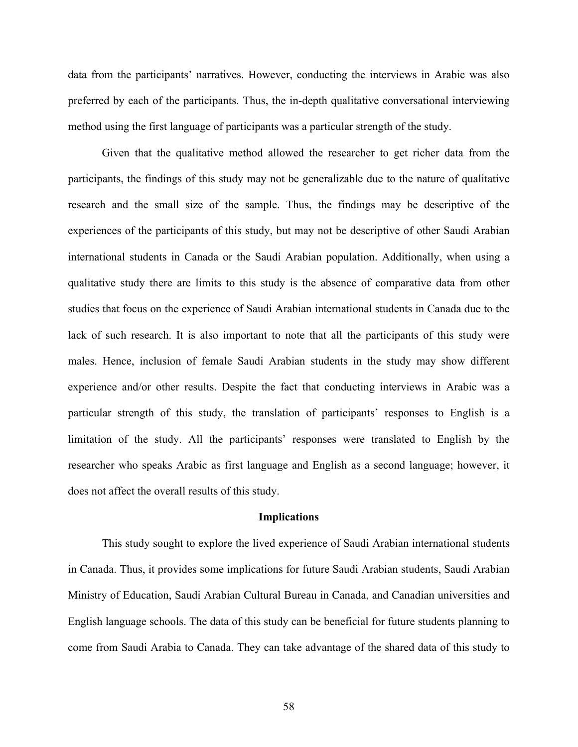data from the participants' narratives. However, conducting the interviews in Arabic was also preferred by each of the participants. Thus, the in-depth qualitative conversational interviewing method using the first language of participants was a particular strength of the study.

Given that the qualitative method allowed the researcher to get richer data from the participants, the findings of this study may not be generalizable due to the nature of qualitative research and the small size of the sample. Thus, the findings may be descriptive of the experiences of the participants of this study, but may not be descriptive of other Saudi Arabian international students in Canada or the Saudi Arabian population. Additionally, when using a qualitative study there are limits to this study is the absence of comparative data from other studies that focus on the experience of Saudi Arabian international students in Canada due to the lack of such research. It is also important to note that all the participants of this study were males. Hence, inclusion of female Saudi Arabian students in the study may show different experience and/or other results. Despite the fact that conducting interviews in Arabic was a particular strength of this study, the translation of participants' responses to English is a limitation of the study. All the participants' responses were translated to English by the researcher who speaks Arabic as first language and English as a second language; however, it does not affect the overall results of this study.

## Implications

This study sought to explore the lived experience of Saudi Arabian international students in Canada. Thus, it provides some implications for future Saudi Arabian students, Saudi Arabian Ministry of Education, Saudi Arabian Cultural Bureau in Canada, and Canadian universities and English language schools. The data of this study can be beneficial for future students planning to come from Saudi Arabia to Canada. They can take advantage of the shared data of this study to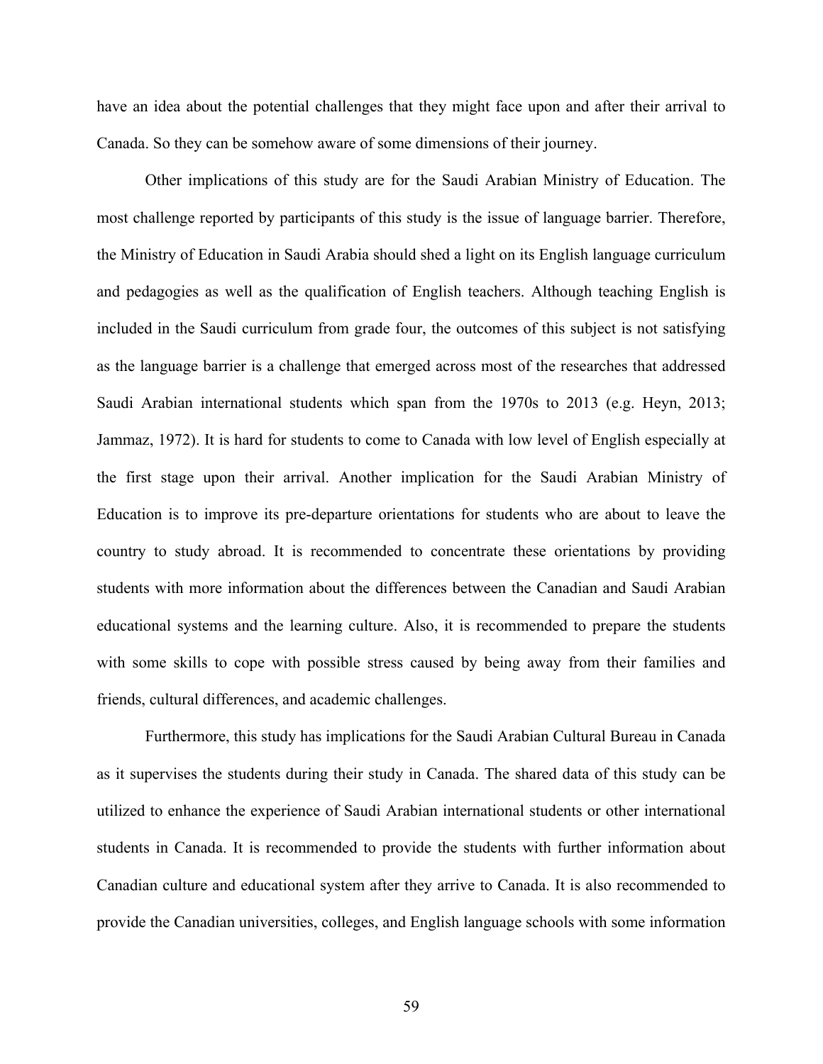have an idea about the potential challenges that they might face upon and after their arrival to Canada. So they can be somehow aware of some dimensions of their journey.

Other implications of this study are for the Saudi Arabian Ministry of Education. The most challenge reported by participants of this study is the issue of language barrier. Therefore, the Ministry of Education in Saudi Arabia should shed a light on its English language curriculum and pedagogies as well as the qualification of English teachers. Although teaching English is included in the Saudi curriculum from grade four, the outcomes of this subject is not satisfying as the language barrier is a challenge that emerged across most of the researches that addressed Saudi Arabian international students which span from the 1970s to 2013 (e.g. Heyn, 2013; Jammaz, 1972). It is hard for students to come to Canada with low level of English especially at the first stage upon their arrival. Another implication for the Saudi Arabian Ministry of Education is to improve its pre-departure orientations for students who are about to leave the country to study abroad. It is recommended to concentrate these orientations by providing students with more information about the differences between the Canadian and Saudi Arabian educational systems and the learning culture. Also, it is recommended to prepare the students with some skills to cope with possible stress caused by being away from their families and friends, cultural differences, and academic challenges.

Furthermore, this study has implications for the Saudi Arabian Cultural Bureau in Canada as it supervises the students during their study in Canada. The shared data of this study can be utilized to enhance the experience of Saudi Arabian international students or other international students in Canada. It is recommended to provide the students with further information about Canadian culture and educational system after they arrive to Canada. It is also recommended to provide the Canadian universities, colleges, and English language schools with some information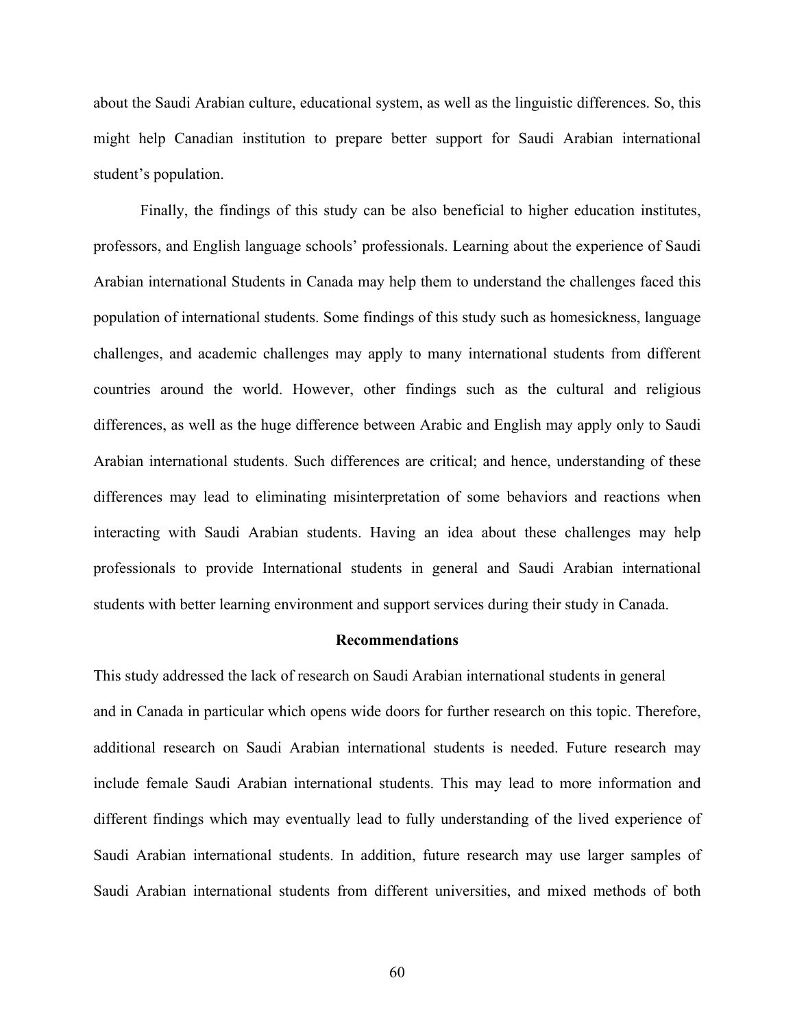about the Saudi Arabian culture, educational system, as well as the linguistic differences. So, this might help Canadian institution to prepare better support for Saudi Arabian international student's population.

Finally, the findings of this study can be also beneficial to higher education institutes, professors, and English language schools' professionals. Learning about the experience of Saudi Arabian international Students in Canada may help them to understand the challenges faced this population of international students. Some findings of this study such as homesickness, language challenges, and academic challenges may apply to many international students from different countries around the world. However, other findings such as the cultural and religious differences, as well as the huge difference between Arabic and English may apply only to Saudi Arabian international students. Such differences are critical; and hence, understanding of these differences may lead to eliminating misinterpretation of some behaviors and reactions when interacting with Saudi Arabian students. Having an idea about these challenges may help professionals to provide International students in general and Saudi Arabian international students with better learning environment and support services during their study in Canada.

## Recommendations

This study addressed the lack of research on Saudi Arabian international students in general and in Canada in particular which opens wide doors for further research on this topic. Therefore, additional research on Saudi Arabian international students is needed. Future research may include female Saudi Arabian international students. This may lead to more information and different findings which may eventually lead to fully understanding of the lived experience of Saudi Arabian international students. In addition, future research may use larger samples of Saudi Arabian international students from different universities, and mixed methods of both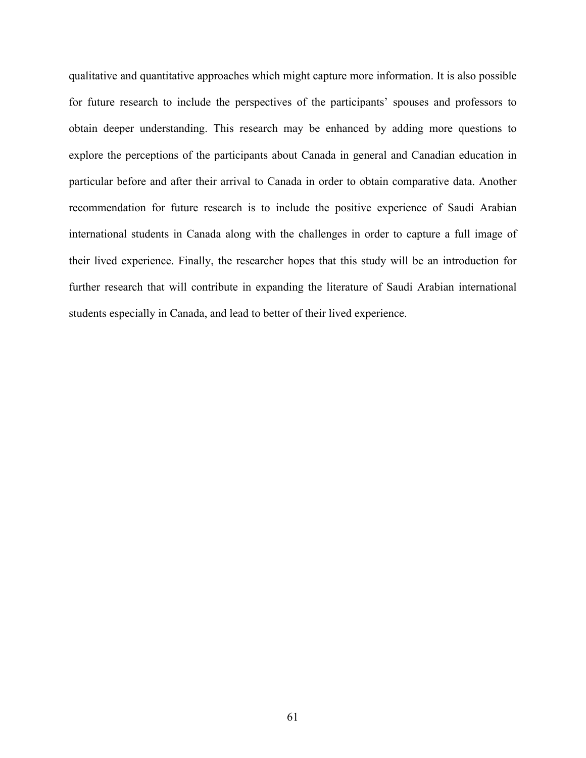qualitative and quantitative approaches which might capture more information. It is also possible for future research to include the perspectives of the participants' spouses and professors to obtain deeper understanding. This research may be enhanced by adding more questions to explore the perceptions of the participants about Canada in general and Canadian education in particular before and after their arrival to Canada in order to obtain comparative data. Another recommendation for future research is to include the positive experience of Saudi Arabian international students in Canada along with the challenges in order to capture a full image of their lived experience. Finally, the researcher hopes that this study will be an introduction for further research that will contribute in expanding the literature of Saudi Arabian international students especially in Canada, and lead to better of their lived experience.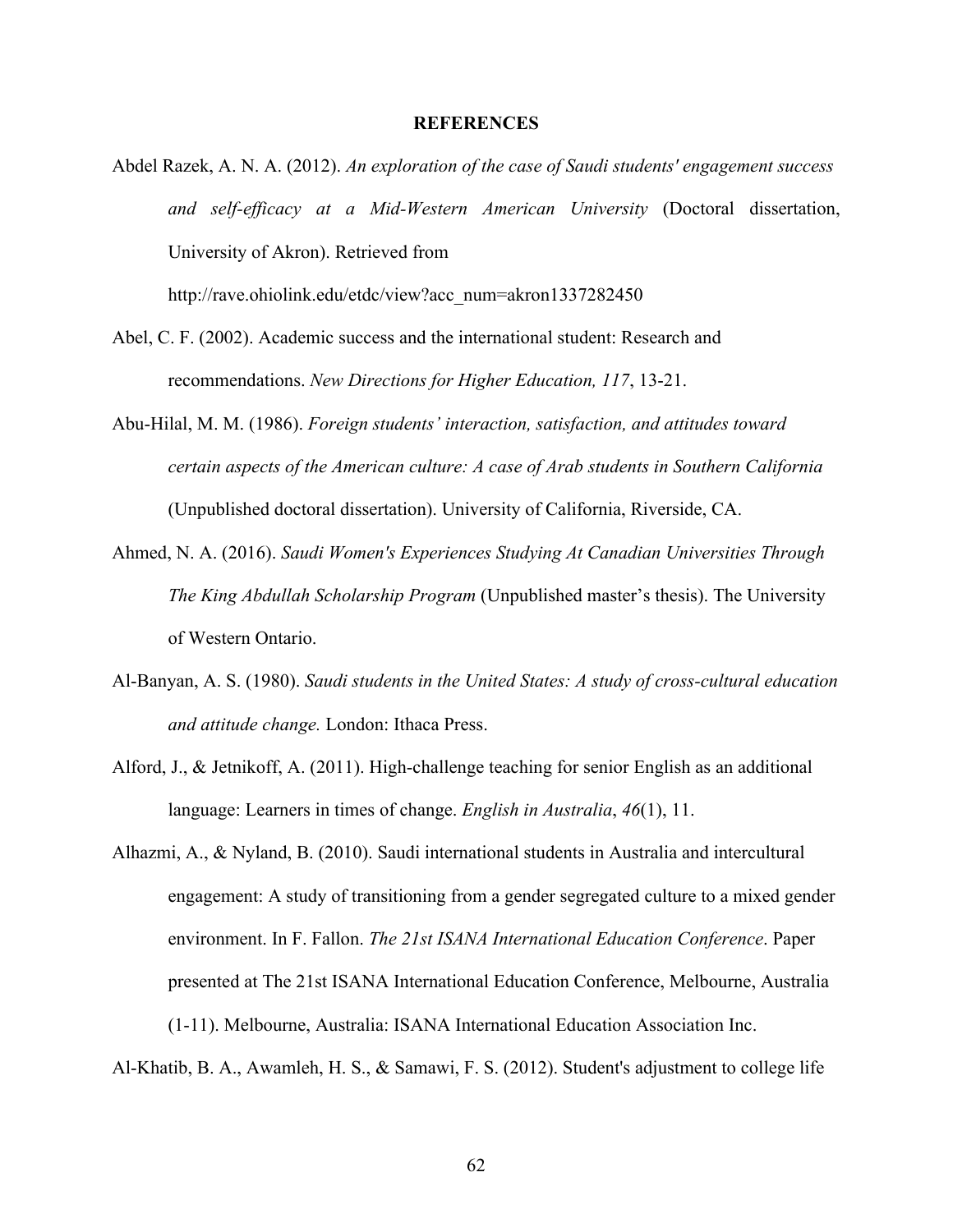# REFERENCES

Abdel Razek, A. N. A. (2012). *An exploration of the case of Saudi students' engagement success and self-efficacy at a Mid-Western American University* (Doctoral dissertation, University of Akron). Retrieved from http://rave.ohiolink.edu/etdc/view?acc_num=akron1337282450

Abel, C. F. (2002). Academic success and the international student: Research and recommendations. *New Directions for Higher Education, 117*, 13-21.

Abu-Hilal, M. M. (1986). *Foreign students' interaction, satisfaction, and attitudes toward certain aspects of the American culture: A case of Arab students in Southern California* (Unpublished doctoral dissertation). University of California, Riverside, CA.

Ahmed, N. A. (2016). *Saudi Women's Experiences Studying At Canadian Universities Through The King Abdullah Scholarship Program* (Unpublished master's thesis). The University of Western Ontario.

Al-Banyan, A. S. (1980). *Saudi students in the United States: A study of cross-cultural education and attitude change.* London: Ithaca Press.

Alford, J., & Jetnikoff, A. (2011). High-challenge teaching for senior English as an additional language: Learners in times of change. *English in Australia*, *46*(1), 11.

Alhazmi, A., & Nyland, B. (2010). Saudi international students in Australia and intercultural engagement: A study of transitioning from a gender segregated culture to a mixed gender environment. In F. Fallon. *The 21st ISANA International Education Conference*. Paper presented at The 21st ISANA International Education Conference, Melbourne, Australia (1-11). Melbourne, Australia: ISANA International Education Association Inc.

Al-Khatib, B. A., Awamleh, H. S., & Samawi, F. S. (2012). Student's adjustment to college life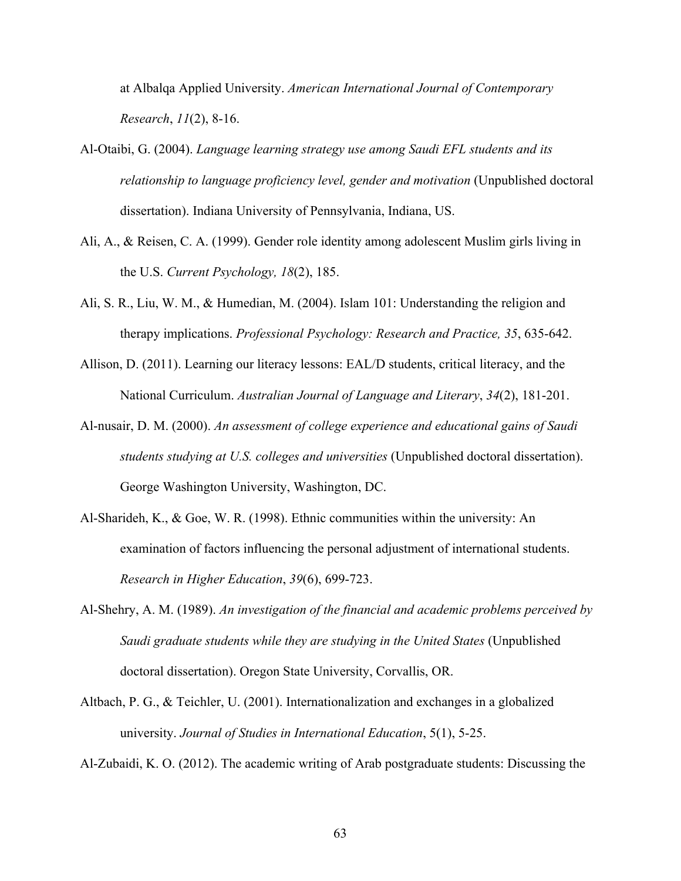at Albalqa Applied University. *American International Journal of Contemporary Research*, *11*(2), 8-16.

Al-Otaibi, G. (2004). *Language learning strategy use among Saudi EFL students and its relationship to language proficiency level, gender and motivation* (Unpublished doctoral dissertation). Indiana University of Pennsylvania, Indiana, US.

Ali, A., & Reisen, C. A. (1999). Gender role identity among adolescent Muslim girls living in the U.S. *Current Psychology, 18*(2), 185.

Ali, S. R., Liu, W. M., & Humedian, M. (2004). Islam 101: Understanding the religion and therapy implications. *Professional Psychology: Research and Practice, 35*, 635-642.

Allison, D. (2011). Learning our literacy lessons: EAL/D students, critical literacy, and the National Curriculum. *Australian Journal of Language and Literary*, *34*(2), 181-201.

Al-nusair, D. M. (2000). *An assessment of college experience and educational gains of Saudi students studying at U.S. colleges and universities* (Unpublished doctoral dissertation). George Washington University, Washington, DC.

Al-Sharideh, K., & Goe, W. R. (1998). Ethnic communities within the university: An examination of factors influencing the personal adjustment of international students. *Research in Higher Education*, *39*(6), 699-723.

Al-Shehry, A. M. (1989). *An investigation of the financial and academic problems perceived by Saudi graduate students while they are studying in the United States* (Unpublished doctoral dissertation). Oregon State University, Corvallis, OR.

Altbach, P. G., & Teichler, U. (2001). Internationalization and exchanges in a globalized university. *Journal of Studies in International Education*, 5(1), 5-25.

Al-Zubaidi, K. O. (2012). The academic writing of Arab postgraduate students: Discussing the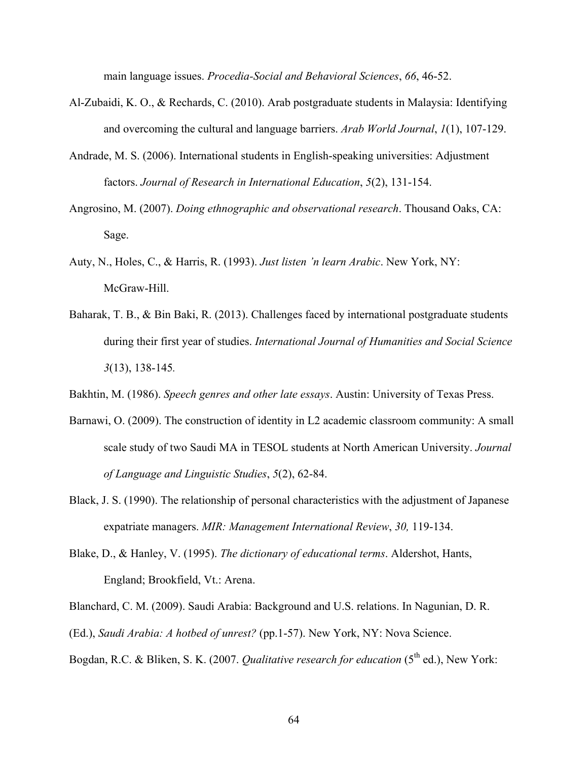main language issues. *Procedia-Social and Behavioral Sciences*, *66*, 46-52.

Al-Zubaidi, K. O., & Rechards, C. (2010). Arab postgraduate students in Malaysia: Identifying and overcoming the cultural and language barriers. *Arab World Journal*, *1*(1), 107-129.

Andrade, M. S. (2006). International students in English-speaking universities: Adjustment factors. *Journal of Research in International Education*, *5*(2), 131-154.

Angrosino, M. (2007). *Doing ethnographic and observational research*. Thousand Oaks, CA: Sage.

Auty, N., Holes, C., & Harris, R. (1993). *Just listen 'n learn Arabic*. New York, NY: McGraw-Hill.

Baharak, T. B., & Bin Baki, R. (2013). Challenges faced by international postgraduate students during their first year of studies. *International Journal of Humanities and Social Science 3*(13), 138-145.

Bakhtin, M. (1986). *Speech genres and other late essays*. Austin: University of Texas Press.

Barnawi, O. (2009). The construction of identity in L2 academic classroom community: A small scale study of two Saudi MA in TESOL students at North American University. *Journal of Language and Linguistic Studies*, *5*(2), 62-84.

Black, J. S. (1990). The relationship of personal characteristics with the adjustment of Japanese expatriate managers. *MIR: Management International Review*, *30,* 119-134.

Blake, D., & Hanley, V. (1995). *The dictionary of educational terms*. Aldershot, Hants, England; Brookfield, Vt.: Arena.

Blanchard, C. M. (2009). Saudi Arabia: Background and U.S. relations. In Nagunian, D. R.

(Ed.), *Saudi Arabia: A hotbed of unrest?* (pp.1-57). New York, NY: Nova Science.

Bogdan, R.C. & Bliken, S. K. (2007. *Qualitative research for education* (5th ed.), New York: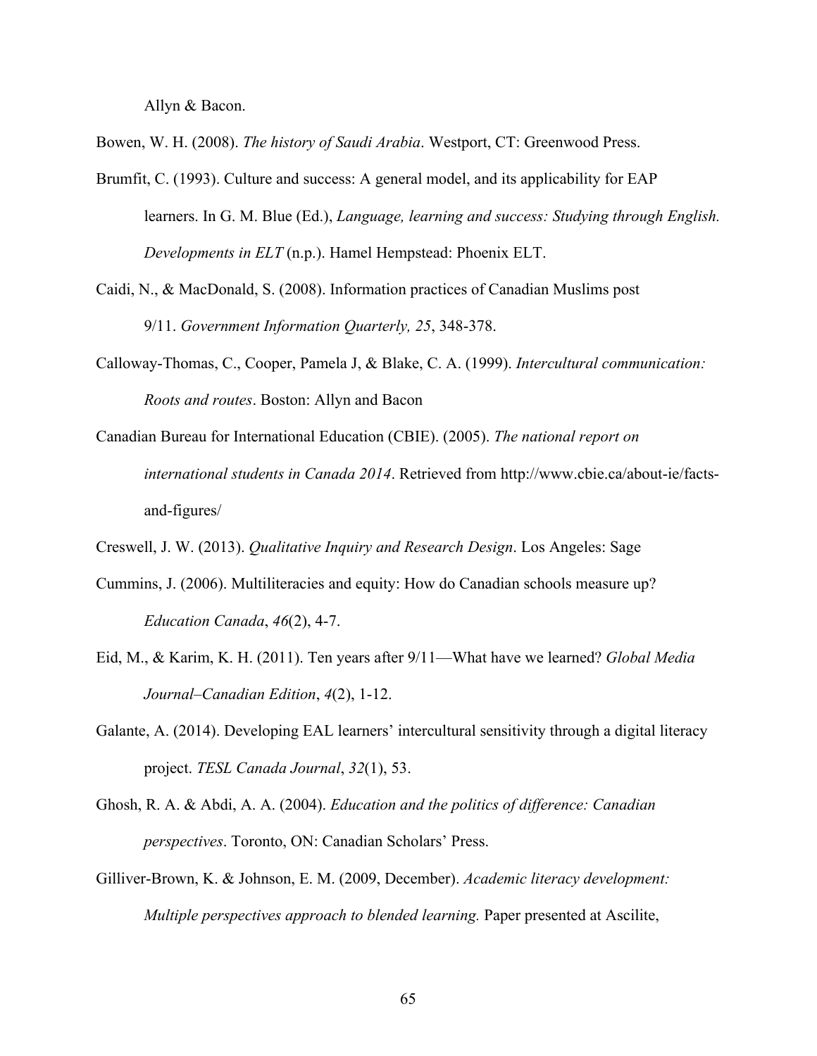Allyn & Bacon.

Bowen, W. H. (2008). *The history of Saudi Arabia*. Westport, CT: Greenwood Press.

Brumfit, C. (1993). Culture and success: A general model, and its applicability for EAP learners. In G. M. Blue (Ed.), *Language, learning and success: Studying through English. Developments in ELT* (n.p.). Hamel Hempstead: Phoenix ELT.

Caidi, N., & MacDonald, S. (2008). Information practices of Canadian Muslims post 9/11. *Government Information Quarterly, 25*, 348-378.

Calloway-Thomas, C., Cooper, Pamela J, & Blake, C. A. (1999). *Intercultural communication: Roots and routes*. Boston: Allyn and Bacon

Canadian Bureau for International Education (CBIE). (2005). *The national report on international students in Canada 2014*. Retrieved from http://www.cbie.ca/about-ie/facts-and-figures/

Creswell, J. W. (2013). *Qualitative Inquiry and Research Design*. Los Angeles: Sage

Cummins, J. (2006). Multiliteracies and equity: How do Canadian schools measure up? *Education Canada*, *46*(2), 4-7.

Eid, M., & Karim, K. H. (2011). Ten years after 9/11—What have we learned? *Global Media Journal–Canadian Edition*, *4*(2), 1-12.

Galante, A. (2014). Developing EAL learners' intercultural sensitivity through a digital literacy project. *TESL Canada Journal*, *32*(1), 53.

Ghosh, R. A. & Abdi, A. A. (2004). *Education and the politics of difference: Canadian perspectives*. Toronto, ON: Canadian Scholars' Press.

Gilliver-Brown, K. & Johnson, E. M. (2009, December). *Academic literacy development: Multiple perspectives approach to blended learning.* Paper presented at Ascilite,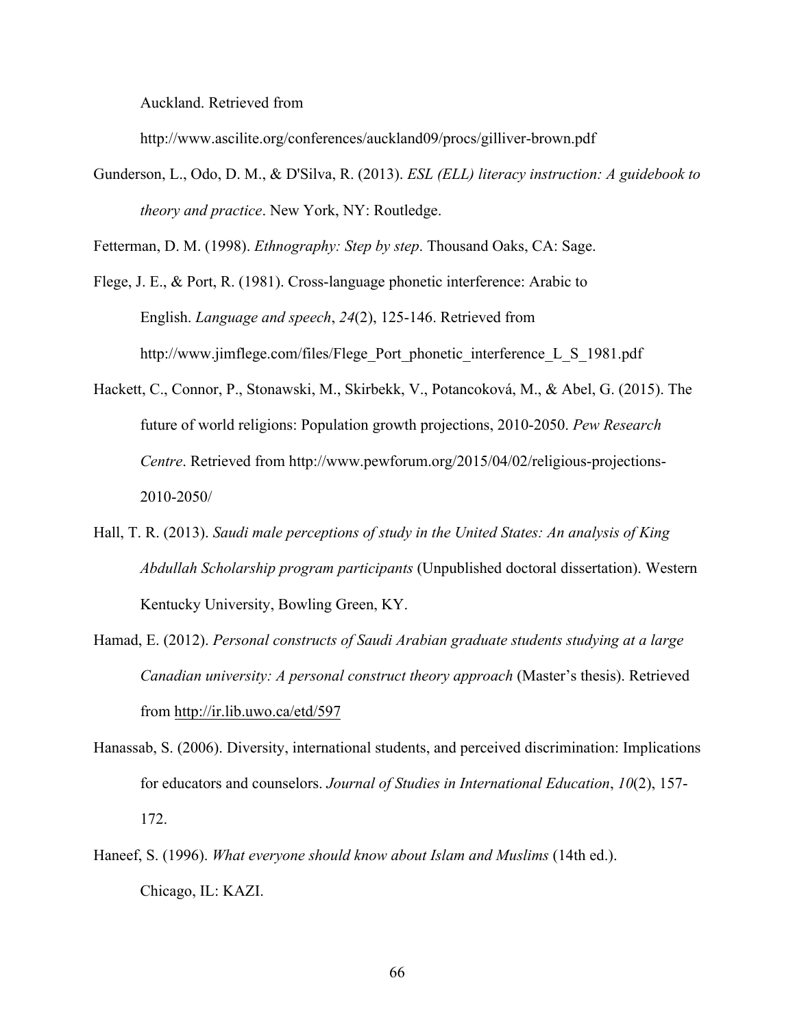Auckland. Retrieved from http://www.ascilite.org/conferences/auckland09/procs/gilliver-brown.pdf

Gunderson, L., Odo, D. M., & D'Silva, R. (2013). *ESL (ELL) literacy instruction: A guidebook to theory and practice*. New York, NY: Routledge.

Fetterman, D. M. (1998). *Ethnography: Step by step*. Thousand Oaks, CA: Sage.

Flege, J. E., & Port, R. (1981). Cross-language phonetic interference: Arabic to English. *Language and speech*, *24*(2), 125-146. Retrieved from http://www.jimflege.com/files/Flege_Port_phonetic_interference_L_S_1981.pdf

Hackett, C., Connor, P., Stonawski, M., Skirbekk, V., Potancoková, M., & Abel, G. (2015). The future of world religions: Population growth projections, 2010-2050. *Pew Research Centre*. Retrieved from http://www.pewforum.org/2015/04/02/religious-projections-2010-2050/

Hall, T. R. (2013). *Saudi male perceptions of study in the United States: An analysis of King Abdullah Scholarship program participants* (Unpublished doctoral dissertation). Western Kentucky University, Bowling Green, KY.

Hamad, E. (2012). *Personal constructs of Saudi Arabian graduate students studying at a large Canadian university: A personal construct theory approach* (Master's thesis). Retrieved from http://ir.lib.uwo.ca/etd/597

Hanassab, S. (2006). Diversity, international students, and perceived discrimination: Implications for educators and counselors. *Journal of Studies in International Education*, *10*(2), 157-172.

Haneef, S. (1996). *What everyone should know about Islam and Muslims* (14th ed.). Chicago, IL: KAZI.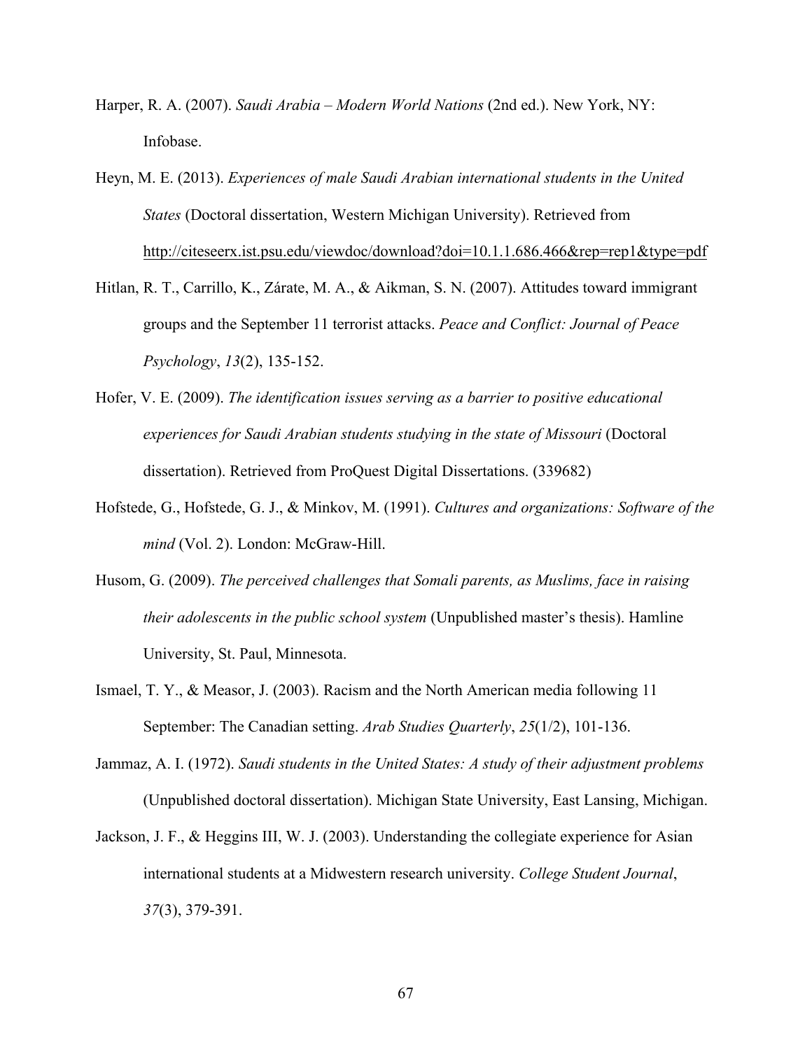Harper, R. A. (2007). *Saudi Arabia – Modern World Nations* (2nd ed.). New York, NY: Infobase.

Heyn, M. E. (2013). *Experiences of male Saudi Arabian international students in the United States* (Doctoral dissertation, Western Michigan University). Retrieved from http://citeseerx.ist.psu.edu/viewdoc/download?doi=10.1.1.686.466&rep=rep1&type=pdf

Hitlan, R. T., Carrillo, K., Zárate, M. A., & Aikman, S. N. (2007). Attitudes toward immigrant groups and the September 11 terrorist attacks. *Peace and Conflict: Journal of Peace Psychology*, *13*(2), 135-152.

Hofer, V. E. (2009). *The identification issues serving as a barrier to positive educational experiences for Saudi Arabian students studying in the state of Missouri* (Doctoral dissertation). Retrieved from ProQuest Digital Dissertations. (339682)

Hofstede, G., Hofstede, G. J., & Minkov, M. (1991). *Cultures and organizations: Software of the mind* (Vol. 2). London: McGraw-Hill.

Husom, G. (2009). *The perceived challenges that Somali parents, as Muslims, face in raising their adolescents in the public school system* (Unpublished master's thesis). Hamline University, St. Paul, Minnesota.

Ismael, T. Y., & Measor, J. (2003). Racism and the North American media following 11 September: The Canadian setting. *Arab Studies Quarterly*, *25*(1/2), 101-136.

Jammaz, A. I. (1972). *Saudi students in the United States: A study of their adjustment problems* (Unpublished doctoral dissertation). Michigan State University, East Lansing, Michigan.

Jackson, J. F., & Heggins III, W. J. (2003). Understanding the collegiate experience for Asian international students at a Midwestern research university. *College Student Journal*, *37*(3), 379-391.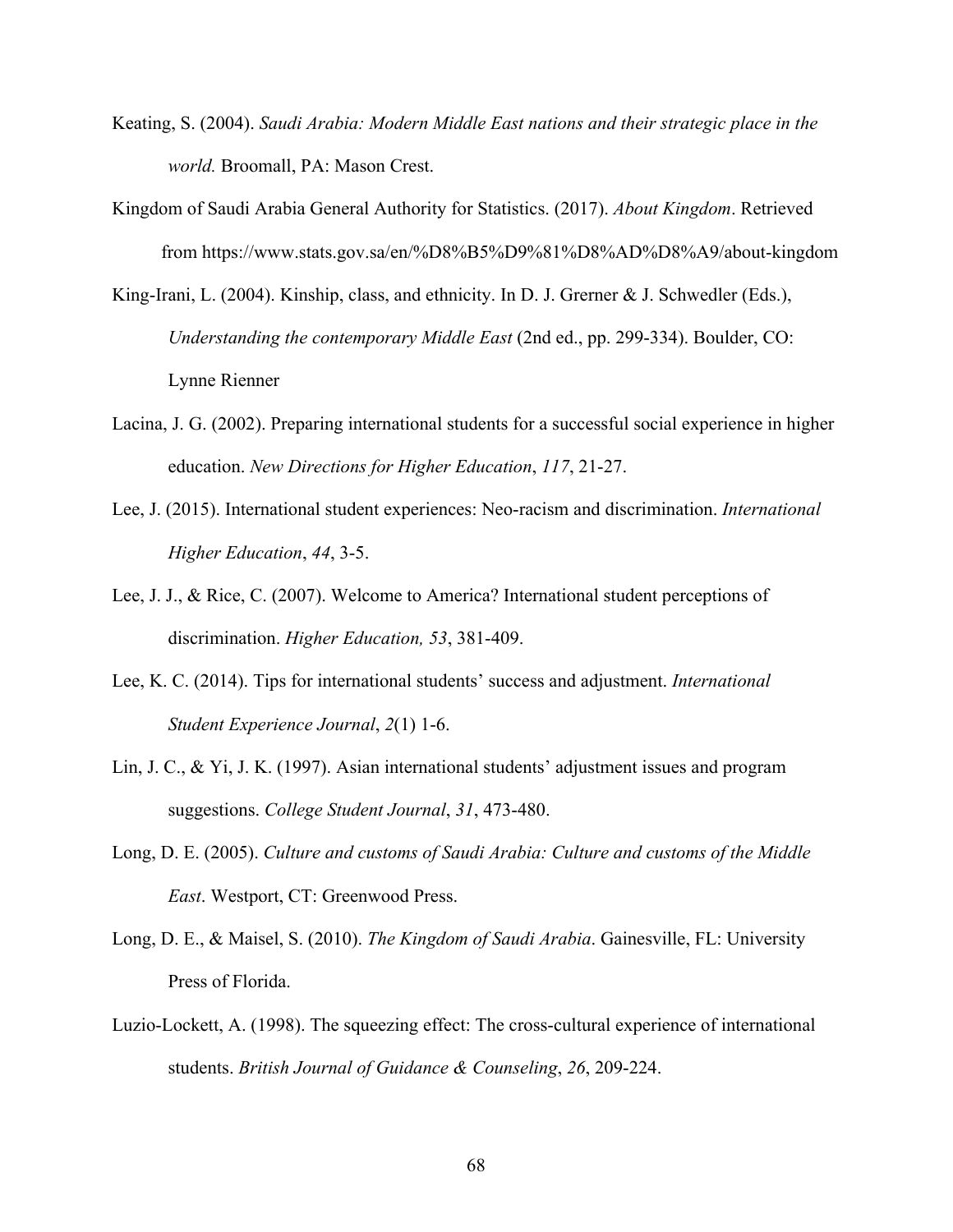Keating, S. (2004). *Saudi Arabia: Modern Middle East nations and their strategic place in the world.* Broomall, PA: Mason Crest.

Kingdom of Saudi Arabia General Authority for Statistics. (2017). *About Kingdom*. Retrieved from https://www.stats.gov.sa/en/%D8%B5%D9%81%D8%AD%D8%A9/about-kingdom

King-Irani, L. (2004). Kinship, class, and ethnicity. In D. J. Grerner & J. Schwedler (Eds.), *Understanding the contemporary Middle East* (2nd ed., pp. 299-334). Boulder, CO: Lynne Rienner

Lacina, J. G. (2002). Preparing international students for a successful social experience in higher education. *New Directions for Higher Education*, *117*, 21-27.

Lee, J. (2015). International student experiences: Neo-racism and discrimination. *International Higher Education*, *44*, 3-5.

Lee, J. J., & Rice, C. (2007). Welcome to America? International student perceptions of discrimination. *Higher Education, 53*, 381-409.

Lee, K. C. (2014). Tips for international students' success and adjustment. *International Student Experience Journal*, *2*(1) 1-6.

Lin, J. C., & Yi, J. K. (1997). Asian international students' adjustment issues and program suggestions. *College Student Journal*, *31*, 473-480.

Long, D. E. (2005). *Culture and customs of Saudi Arabia: Culture and customs of the Middle East*. Westport, CT: Greenwood Press.

Long, D. E., & Maisel, S. (2010). *The Kingdom of Saudi Arabia*. Gainesville, FL: University Press of Florida.

Luzio-Lockett, A. (1998). The squeezing effect: The cross-cultural experience of international students. *British Journal of Guidance & Counseling*, *26*, 209-224.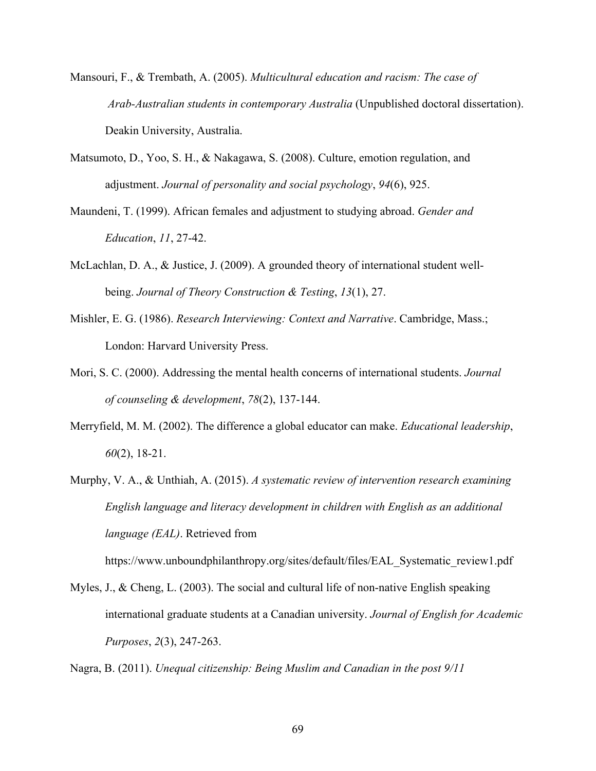Mansouri, F., & Trembath, A. (2005). *Multicultural education and racism: The case of Arab-Australian students in contemporary Australia* (Unpublished doctoral dissertation). Deakin University, Australia.

Matsumoto, D., Yoo, S. H., & Nakagawa, S. (2008). Culture, emotion regulation, and adjustment. *Journal of personality and social psychology*, *94*(6), 925.

Maundeni, T. (1999). African females and adjustment to studying abroad. *Gender and Education*, *11*, 27-42.

McLachlan, D. A., & Justice, J. (2009). A grounded theory of international student well-being. *Journal of Theory Construction & Testing*, *13*(1), 27.

Mishler, E. G. (1986). *Research Interviewing: Context and Narrative*. Cambridge, Mass.; London: Harvard University Press.

Mori, S. C. (2000). Addressing the mental health concerns of international students. *Journal of counseling & development*, *78*(2), 137-144.

Merryfield, M. M. (2002). The difference a global educator can make. *Educational leadership*, *60*(2), 18-21.

Murphy, V. A., & Unthiah, A. (2015). *A systematic review of intervention research examining English language and literacy development in children with English as an additional language (EAL)*. Retrieved from https://www.unboundphilanthropy.org/sites/default/files/EAL_Systematic_review1.pdf

Myles, J., & Cheng, L. (2003). The social and cultural life of non-native English speaking international graduate students at a Canadian university. *Journal of English for Academic Purposes*, *2*(3), 247-263.

Nagra, B. (2011). *Unequal citizenship: Being Muslim and Canadian in the post 9/11*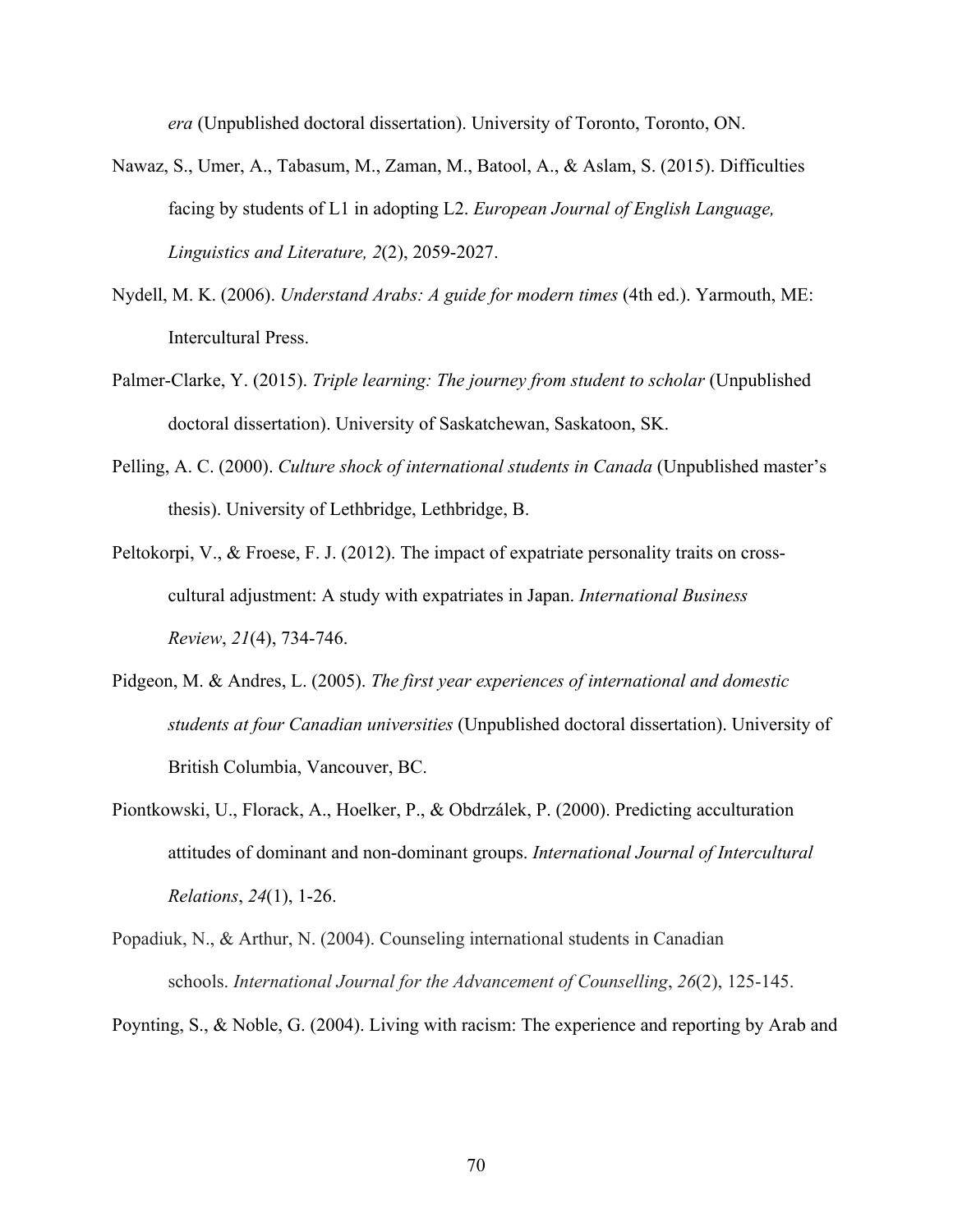*era* (Unpublished doctoral dissertation). University of Toronto, Toronto, ON.

Nawaz, S., Umer, A., Tabasum, M., Zaman, M., Batool, A., & Aslam, S. (2015). Difficulties facing by students of L1 in adopting L2. *European Journal of English Language, Linguistics and Literature, 2*(2), 2059-2027.

Nydell, M. K. (2006). *Understand Arabs: A guide for modern times* (4th ed.). Yarmouth, ME: Intercultural Press.

Palmer-Clarke, Y. (2015). *Triple learning: The journey from student to scholar* (Unpublished doctoral dissertation). University of Saskatchewan, Saskatoon, SK.

Pelling, A. C. (2000). *Culture shock of international students in Canada* (Unpublished master's thesis). University of Lethbridge, Lethbridge, B.

Peltokorpi, V., & Froese, F. J. (2012). The impact of expatriate personality traits on cross-cultural adjustment: A study with expatriates in Japan. *International Business Review*, *21*(4), 734-746.

Pidgeon, M. & Andres, L. (2005). *The first year experiences of international and domestic students at four Canadian universities* (Unpublished doctoral dissertation). University of British Columbia, Vancouver, BC.

Piontkowski, U., Florack, A., Hoelker, P., & Obdrzálek, P. (2000). Predicting acculturation attitudes of dominant and non-dominant groups. *International Journal of Intercultural Relations*, *24*(1), 1-26.

Popadiuk, N., & Arthur, N. (2004). Counseling international students in Canadian schools. *International Journal for the Advancement of Counselling*, *26*(2), 125-145.

Poynting, S., & Noble, G. (2004). Living with racism: The experience and reporting by Arab and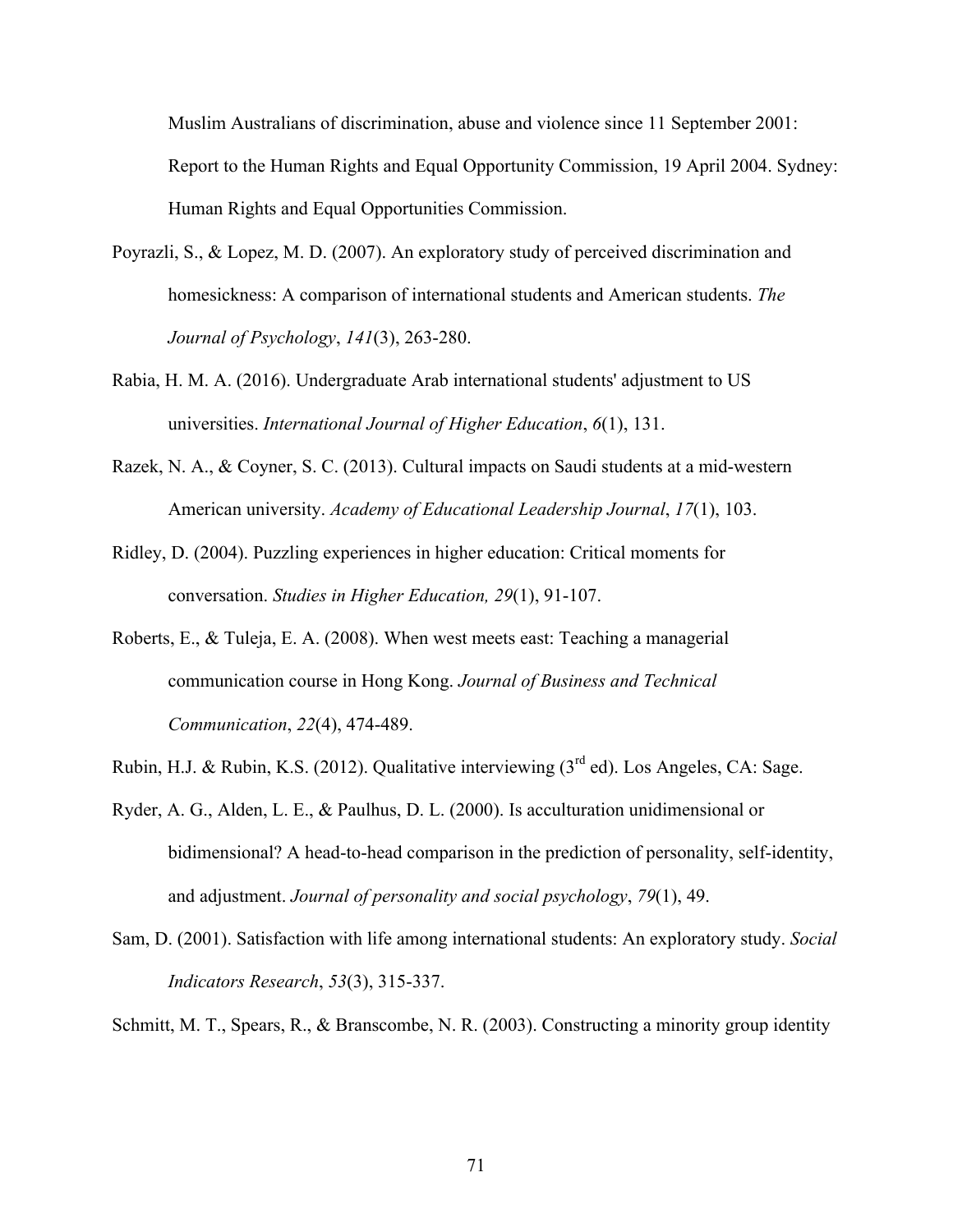Muslim Australians of discrimination, abuse and violence since 11 September 2001: Report to the Human Rights and Equal Opportunity Commission, 19 April 2004. Sydney: Human Rights and Equal Opportunities Commission.

Poyrazli, S., & Lopez, M. D. (2007). An exploratory study of perceived discrimination and homesickness: A comparison of international students and American students. *The Journal of Psychology*, *141*(3), 263-280.

Rabia, H. M. A. (2016). Undergraduate Arab international students' adjustment to US universities. *International Journal of Higher Education*, *6*(1), 131.

Razek, N. A., & Coyner, S. C. (2013). Cultural impacts on Saudi students at a mid-western American university. *Academy of Educational Leadership Journal*, *17*(1), 103.

Ridley, D. (2004). Puzzling experiences in higher education: Critical moments for conversation. *Studies in Higher Education, 29*(1), 91-107.

Roberts, E., & Tuleja, E. A. (2008). When west meets east: Teaching a managerial communication course in Hong Kong. *Journal of Business and Technical Communication*, *22*(4), 474-489.

Rubin, H.J. & Rubin, K.S. (2012). Qualitative interviewing (3rd ed). Los Angeles, CA: Sage.

Ryder, A. G., Alden, L. E., & Paulhus, D. L. (2000). Is acculturation unidimensional or bidimensional? A head-to-head comparison in the prediction of personality, self-identity, and adjustment. *Journal of personality and social psychology*, *79*(1), 49.

Sam, D. (2001). Satisfaction with life among international students: An exploratory study. *Social Indicators Research*, *53*(3), 315-337.

Schmitt, M. T., Spears, R., & Branscombe, N. R. (2003). Constructing a minority group identity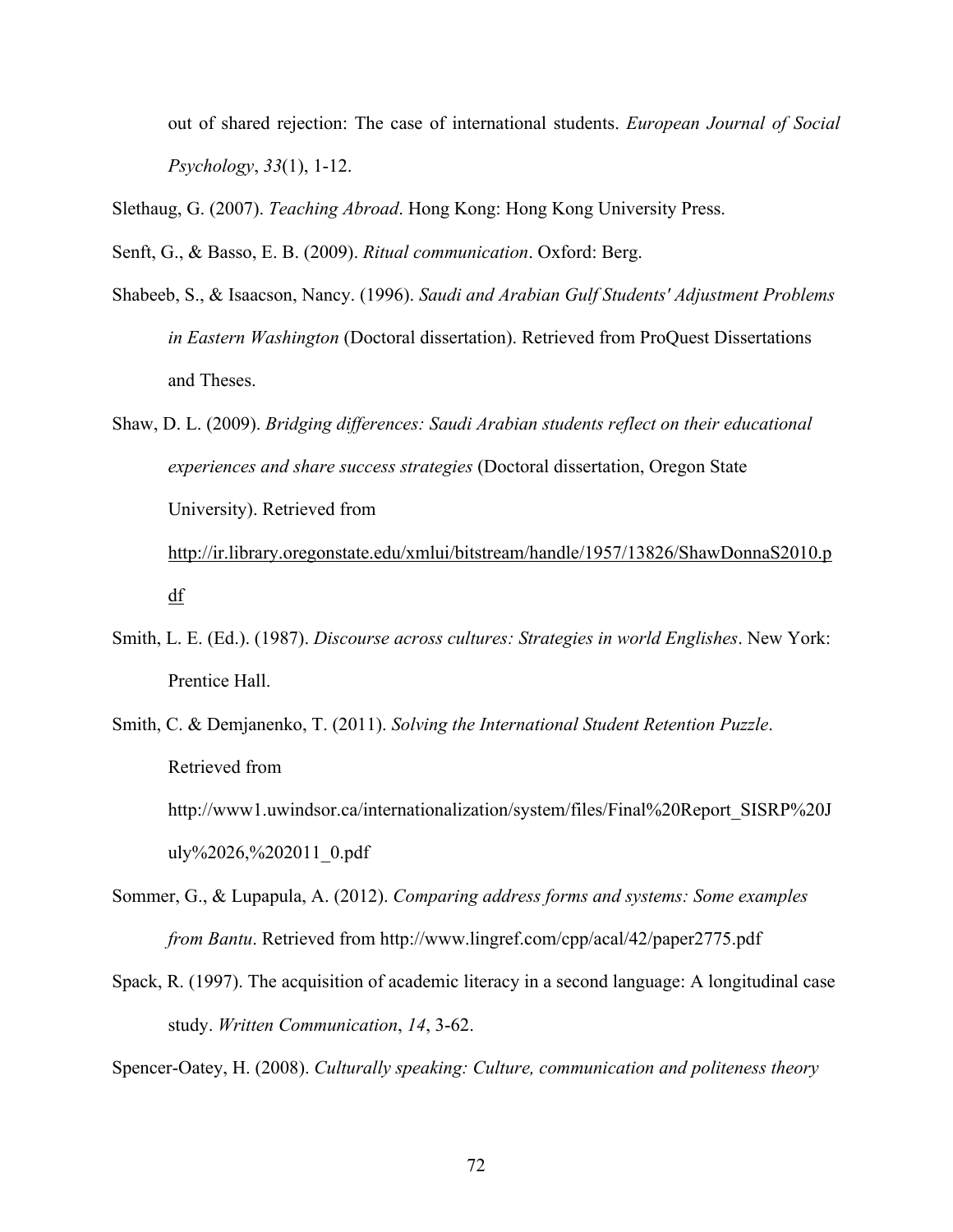out of shared rejection: The case of international students. *European Journal of Social Psychology*, *33*(1), 1-12.

Slethaug, G. (2007). *Teaching Abroad*. Hong Kong: Hong Kong University Press.

Senft, G., & Basso, E. B. (2009). *Ritual communication*. Oxford: Berg.

Shabeeb, S., & Isaacson, Nancy. (1996). *Saudi and Arabian Gulf Students' Adjustment Problems in Eastern Washington* (Doctoral dissertation). Retrieved from ProQuest Dissertations and Theses.

Shaw, D. L. (2009). *Bridging differences: Saudi Arabian students reflect on their educational experiences and share success strategies* (Doctoral dissertation, Oregon State University). Retrieved from http://ir.library.oregonstate.edu/xmlui/bitstream/handle/1957/13826/ShawDonnaS2010.pdf

Smith, L. E. (Ed.). (1987). *Discourse across cultures: Strategies in world Englishes*. New York: Prentice Hall.

Smith, C. & Demjanenko, T. (2011). *Solving the International Student Retention Puzzle*. Retrieved from http://www1.uwindsor.ca/internationalization/system/files/Final%20Report_SISRP%20July%2026,%202011_0.pdf

Sommer, G., & Lupapula, A. (2012). *Comparing address forms and systems: Some examples from Bantu*. Retrieved from http://www.lingref.com/cpp/acal/42/paper2775.pdf

Spack, R. (1997). The acquisition of academic literacy in a second language: A longitudinal case study. *Written Communication*, *14*, 3-62.

Spencer-Oatey, H. (2008). *Culturally speaking: Culture, communication and politeness theory*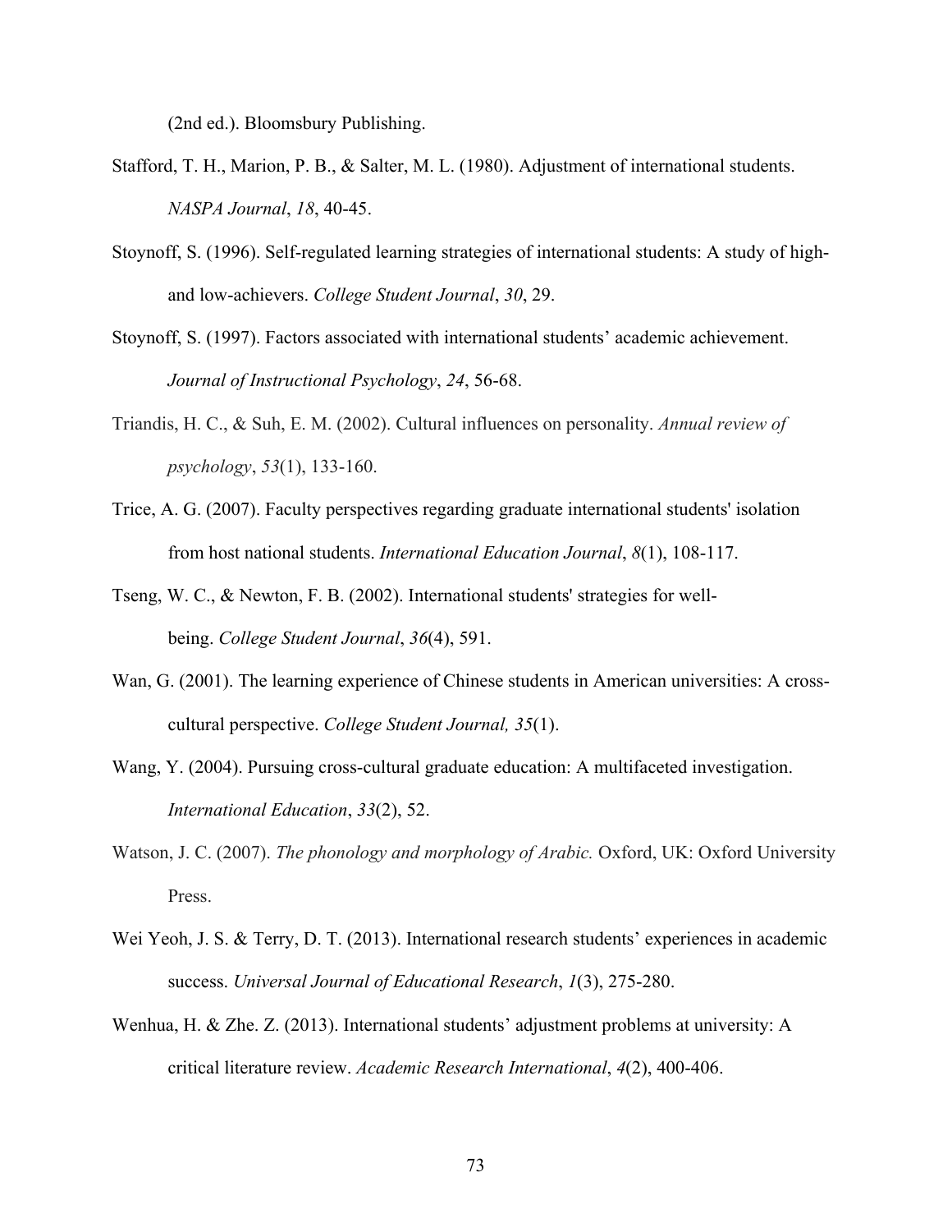(2nd ed.). Bloomsbury Publishing.

Stafford, T. H., Marion, P. B., & Salter, M. L. (1980). Adjustment of international students. *NASPA Journal*, *18*, 40-45.

Stoynoff, S. (1996). Self-regulated learning strategies of international students: A study of high- and low-achievers. *College Student Journal*, *30*, 29.

Stoynoff, S. (1997). Factors associated with international students' academic achievement. *Journal of Instructional Psychology*, *24*, 56-68.

Triandis, H. C., & Suh, E. M. (2002). Cultural influences on personality. *Annual review of psychology*, *53*(1), 133-160.

Trice, A. G. (2007). Faculty perspectives regarding graduate international students' isolation from host national students. *International Education Journal*, *8*(1), 108-117.

Tseng, W. C., & Newton, F. B. (2002). International students' strategies for well-being. *College Student Journal*, *36*(4), 591.

Wan, G. (2001). The learning experience of Chinese students in American universities: A cross-cultural perspective. *College Student Journal, 35*(1).

Wang, Y. (2004). Pursuing cross-cultural graduate education: A multifaceted investigation. *International Education*, *33*(2), 52.

Watson, J. C. (2007). *The phonology and morphology of Arabic.* Oxford, UK: Oxford University Press.

Wei Yeoh, J. S. & Terry, D. T. (2013). International research students' experiences in academic success. *Universal Journal of Educational Research*, *1*(3), 275-280.

Wenhua, H. & Zhe. Z. (2013). International students' adjustment problems at university: A critical literature review. *Academic Research International*, *4*(2), 400-406.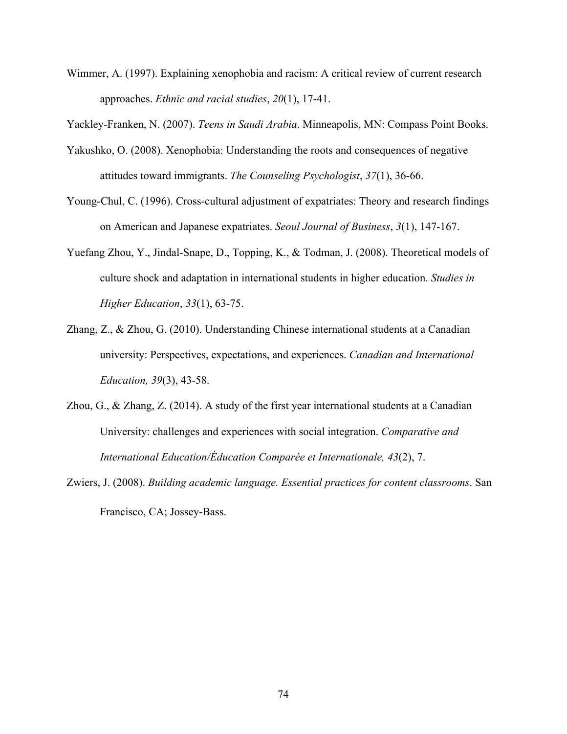Wimmer, A. (1997). Explaining xenophobia and racism: A critical review of current research approaches. *Ethnic and racial studies*, *20*(1), 17-41.

Yackley-Franken, N. (2007). *Teens in Saudi Arabia*. Minneapolis, MN: Compass Point Books.

Yakushko, O. (2008). Xenophobia: Understanding the roots and consequences of negative attitudes toward immigrants. *The Counseling Psychologist*, *37*(1), 36-66.

Young-Chul, C. (1996). Cross-cultural adjustment of expatriates: Theory and research findings on American and Japanese expatriates. *Seoul Journal of Business*, *3*(1), 147-167.

Yuefang Zhou, Y., Jindal-Snape, D., Topping, K., & Todman, J. (2008). Theoretical models of culture shock and adaptation in international students in higher education. *Studies in Higher Education*, *33*(1), 63-75.

Zhang, Z., & Zhou, G. (2010). Understanding Chinese international students at a Canadian university: Perspectives, expectations, and experiences. *Canadian and International Education, 39*(3), 43-58.

Zhou, G., & Zhang, Z. (2014). A study of the first year international students at a Canadian University: challenges and experiences with social integration. *Comparative and International Education/Éducation Comparée et Internationale, 43*(2), 7.

Zwiers, J. (2008). *Building academic language. Essential practices for content classrooms*. San Francisco, CA; Jossey-Bass.